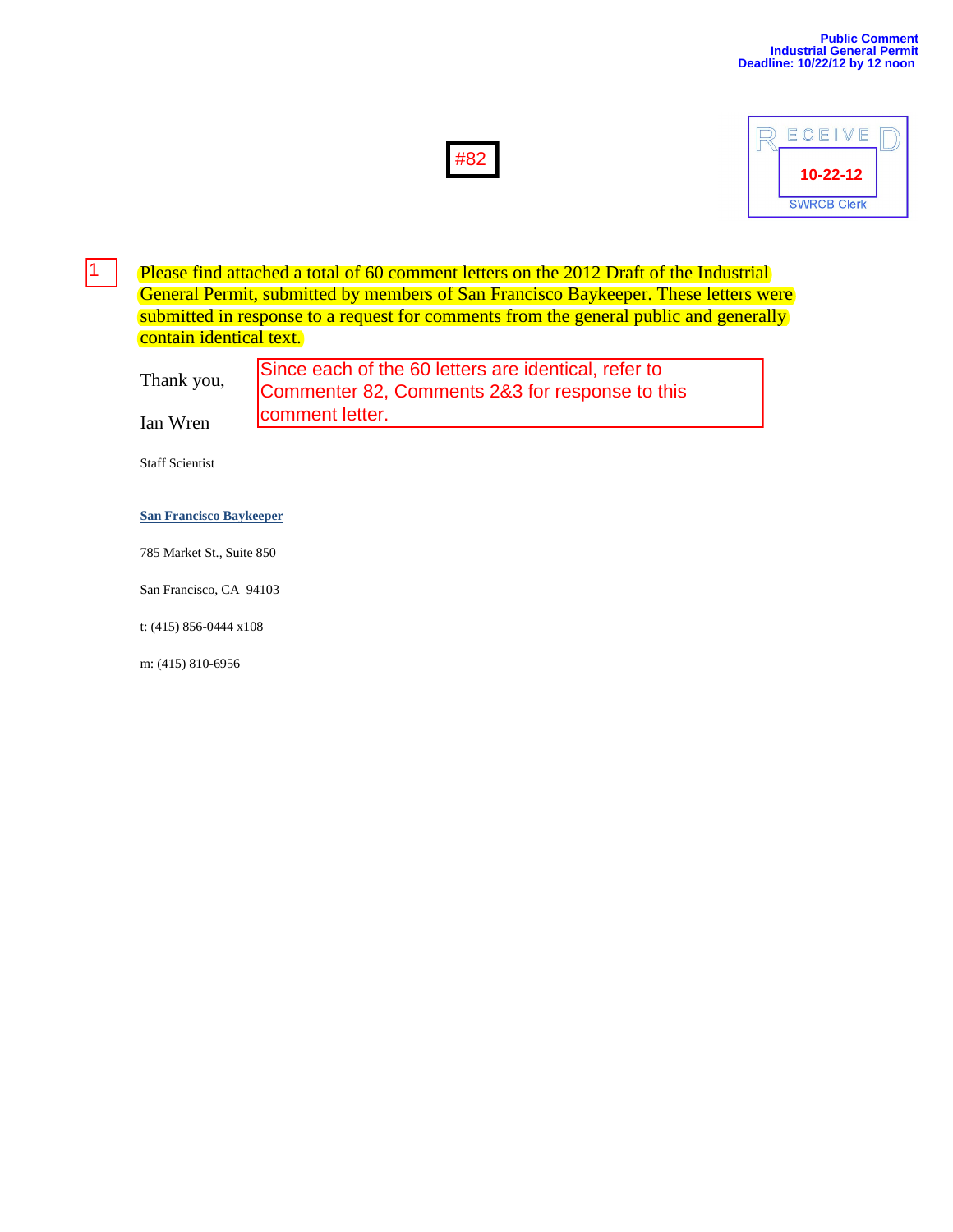**Public Comment**
**Industrial General Permit**
**Deadline: 10/22/12 by 12 noon**

#82

RECEIVED
10-22-12
SWRCB Clerk

1

Please find attached a total of 60 comment letters on the 2012 Draft of the Industrial General Permit, submitted by members of San Francisco Baykeeper. These letters were submitted in response to a request for comments from the general public and generally contain identical text.

Since each of the 60 letters are identical, refer to Commenter 82, Comments 2&3 for response to this comment letter.

Thank you,

Ian Wren

Staff Scientist

**San Francisco Baykeeper**

785 Market St., Suite 850

San Francisco, CA 94103

t: (415) 856-0444 x108

m: (415) 810-6956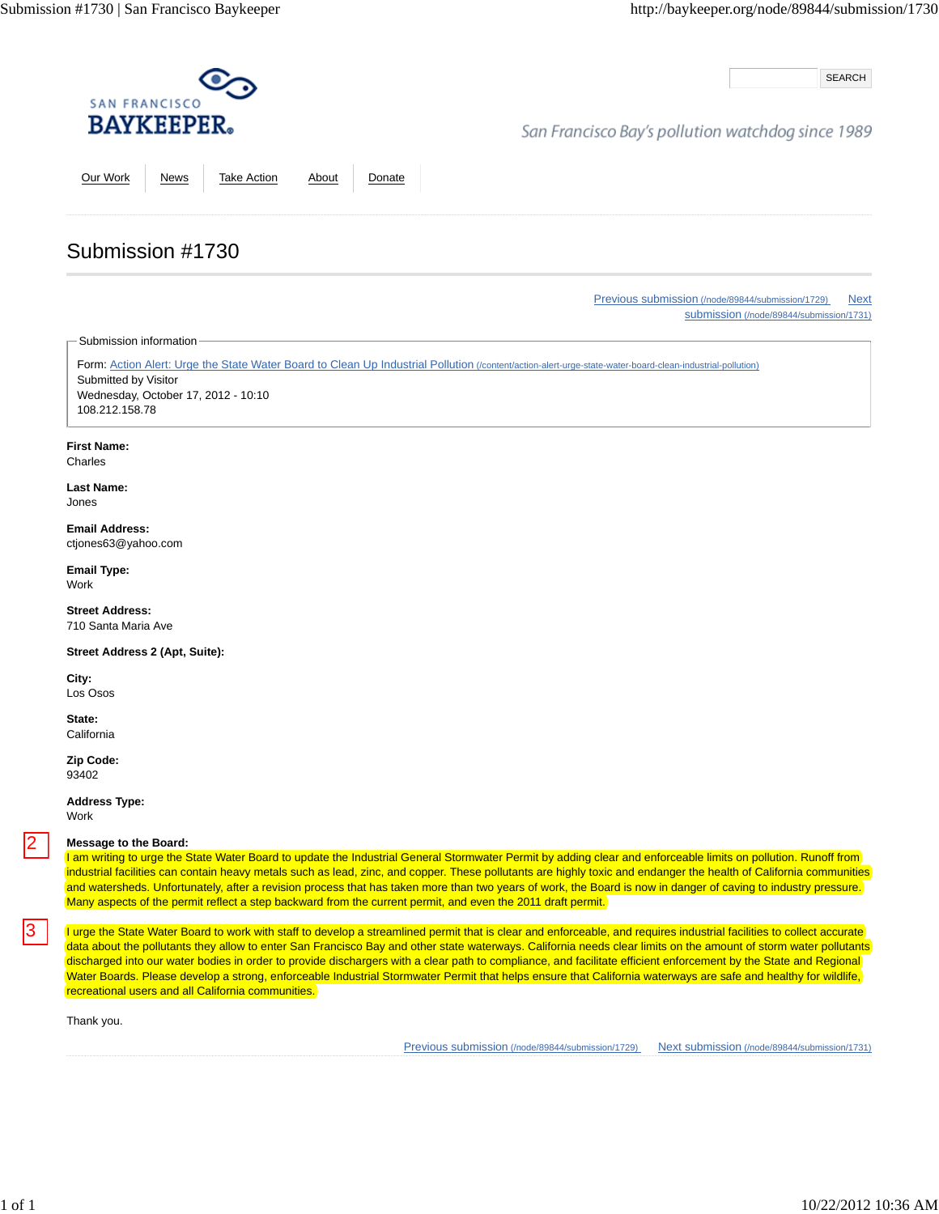SAN FRANCISCO BAYKEEPER

San Francisco Bay's pollution watchdog since 1989

SEARCH

Our Work | News | Take Action | About | Donate

# Submission #1730

Previous submission (/node/89844/submission/1729) Next submission (/node/89844/submission/1731)

Submission information

Form: Action Alert: Urge the State Water Board to Clean Up Industrial Pollution (/content/action-alert-urge-state-water-board-clean-industrial-pollution)
Submitted by Visitor
Wednesday, October 17, 2012 - 10:10
108.212.158.78

**First Name:**
Charles

**Last Name:**
Jones

**Email Address:**
ctjones63@yahoo.com

**Email Type:**
Work

**Street Address:**
710 Santa Maria Ave

**Street Address 2 (Apt, Suite):**

**City:**
Los Osos

**State:**
California

**Zip Code:**
93402

**Address Type:**
Work

**Message to the Board:**

2

I am writing to urge the State Water Board to update the Industrial General Stormwater Permit by adding clear and enforceable limits on pollution. Runoff from industrial facilities can contain heavy metals such as lead, zinc, and copper. These pollutants are highly toxic and endanger the health of California communities and watersheds. Unfortunately, after a revision process that has taken more than two years of work, the Board is now in danger of caving to industry pressure. Many aspects of the permit reflect a step backward from the current permit, and even the 2011 draft permit.

3

I urge the State Water Board to work with staff to develop a streamlined permit that is clear and enforceable, and requires industrial facilities to collect accurate data about the pollutants they allow to enter San Francisco Bay and other state waterways. California needs clear limits on the amount of storm water pollutants discharged into our water bodies in order to provide dischargers with a clear path to compliance, and facilitate efficient enforcement by the State and Regional Water Boards. Please develop a strong, enforceable Industrial Stormwater Permit that helps ensure that California waterways are safe and healthy for wildlife, recreational users and all California communities.

Thank you.

Previous submission (/node/89844/submission/1729) Next submission (/node/89844/submission/1731)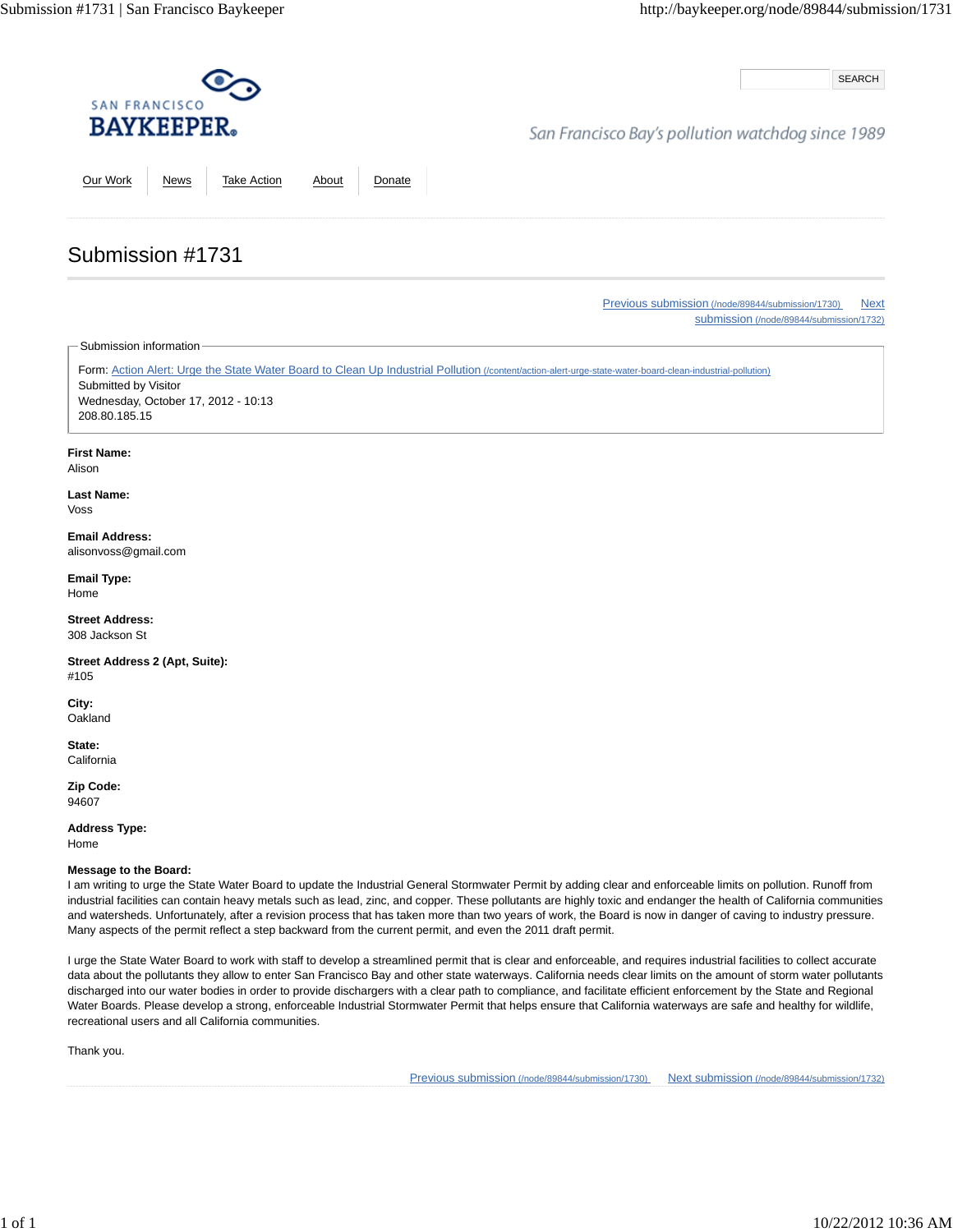SAN FRANCISCO
**BAYKEEPER**

San Francisco Bay's pollution watchdog since 1989

SEARCH

[Our Work] [News] [Take Action] [About] [Donate]

# Submission #1731

Previous submission (/node/89844/submission/1730) Next submission (/node/89844/submission/1732)

**Submission information**

Form: Action Alert: Urge the State Water Board to Clean Up Industrial Pollution (/content/action-alert-urge-state-water-board-clean-industrial-pollution)
Submitted by Visitor
Wednesday, October 17, 2012 - 10:13
208.80.185.15

**First Name:**
Alison

**Last Name:**
Voss

**Email Address:**
alisonvoss@gmail.com

**Email Type:**
Home

**Street Address:**
308 Jackson St

**Street Address 2 (Apt, Suite):**
#105

**City:**
Oakland

**State:**
California

**Zip Code:**
94607

**Address Type:**
Home

**Message to the Board:**
I am writing to urge the State Water Board to update the Industrial General Stormwater Permit by adding clear and enforceable limits on pollution. Runoff from industrial facilities can contain heavy metals such as lead, zinc, and copper. These pollutants are highly toxic and endanger the health of California communities and watersheds. Unfortunately, after a revision process that has taken more than two years of work, the Board is now in danger of caving to industry pressure. Many aspects of the permit reflect a step backward from the current permit, and even the 2011 draft permit.

I urge the State Water Board to work with staff to develop a streamlined permit that is clear and enforceable, and requires industrial facilities to collect accurate data about the pollutants they allow to enter San Francisco Bay and other state waterways. California needs clear limits on the amount of storm water pollutants discharged into our water bodies in order to provide dischargers with a clear path to compliance, and facilitate efficient enforcement by the State and Regional Water Boards. Please develop a strong, enforceable Industrial Stormwater Permit that helps ensure that California waterways are safe and healthy for wildlife, recreational users and all California communities.

Thank you.

Previous submission (/node/89844/submission/1730) Next submission (/node/89844/submission/1732)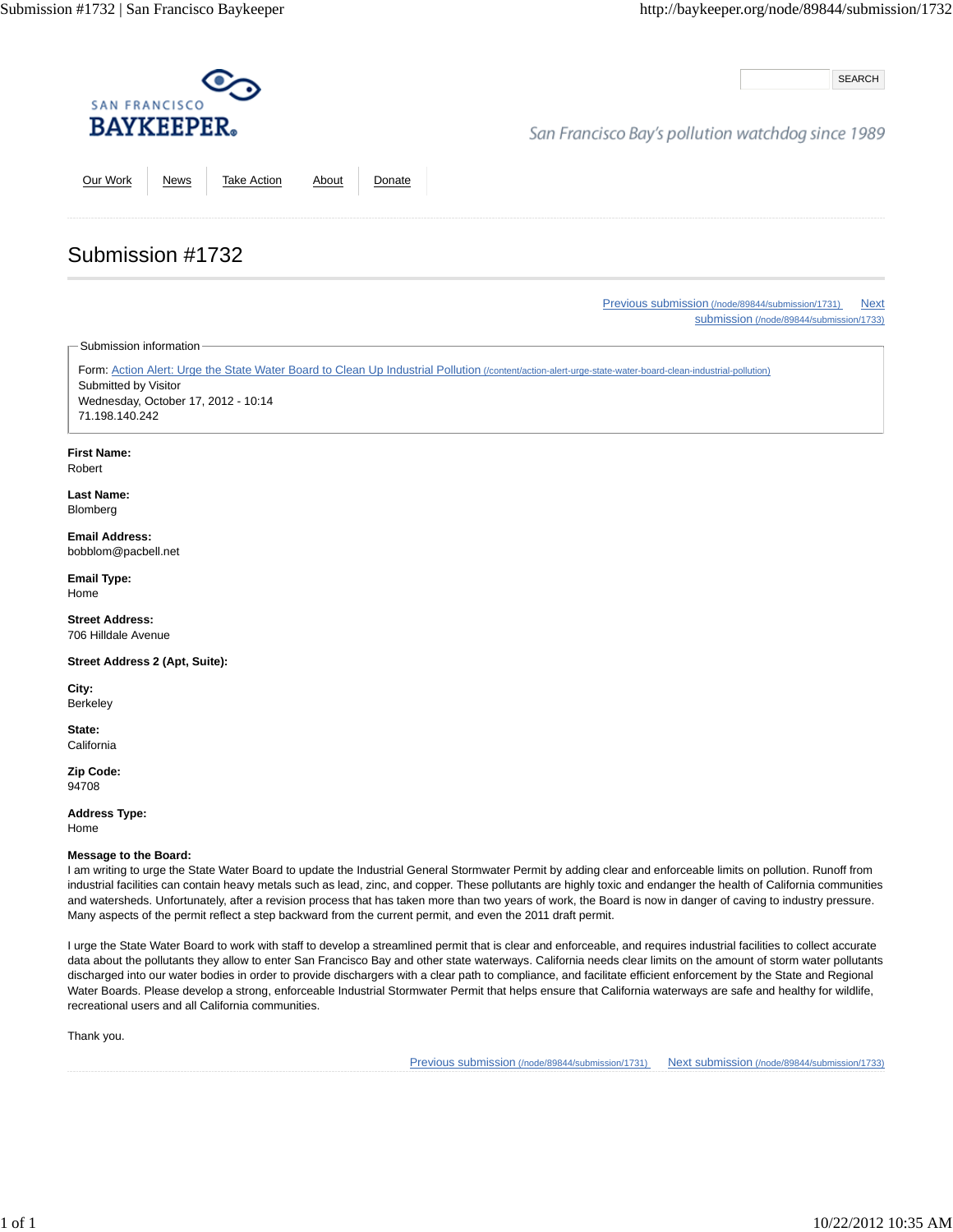SAN FRANCISCO
**BAYKEEPER**®

San Francisco Bay's pollution watchdog since 1989

SEARCH

Our Work | News | Take Action | About | Donate

# Submission #1732

Previous submission (/node/89844/submission/1731) Next submission (/node/89844/submission/1733)

Submission information

Form: Action Alert: Urge the State Water Board to Clean Up Industrial Pollution (/content/action-alert-urge-state-water-board-clean-industrial-pollution)
Submitted by Visitor
Wednesday, October 17, 2012 - 10:14
71.198.140.242

**First Name:**
Robert

**Last Name:**
Blomberg

**Email Address:**
bobblom@pacbell.net

**Email Type:**
Home

**Street Address:**
706 Hilldale Avenue

**Street Address 2 (Apt, Suite):**

**City:**
Berkeley

**State:**
California

**Zip Code:**
94708

**Address Type:**
Home

**Message to the Board:**
I am writing to urge the State Water Board to update the Industrial General Stormwater Permit by adding clear and enforceable limits on pollution. Runoff from industrial facilities can contain heavy metals such as lead, zinc, and copper. These pollutants are highly toxic and endanger the health of California communities and watersheds. Unfortunately, after a revision process that has taken more than two years of work, the Board is now in danger of caving to industry pressure. Many aspects of the permit reflect a step backward from the current permit, and even the 2011 draft permit.

I urge the State Water Board to work with staff to develop a streamlined permit that is clear and enforceable, and requires industrial facilities to collect accurate data about the pollutants they allow to enter San Francisco Bay and other state waterways. California needs clear limits on the amount of storm water pollutants discharged into our water bodies in order to provide dischargers with a clear path to compliance, and facilitate efficient enforcement by the State and Regional Water Boards. Please develop a strong, enforceable Industrial Stormwater Permit that helps ensure that California waterways are safe and healthy for wildlife, recreational users and all California communities.

Thank you.

Previous submission (/node/89844/submission/1731) Next submission (/node/89844/submission/1733)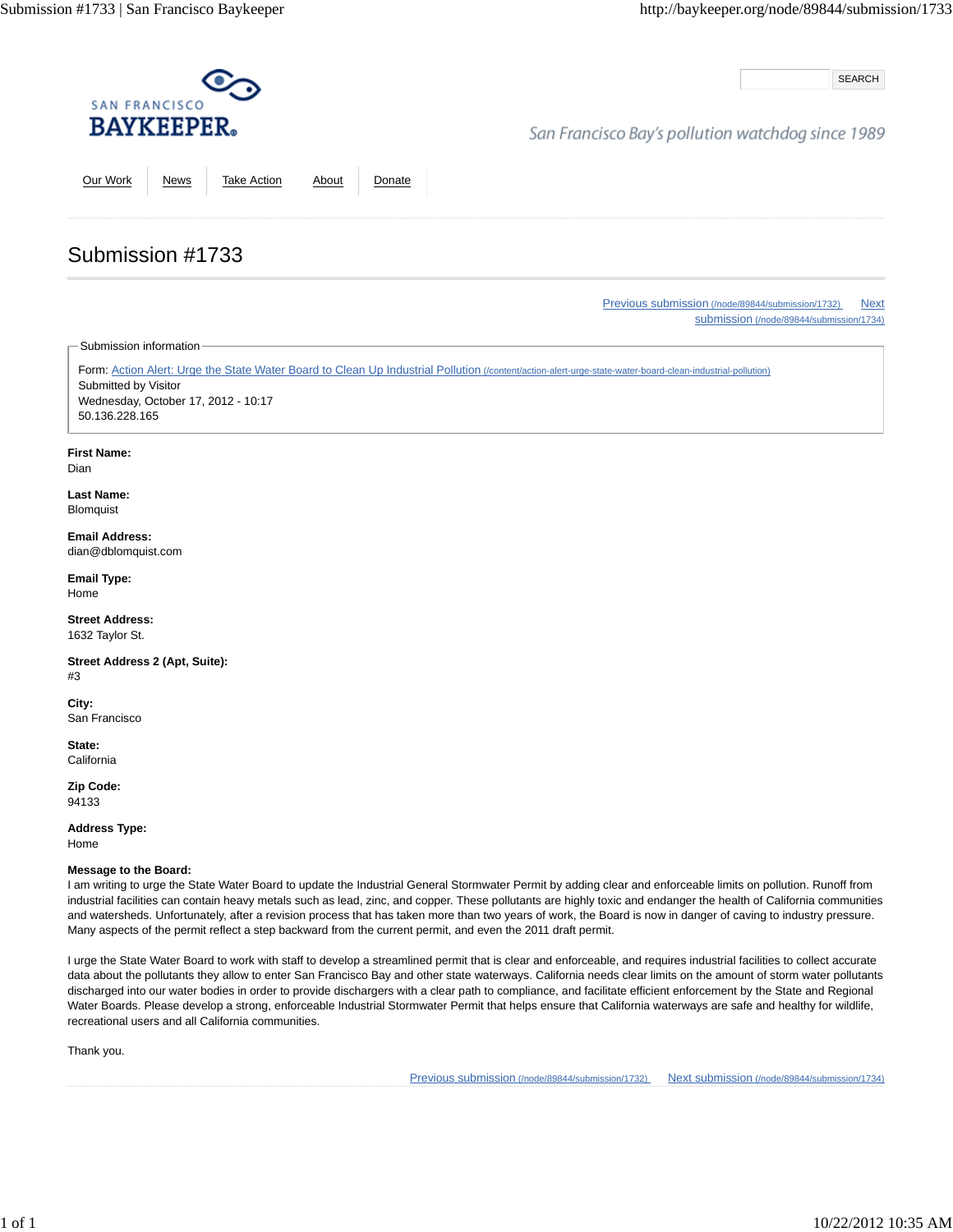SAN FRANCISCO
**BAYKEEPER**

San Francisco Bay's pollution watchdog since 1989

SEARCH

Our Work | News | Take Action | About | Donate

# Submission #1733

Previous submission (/node/89844/submission/1732) Next submission (/node/89844/submission/1734)

Submission information

Form: Action Alert: Urge the State Water Board to Clean Up Industrial Pollution (/content/action-alert-urge-state-water-board-clean-industrial-pollution)
Submitted by Visitor
Wednesday, October 17, 2012 - 10:17
50.136.228.165

**First Name:**
Dian

**Last Name:**
Blomquist

**Email Address:**
dian@dblomquist.com

**Email Type:**
Home

**Street Address:**
1632 Taylor St.

**Street Address 2 (Apt, Suite):**
#3

**City:**
San Francisco

**State:**
California

**Zip Code:**
94133

**Address Type:**
Home

**Message to the Board:**
I am writing to urge the State Water Board to update the Industrial General Stormwater Permit by adding clear and enforceable limits on pollution. Runoff from industrial facilities can contain heavy metals such as lead, zinc, and copper. These pollutants are highly toxic and endanger the health of California communities and watersheds. Unfortunately, after a revision process that has taken more than two years of work, the Board is now in danger of caving to industry pressure. Many aspects of the permit reflect a step backward from the current permit, and even the 2011 draft permit.

I urge the State Water Board to work with staff to develop a streamlined permit that is clear and enforceable, and requires industrial facilities to collect accurate data about the pollutants they allow to enter San Francisco Bay and other state waterways. California needs clear limits on the amount of storm water pollutants discharged into our water bodies in order to provide dischargers with a clear path to compliance, and facilitate efficient enforcement by the State and Regional Water Boards. Please develop a strong, enforceable Industrial Stormwater Permit that helps ensure that California waterways are safe and healthy for wildlife, recreational users and all California communities.

Thank you.

Previous submission (/node/89844/submission/1732) Next submission (/node/89844/submission/1734)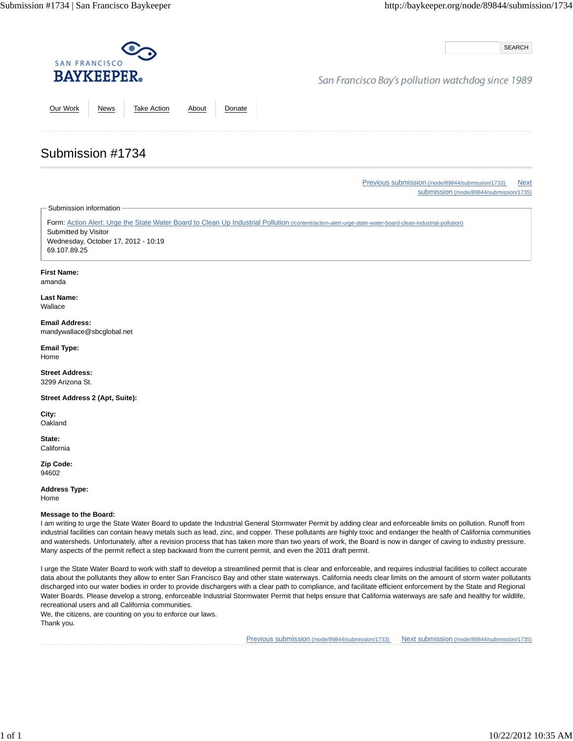SAN FRANCISCO
BAYKEEPER®

San Francisco Bay's pollution watchdog since 1989

SEARCH

[Our Work](#) [News](#) [Take Action](#) [About](#) [Donate](#)

# Submission #1734

[Previous submission](/node/89844/submission/1733) [Next submission](/node/89844/submission/1735)

**Submission information**

Form: [Action Alert: Urge the State Water Board to Clean Up Industrial Pollution](/content/action-alert-urge-state-water-board-clean-industrial-pollution)
Submitted by Visitor
Wednesday, October 17, 2012 - 10:19
69.107.89.25

**First Name:**
amanda

**Last Name:**
Wallace

**Email Address:**
mandywallace@sbcglobal.net

**Email Type:**
Home

**Street Address:**
3299 Arizona St.

**Street Address 2 (Apt, Suite):**

**City:**
Oakland

**State:**
California

**Zip Code:**
94602

**Address Type:**
Home

**Message to the Board:**
I am writing to urge the State Water Board to update the Industrial General Stormwater Permit by adding clear and enforceable limits on pollution. Runoff from industrial facilities can contain heavy metals such as lead, zinc, and copper. These pollutants are highly toxic and endanger the health of California communities and watersheds. Unfortunately, after a revision process that has taken more than two years of work, the Board is now in danger of caving to industry pressure. Many aspects of the permit reflect a step backward from the current permit, and even the 2011 draft permit.

I urge the State Water Board to work with staff to develop a streamlined permit that is clear and enforceable, and requires industrial facilities to collect accurate data about the pollutants they allow to enter San Francisco Bay and other state waterways. California needs clear limits on the amount of storm water pollutants discharged into our water bodies in order to provide dischargers with a clear path to compliance, and facilitate efficient enforcement by the State and Regional Water Boards. Please develop a strong, enforceable Industrial Stormwater Permit that helps ensure that California waterways are safe and healthy for wildlife, recreational users and all California communities.
We, the citizens, are counting on you to enforce our laws.
Thank you.

[Previous submission](/node/89844/submission/1733) [Next submission](/node/89844/submission/1735)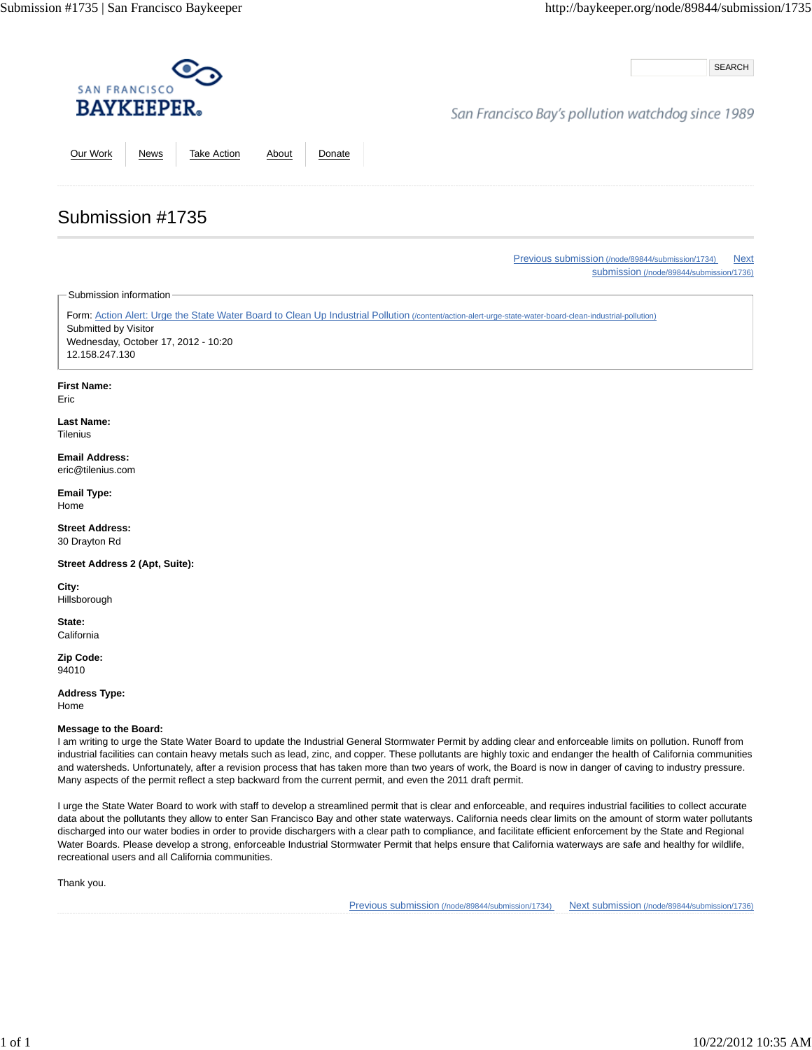SAN FRANCISCO **BAYKEEPER®**

San Francisco Bay's pollution watchdog since 1989

SEARCH

[Our Work](#) | [News](#) | [Take Action](#) | [About](#) | [Donate](#)

# Submission #1735

[Previous submission (/node/89844/submission/1734)](/node/89844/submission/1734) [Next submission (/node/89844/submission/1736)](/node/89844/submission/1736)

Submission information

Form: [Action Alert: Urge the State Water Board to Clean Up Industrial Pollution (/content/action-alert-urge-state-water-board-clean-industrial-pollution)](/content/action-alert-urge-state-water-board-clean-industrial-pollution)
Submitted by Visitor
Wednesday, October 17, 2012 - 10:20
12.158.247.130

**First Name:**
Eric

**Last Name:**
Tilenius

**Email Address:**
eric@tilenius.com

**Email Type:**
Home

**Street Address:**
30 Drayton Rd

**Street Address 2 (Apt, Suite):**

**City:**
Hillsborough

**State:**
California

**Zip Code:**
94010

**Address Type:**
Home

**Message to the Board:**
I am writing to urge the State Water Board to update the Industrial General Stormwater Permit by adding clear and enforceable limits on pollution. Runoff from industrial facilities can contain heavy metals such as lead, zinc, and copper. These pollutants are highly toxic and endanger the health of California communities and watersheds. Unfortunately, after a revision process that has taken more than two years of work, the Board is now in danger of caving to industry pressure. Many aspects of the permit reflect a step backward from the current permit, and even the 2011 draft permit.

I urge the State Water Board to work with staff to develop a streamlined permit that is clear and enforceable, and requires industrial facilities to collect accurate data about the pollutants they allow to enter San Francisco Bay and other state waterways. California needs clear limits on the amount of storm water pollutants discharged into our water bodies in order to provide dischargers with a clear path to compliance, and facilitate efficient enforcement by the State and Regional Water Boards. Please develop a strong, enforceable Industrial Stormwater Permit that helps ensure that California waterways are safe and healthy for wildlife, recreational users and all California communities.

Thank you.

[Previous submission (/node/89844/submission/1734)](/node/89844/submission/1734) [Next submission (/node/89844/submission/1736)](/node/89844/submission/1736)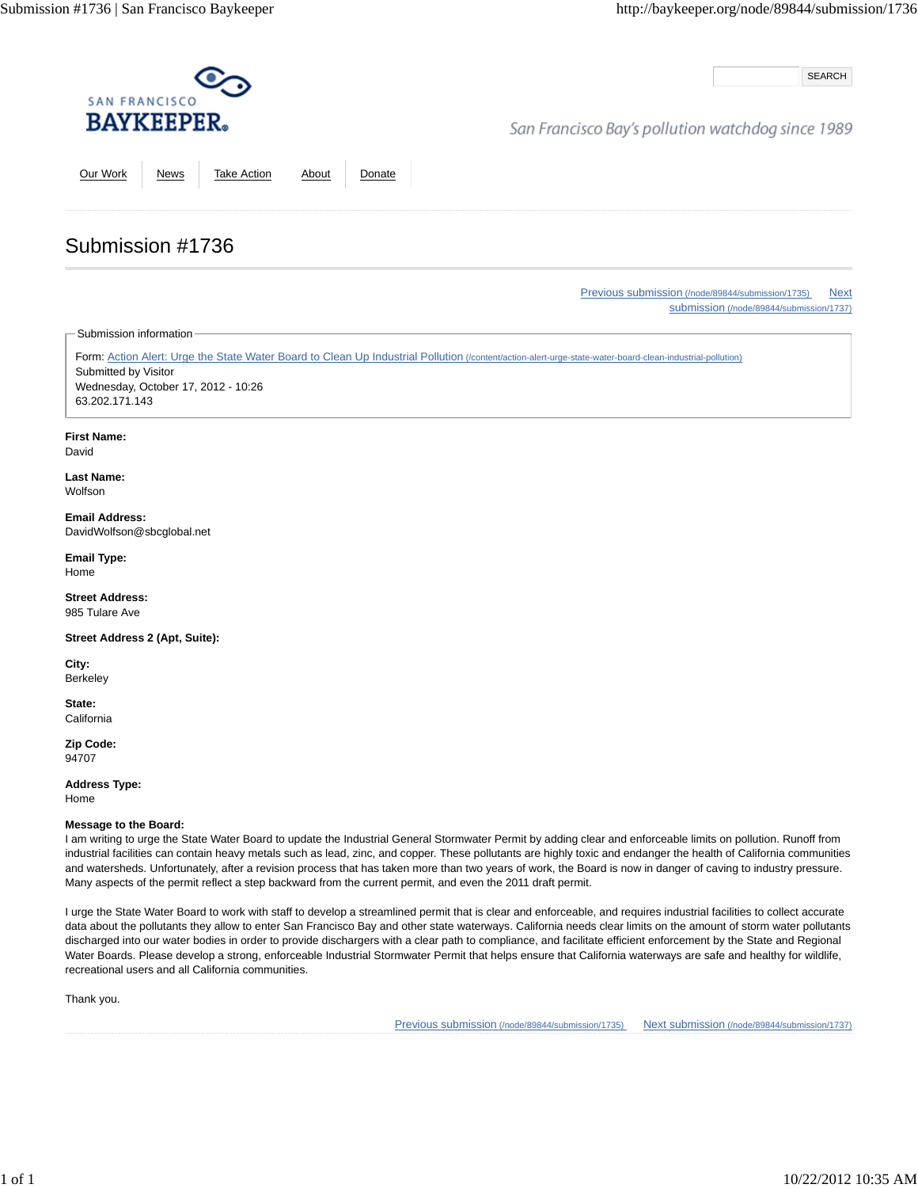SAN FRANCISCO **BAYKEEPER**

San Francisco Bay's pollution watchdog since 1989

Our Work | News | Take Action | About | Donate

# Submission #1736

Previous submission (/node/89844/submission/1735) Next submission (/node/89844/submission/1737)

Submission information

Form: Action Alert: Urge the State Water Board to Clean Up Industrial Pollution (/content/action-alert-urge-state-water-board-clean-industrial-pollution)
Submitted by Visitor
Wednesday, October 17, 2012 - 10:26
63.202.171.143

**First Name:**
David

**Last Name:**
Wolfson

**Email Address:**
DavidWolfson@sbcglobal.net

**Email Type:**
Home

**Street Address:**
985 Tulare Ave

**Street Address 2 (Apt, Suite):**

**City:**
Berkeley

**State:**
California

**Zip Code:**
94707

**Address Type:**
Home

**Message to the Board:**
I am writing to urge the State Water Board to update the Industrial General Stormwater Permit by adding clear and enforceable limits on pollution. Runoff from industrial facilities can contain heavy metals such as lead, zinc, and copper. These pollutants are highly toxic and endanger the health of California communities and watersheds. Unfortunately, after a revision process that has taken more than two years of work, the Board is now in danger of caving to industry pressure. Many aspects of the permit reflect a step backward from the current permit, and even the 2011 draft permit.

I urge the State Water Board to work with staff to develop a streamlined permit that is clear and enforceable, and requires industrial facilities to collect accurate data about the pollutants they allow to enter San Francisco Bay and other state waterways. California needs clear limits on the amount of storm water pollutants discharged into our water bodies in order to provide dischargers with a clear path to compliance, and facilitate efficient enforcement by the State and Regional Water Boards. Please develop a strong, enforceable Industrial Stormwater Permit that helps ensure that California waterways are safe and healthy for wildlife, recreational users and all California communities.

Thank you.

Previous submission (/node/89844/submission/1735) Next submission (/node/89844/submission/1737)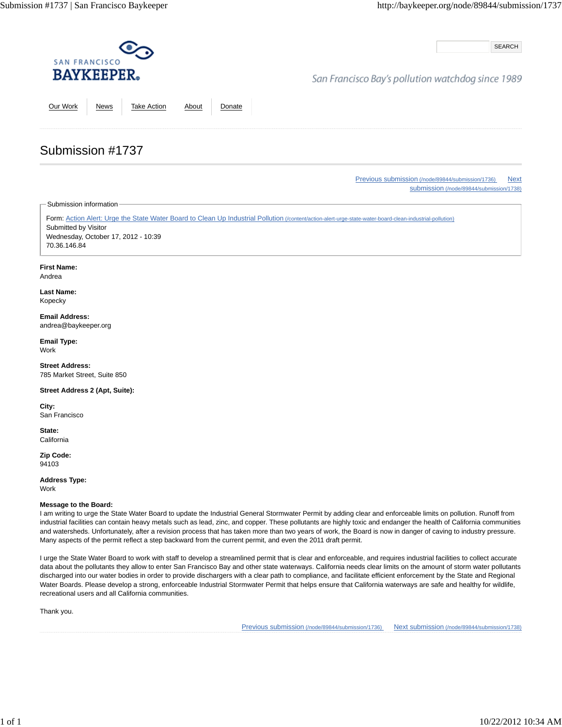SAN FRANCISCO **BAYKEEPER**

*San Francisco Bay's pollution watchdog since 1989*

SEARCH

Our Work | News | Take Action | About | Donate

# Submission #1737

Previous submission (/node/89844/submission/1736) Next submission (/node/89844/submission/1738)

Submission information

Form: Action Alert: Urge the State Water Board to Clean Up Industrial Pollution (/content/action-alert-urge-state-water-board-clean-industrial-pollution)
Submitted by Visitor
Wednesday, October 17, 2012 - 10:39
70.36.146.84

**First Name:**
Andrea

**Last Name:**
Kopecky

**Email Address:**
andrea@baykeeper.org

**Email Type:**
Work

**Street Address:**
785 Market Street, Suite 850

**Street Address 2 (Apt, Suite):**

**City:**
San Francisco

**State:**
California

**Zip Code:**
94103

**Address Type:**
Work

**Message to the Board:**
I am writing to urge the State Water Board to update the Industrial General Stormwater Permit by adding clear and enforceable limits on pollution. Runoff from industrial facilities can contain heavy metals such as lead, zinc, and copper. These pollutants are highly toxic and endanger the health of California communities and watersheds. Unfortunately, after a revision process that has taken more than two years of work, the Board is now in danger of caving to industry pressure. Many aspects of the permit reflect a step backward from the current permit, and even the 2011 draft permit.

I urge the State Water Board to work with staff to develop a streamlined permit that is clear and enforceable, and requires industrial facilities to collect accurate data about the pollutants they allow to enter San Francisco Bay and other state waterways. California needs clear limits on the amount of storm water pollutants discharged into our water bodies in order to provide dischargers with a clear path to compliance, and facilitate efficient enforcement by the State and Regional Water Boards. Please develop a strong, enforceable Industrial Stormwater Permit that helps ensure that California waterways are safe and healthy for wildlife, recreational users and all California communities.

Thank you.

Previous submission (/node/89844/submission/1736) Next submission (/node/89844/submission/1738)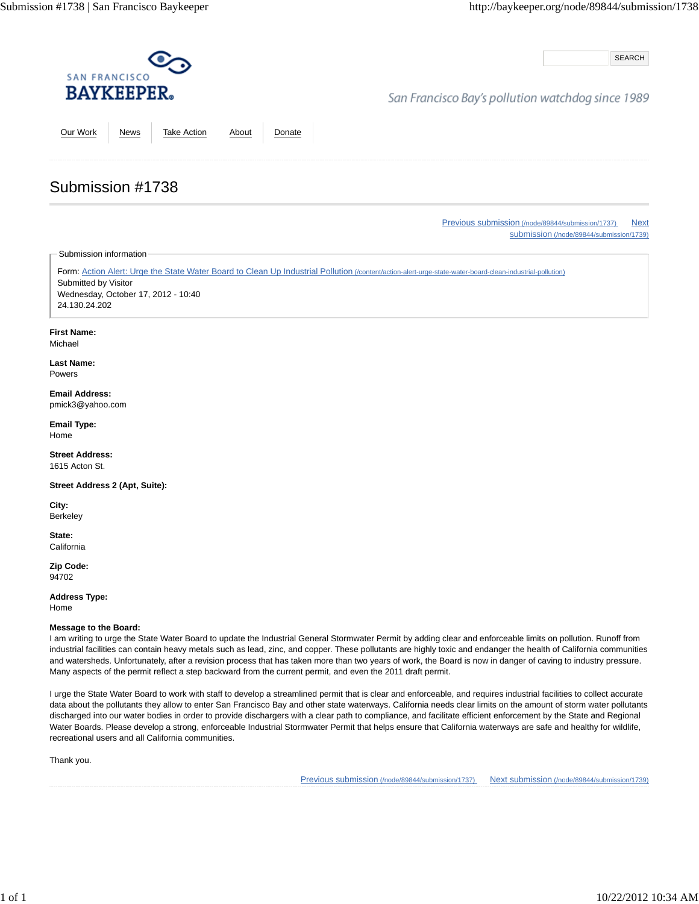SAN FRANCISCO
**BAYKEEPER**

San Francisco Bay's pollution watchdog since 1989

SEARCH

Our Work | News | Take Action | About | Donate

# Submission #1738

Previous submission (/node/89844/submission/1737) Next submission (/node/89844/submission/1739)

Submission information

Form: Action Alert: Urge the State Water Board to Clean Up Industrial Pollution (/content/action-alert-urge-state-water-board-clean-industrial-pollution)
Submitted by Visitor
Wednesday, October 17, 2012 - 10:40
24.130.24.202

**First Name:**
Michael

**Last Name:**
Powers

**Email Address:**
pmick3@yahoo.com

**Email Type:**
Home

**Street Address:**
1615 Acton St.

**Street Address 2 (Apt, Suite):**

**City:**
Berkeley

**State:**
California

**Zip Code:**
94702

**Address Type:**
Home

**Message to the Board:**
I am writing to urge the State Water Board to update the Industrial General Stormwater Permit by adding clear and enforceable limits on pollution. Runoff from industrial facilities can contain heavy metals such as lead, zinc, and copper. These pollutants are highly toxic and endanger the health of California communities and watersheds. Unfortunately, after a revision process that has taken more than two years of work, the Board is now in danger of caving to industry pressure. Many aspects of the permit reflect a step backward from the current permit, and even the 2011 draft permit.

I urge the State Water Board to work with staff to develop a streamlined permit that is clear and enforceable, and requires industrial facilities to collect accurate data about the pollutants they allow to enter San Francisco Bay and other state waterways. California needs clear limits on the amount of storm water pollutants discharged into our water bodies in order to provide dischargers with a clear path to compliance, and facilitate efficient enforcement by the State and Regional Water Boards. Please develop a strong, enforceable Industrial Stormwater Permit that helps ensure that California waterways are safe and healthy for wildlife, recreational users and all California communities.

Thank you.

Previous submission (/node/89844/submission/1737) Next submission (/node/89844/submission/1739)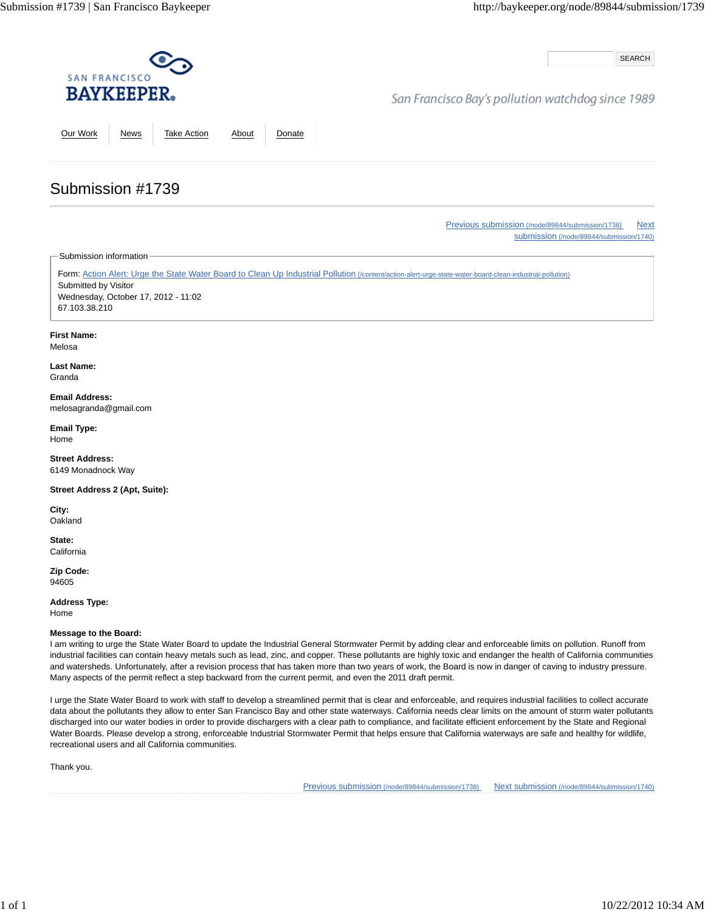SAN FRANCISCO
BAYKEEPER

SEARCH

San Francisco Bay's pollution watchdog since 1989

Our Work | News | Take Action | About | Donate

# Submission #1739

Previous submission (/node/89844/submission/1738) Next submission (/node/89844/submission/1740)

Submission information

Form: Action Alert: Urge the State Water Board to Clean Up Industrial Pollution (/content/action-alert-urge-state-water-board-clean-industrial-pollution)
Submitted by Visitor
Wednesday, October 17, 2012 - 11:02
67.103.38.210

**First Name:**
Melosa

**Last Name:**
Granda

**Email Address:**
melosagranda@gmail.com

**Email Type:**
Home

**Street Address:**
6149 Monadnock Way

**Street Address 2 (Apt, Suite):**

**City:**
Oakland

**State:**
California

**Zip Code:**
94605

**Address Type:**
Home

**Message to the Board:**
I am writing to urge the State Water Board to update the Industrial General Stormwater Permit by adding clear and enforceable limits on pollution. Runoff from industrial facilities can contain heavy metals such as lead, zinc, and copper. These pollutants are highly toxic and endanger the health of California communities and watersheds. Unfortunately, after a revision process that has taken more than two years of work, the Board is now in danger of caving to industry pressure. Many aspects of the permit reflect a step backward from the current permit, and even the 2011 draft permit.

I urge the State Water Board to work with staff to develop a streamlined permit that is clear and enforceable, and requires industrial facilities to collect accurate data about the pollutants they allow to enter San Francisco Bay and other state waterways. California needs clear limits on the amount of storm water pollutants discharged into our water bodies in order to provide dischargers with a clear path to compliance, and facilitate efficient enforcement by the State and Regional Water Boards. Please develop a strong, enforceable Industrial Stormwater Permit that helps ensure that California waterways are safe and healthy for wildlife, recreational users and all California communities.

Thank you.

Previous submission (/node/89844/submission/1738) Next submission (/node/89844/submission/1740)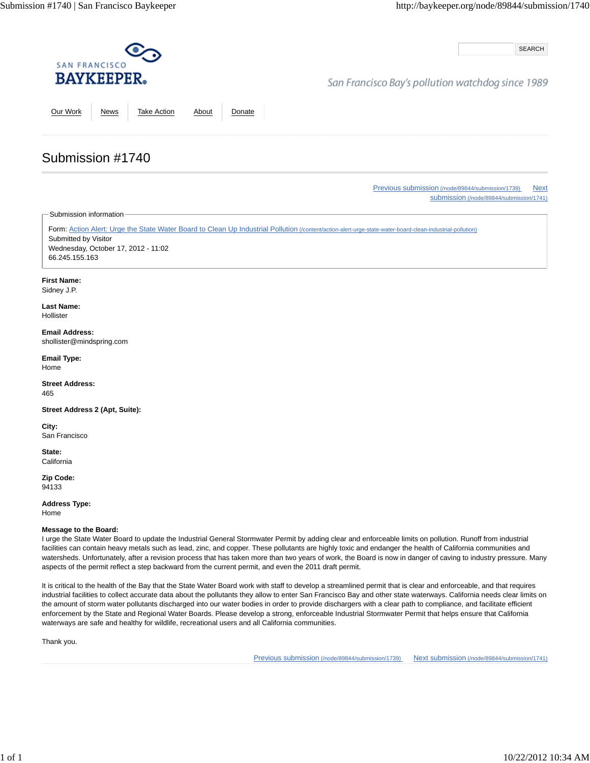SAN FRANCISCO
BAYKEEPER

San Francisco Bay's pollution watchdog since 1989

SEARCH

Our Work | News | Take Action | About | Donate

# Submission #1740

[Previous submission](/node/89844/submission/1739) [Next submission](/node/89844/submission/1741)

Submission information

Form: [Action Alert: Urge the State Water Board to Clean Up Industrial Pollution](/content/action-alert-urge-state-water-board-clean-industrial-pollution)
Submitted by Visitor
Wednesday, October 17, 2012 - 11:02
66.245.155.163

**First Name:**
Sidney J.P.

**Last Name:**
Hollister

**Email Address:**
shollister@mindspring.com

**Email Type:**
Home

**Street Address:**
465

**Street Address 2 (Apt, Suite):**

**City:**
San Francisco

**State:**
California

**Zip Code:**
94133

**Address Type:**
Home

**Message to the Board:**
I urge the State Water Board to update the Industrial General Stormwater Permit by adding clear and enforceable limits on pollution. Runoff from industrial facilities can contain heavy metals such as lead, zinc, and copper. These pollutants are highly toxic and endanger the health of California communities and watersheds. Unfortunately, after a revision process that has taken more than two years of work, the Board is now in danger of caving to industry pressure. Many aspects of the permit reflect a step backward from the current permit, and even the 2011 draft permit.

It is critical to the health of the Bay that the State Water Board work with staff to develop a streamlined permit that is clear and enforceable, and that requires industrial facilities to collect accurate data about the pollutants they allow to enter San Francisco Bay and other state waterways. California needs clear limits on the amount of storm water pollutants discharged into our water bodies in order to provide dischargers with a clear path to compliance, and facilitate efficient enforcement by the State and Regional Water Boards. Please develop a strong, enforceable Industrial Stormwater Permit that helps ensure that California waterways are safe and healthy for wildlife, recreational users and all California communities.

Thank you.

[Previous submission](/node/89844/submission/1739) [Next submission](/node/89844/submission/1741)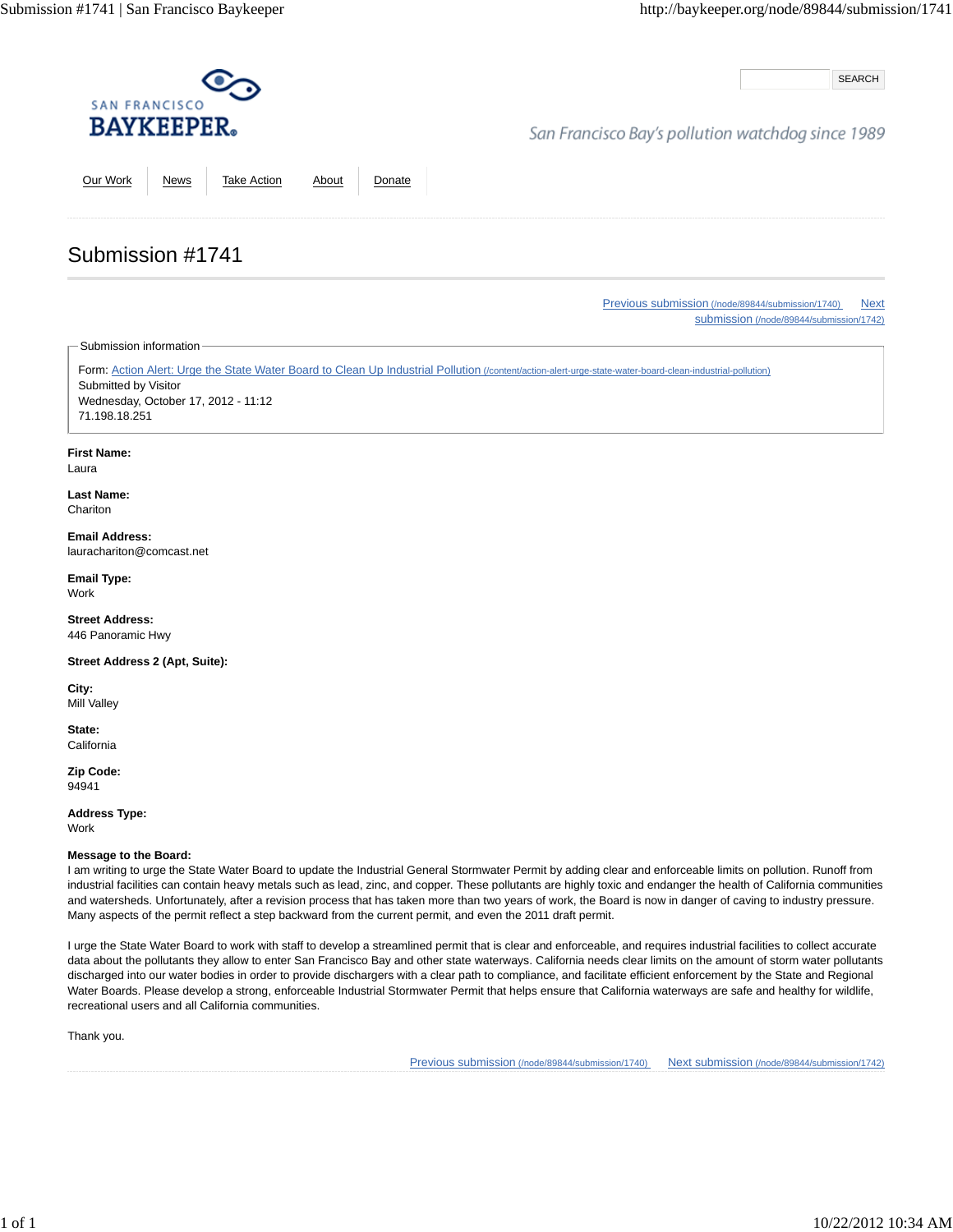SAN FRANCISCO
**BAYKEEPER**

San Francisco Bay's pollution watchdog since 1989

SEARCH

Our Work | News | Take Action | About | Donate

# Submission #1741

Previous submission (/node/89844/submission/1740) Next submission (/node/89844/submission/1742)

Submission information

Form: Action Alert: Urge the State Water Board to Clean Up Industrial Pollution (/content/action-alert-urge-state-water-board-clean-industrial-pollution)
Submitted by Visitor
Wednesday, October 17, 2012 - 11:12
71.198.18.251

**First Name:**
Laura

**Last Name:**
Chariton

**Email Address:**
laurachariton@comcast.net

**Email Type:**
Work

**Street Address:**
446 Panoramic Hwy

**Street Address 2 (Apt, Suite):**

**City:**
Mill Valley

**State:**
California

**Zip Code:**
94941

**Address Type:**
Work

**Message to the Board:**
I am writing to urge the State Water Board to update the Industrial General Stormwater Permit by adding clear and enforceable limits on pollution. Runoff from industrial facilities can contain heavy metals such as lead, zinc, and copper. These pollutants are highly toxic and endanger the health of California communities and watersheds. Unfortunately, after a revision process that has taken more than two years of work, the Board is now in danger of caving to industry pressure. Many aspects of the permit reflect a step backward from the current permit, and even the 2011 draft permit.

I urge the State Water Board to work with staff to develop a streamlined permit that is clear and enforceable, and requires industrial facilities to collect accurate data about the pollutants they allow to enter San Francisco Bay and other state waterways. California needs clear limits on the amount of storm water pollutants discharged into our water bodies in order to provide dischargers with a clear path to compliance, and facilitate efficient enforcement by the State and Regional Water Boards. Please develop a strong, enforceable Industrial Stormwater Permit that helps ensure that California waterways are safe and healthy for wildlife, recreational users and all California communities.

Thank you.

Previous submission (/node/89844/submission/1740) Next submission (/node/89844/submission/1742)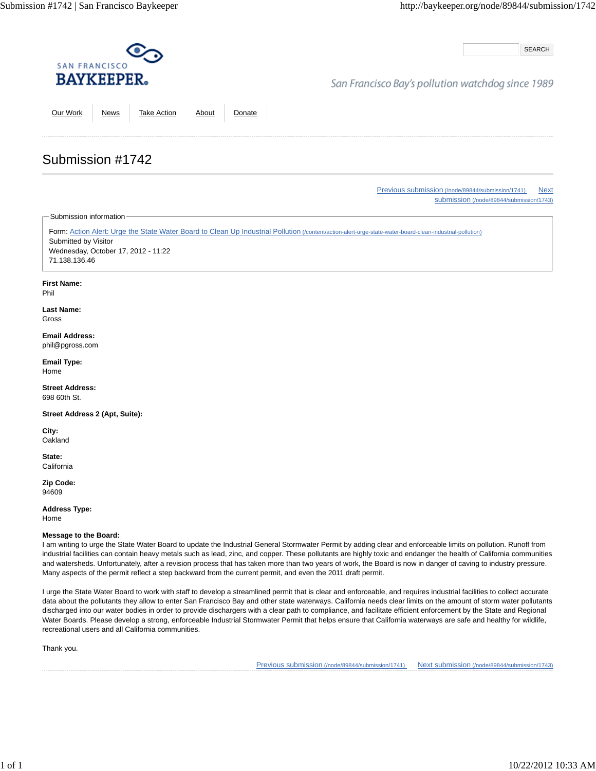SAN FRANCISCO
**BAYKEEPER®**

San Francisco Bay's pollution watchdog since 1989

SEARCH

Our Work | News | Take Action | About | Donate

# Submission #1742

Previous submission (/node/89844/submission/1741) Next submission (/node/89844/submission/1743)

Submission information

Form: Action Alert: Urge the State Water Board to Clean Up Industrial Pollution (/content/action-alert-urge-state-water-board-clean-industrial-pollution)
Submitted by Visitor
Wednesday, October 17, 2012 - 11:22
71.138.136.46

**First Name:**
Phil

**Last Name:**
Gross

**Email Address:**
phil@pgross.com

**Email Type:**
Home

**Street Address:**
698 60th St.

**Street Address 2 (Apt, Suite):**

**City:**
Oakland

**State:**
California

**Zip Code:**
94609

**Address Type:**
Home

**Message to the Board:**
I am writing to urge the State Water Board to update the Industrial General Stormwater Permit by adding clear and enforceable limits on pollution. Runoff from industrial facilities can contain heavy metals such as lead, zinc, and copper. These pollutants are highly toxic and endanger the health of California communities and watersheds. Unfortunately, after a revision process that has taken more than two years of work, the Board is now in danger of caving to industry pressure. Many aspects of the permit reflect a step backward from the current permit, and even the 2011 draft permit.

I urge the State Water Board to work with staff to develop a streamlined permit that is clear and enforceable, and requires industrial facilities to collect accurate data about the pollutants they allow to enter San Francisco Bay and other state waterways. California needs clear limits on the amount of storm water pollutants discharged into our water bodies in order to provide dischargers with a clear path to compliance, and facilitate efficient enforcement by the State and Regional Water Boards. Please develop a strong, enforceable Industrial Stormwater Permit that helps ensure that California waterways are safe and healthy for wildlife, recreational users and all California communities.

Thank you.

Previous submission (/node/89844/submission/1741) Next submission (/node/89844/submission/1743)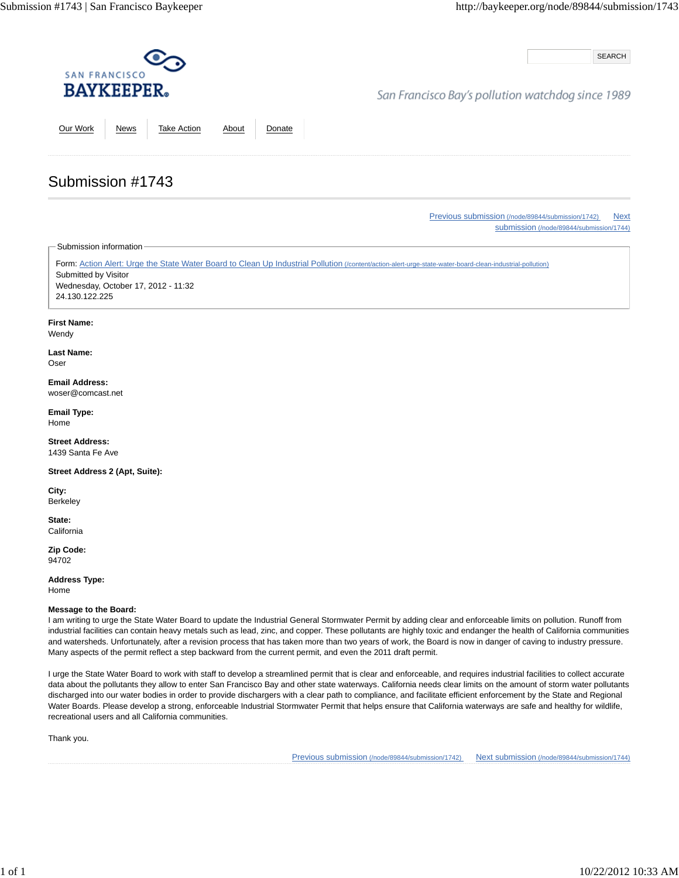SAN FRANCISCO BAYKEEPER

San Francisco Bay's pollution watchdog since 1989

SEARCH

Our Work | News | Take Action | About | Donate

# Submission #1743

Previous submission (/node/89844/submission/1742) Next submission (/node/89844/submission/1744)

Submission information

Form: Action Alert: Urge the State Water Board to Clean Up Industrial Pollution (/content/action-alert-urge-state-water-board-clean-industrial-pollution)
Submitted by Visitor
Wednesday, October 17, 2012 - 11:32
24.130.122.225

**First Name:**
Wendy

**Last Name:**
Oser

**Email Address:**
woser@comcast.net

**Email Type:**
Home

**Street Address:**
1439 Santa Fe Ave

**Street Address 2 (Apt, Suite):**

**City:**
Berkeley

**State:**
California

**Zip Code:**
94702

**Address Type:**
Home

**Message to the Board:**
I am writing to urge the State Water Board to update the Industrial General Stormwater Permit by adding clear and enforceable limits on pollution. Runoff from industrial facilities can contain heavy metals such as lead, zinc, and copper. These pollutants are highly toxic and endanger the health of California communities and watersheds. Unfortunately, after a revision process that has taken more than two years of work, the Board is now in danger of caving to industry pressure. Many aspects of the permit reflect a step backward from the current permit, and even the 2011 draft permit.

I urge the State Water Board to work with staff to develop a streamlined permit that is clear and enforceable, and requires industrial facilities to collect accurate data about the pollutants they allow to enter San Francisco Bay and other state waterways. California needs clear limits on the amount of storm water pollutants discharged into our water bodies in order to provide dischargers with a clear path to compliance, and facilitate efficient enforcement by the State and Regional Water Boards. Please develop a strong, enforceable Industrial Stormwater Permit that helps ensure that California waterways are safe and healthy for wildlife, recreational users and all California communities.

Thank you.

Previous submission (/node/89844/submission/1742) Next submission (/node/89844/submission/1744)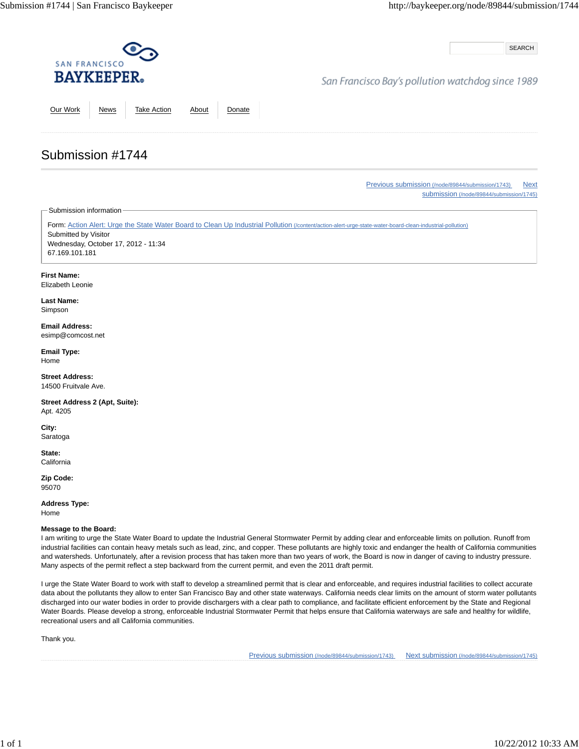SAN FRANCISCO **BAYKEEPER**®

*San Francisco Bay's pollution watchdog since 1989*

SEARCH

Our Work | News | Take Action | About | Donate

# Submission #1744

Previous submission (/node/89844/submission/1743) Next submission (/node/89844/submission/1745)

Submission information

Form: Action Alert: Urge the State Water Board to Clean Up Industrial Pollution (/content/action-alert-urge-state-water-board-clean-industrial-pollution)
Submitted by Visitor
Wednesday, October 17, 2012 - 11:34
67.169.101.181

**First Name:**
Elizabeth Leonie

**Last Name:**
Simpson

**Email Address:**
esimp@comcost.net

**Email Type:**
Home

**Street Address:**
14500 Fruitvale Ave.

**Street Address 2 (Apt, Suite):**
Apt. 4205

**City:**
Saratoga

**State:**
California

**Zip Code:**
95070

**Address Type:**
Home

**Message to the Board:**
I am writing to urge the State Water Board to update the Industrial General Stormwater Permit by adding clear and enforceable limits on pollution. Runoff from industrial facilities can contain heavy metals such as lead, zinc, and copper. These pollutants are highly toxic and endanger the health of California communities and watersheds. Unfortunately, after a revision process that has taken more than two years of work, the Board is now in danger of caving to industry pressure. Many aspects of the permit reflect a step backward from the current permit, and even the 2011 draft permit.

I urge the State Water Board to work with staff to develop a streamlined permit that is clear and enforceable, and requires industrial facilities to collect accurate data about the pollutants they allow to enter San Francisco Bay and other state waterways. California needs clear limits on the amount of storm water pollutants discharged into our water bodies in order to provide dischargers with a clear path to compliance, and facilitate efficient enforcement by the State and Regional Water Boards. Please develop a strong, enforceable Industrial Stormwater Permit that helps ensure that California waterways are safe and healthy for wildlife, recreational users and all California communities.

Thank you.

Previous submission (/node/89844/submission/1743) Next submission (/node/89844/submission/1745)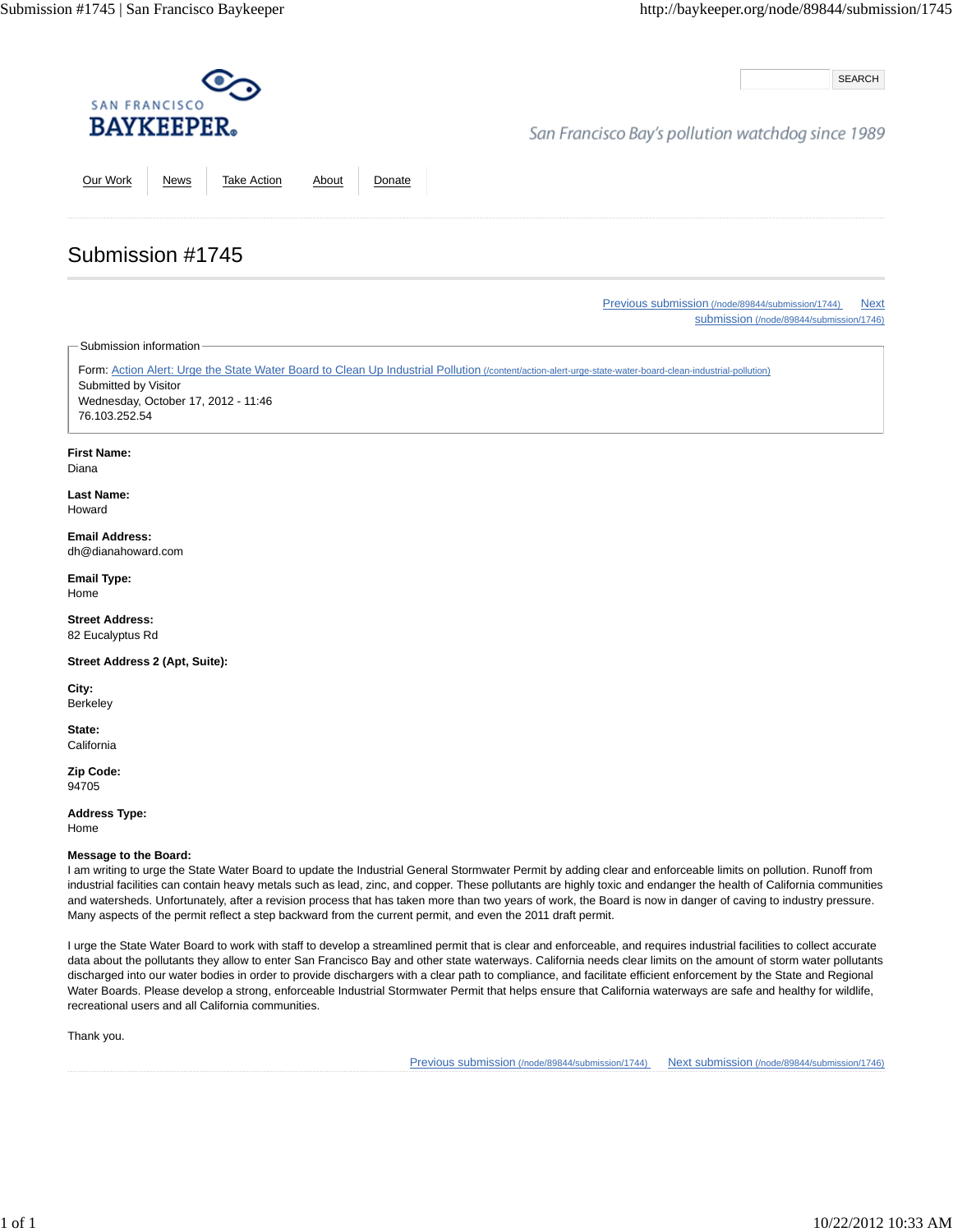SAN FRANCISCO
BAYKEEPER®

SEARCH

San Francisco Bay's pollution watchdog since 1989

Our Work | News | Take Action | About | Donate

# Submission #1745

Previous submission (/node/89844/submission/1744) Next submission (/node/89844/submission/1746)

Submission information

Form: Action Alert: Urge the State Water Board to Clean Up Industrial Pollution (/content/action-alert-urge-state-water-board-clean-industrial-pollution)
Submitted by Visitor
Wednesday, October 17, 2012 - 11:46
76.103.252.54

**First Name:**
Diana

**Last Name:**
Howard

**Email Address:**
dh@dianahoward.com

**Email Type:**
Home

**Street Address:**
82 Eucalyptus Rd

**Street Address 2 (Apt, Suite):**

**City:**
Berkeley

**State:**
California

**Zip Code:**
94705

**Address Type:**
Home

**Message to the Board:**
I am writing to urge the State Water Board to update the Industrial General Stormwater Permit by adding clear and enforceable limits on pollution. Runoff from industrial facilities can contain heavy metals such as lead, zinc, and copper. These pollutants are highly toxic and endanger the health of California communities and watersheds. Unfortunately, after a revision process that has taken more than two years of work, the Board is now in danger of caving to industry pressure. Many aspects of the permit reflect a step backward from the current permit, and even the 2011 draft permit.

I urge the State Water Board to work with staff to develop a streamlined permit that is clear and enforceable, and requires industrial facilities to collect accurate data about the pollutants they allow to enter San Francisco Bay and other state waterways. California needs clear limits on the amount of storm water pollutants discharged into our water bodies in order to provide dischargers with a clear path to compliance, and facilitate efficient enforcement by the State and Regional Water Boards. Please develop a strong, enforceable Industrial Stormwater Permit that helps ensure that California waterways are safe and healthy for wildlife, recreational users and all California communities.

Thank you.

Previous submission (/node/89844/submission/1744) Next submission (/node/89844/submission/1746)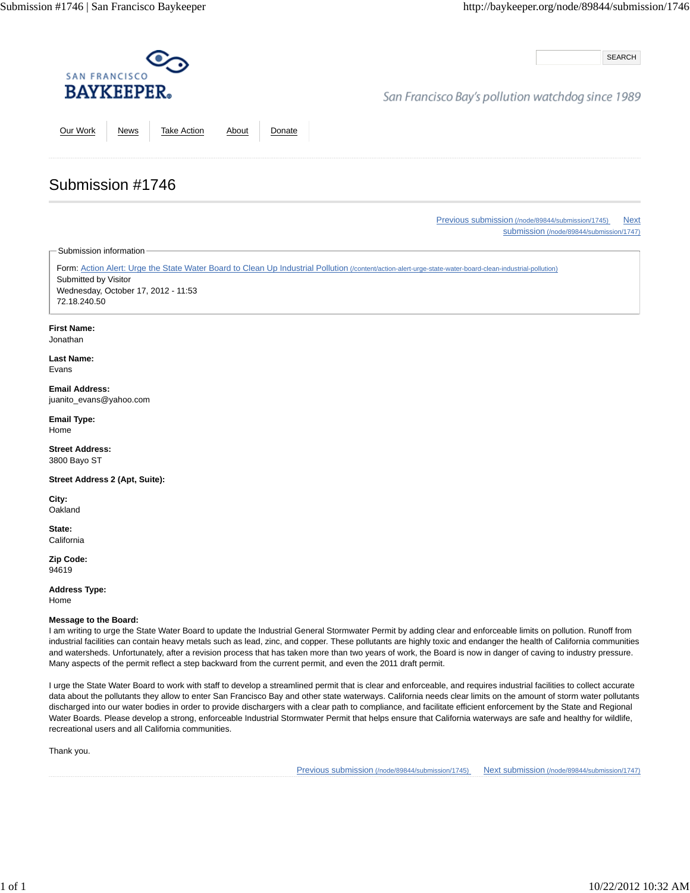SAN FRANCISCO
BAYKEEPER

San Francisco Bay's pollution watchdog since 1989

SEARCH

Our Work | News | Take Action | About | Donate

# Submission #1746

Previous submission (/node/89844/submission/1745) Next submission (/node/89844/submission/1747)

Submission information

Form: Action Alert: Urge the State Water Board to Clean Up Industrial Pollution (/content/action-alert-urge-state-water-board-clean-industrial-pollution)
Submitted by Visitor
Wednesday, October 17, 2012 - 11:53
72.18.240.50

**First Name:**
Jonathan

**Last Name:**
Evans

**Email Address:**
juanito_evans@yahoo.com

**Email Type:**
Home

**Street Address:**
3800 Bayo ST

**Street Address 2 (Apt, Suite):**

**City:**
Oakland

**State:**
California

**Zip Code:**
94619

**Address Type:**
Home

**Message to the Board:**
I am writing to urge the State Water Board to update the Industrial General Stormwater Permit by adding clear and enforceable limits on pollution. Runoff from industrial facilities can contain heavy metals such as lead, zinc, and copper. These pollutants are highly toxic and endanger the health of California communities and watersheds. Unfortunately, after a revision process that has taken more than two years of work, the Board is now in danger of caving to industry pressure. Many aspects of the permit reflect a step backward from the current permit, and even the 2011 draft permit.

I urge the State Water Board to work with staff to develop a streamlined permit that is clear and enforceable, and requires industrial facilities to collect accurate data about the pollutants they allow to enter San Francisco Bay and other state waterways. California needs clear limits on the amount of storm water pollutants discharged into our water bodies in order to provide dischargers with a clear path to compliance, and facilitate efficient enforcement by the State and Regional Water Boards. Please develop a strong, enforceable Industrial Stormwater Permit that helps ensure that California waterways are safe and healthy for wildlife, recreational users and all California communities.

Thank you.

Previous submission (/node/89844/submission/1745) Next submission (/node/89844/submission/1747)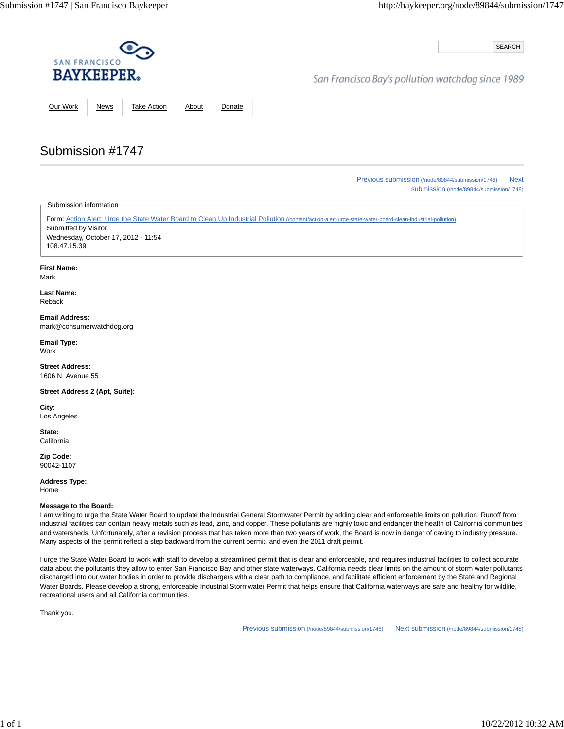SAN FRANCISCO
BAYKEEPER

SEARCH

San Francisco Bay's pollution watchdog since 1989

Our Work | News | Take Action | About | Donate

# Submission #1747

Previous submission (/node/89844/submission/1746) Next submission (/node/89844/submission/1748)

Submission information

Form: Action Alert: Urge the State Water Board to Clean Up Industrial Pollution (/content/action-alert-urge-state-water-board-clean-industrial-pollution)
Submitted by Visitor
Wednesday, October 17, 2012 - 11:54
108.47.15.39

**First Name:**
Mark

**Last Name:**
Reback

**Email Address:**
mark@consumerwatchdog.org

**Email Type:**
Work

**Street Address:**
1606 N. Avenue 55

**Street Address 2 (Apt, Suite):**

**City:**
Los Angeles

**State:**
California

**Zip Code:**
90042-1107

**Address Type:**
Home

**Message to the Board:**
I am writing to urge the State Water Board to update the Industrial General Stormwater Permit by adding clear and enforceable limits on pollution. Runoff from industrial facilities can contain heavy metals such as lead, zinc, and copper. These pollutants are highly toxic and endanger the health of California communities and watersheds. Unfortunately, after a revision process that has taken more than two years of work, the Board is now in danger of caving to industry pressure. Many aspects of the permit reflect a step backward from the current permit, and even the 2011 draft permit.

I urge the State Water Board to work with staff to develop a streamlined permit that is clear and enforceable, and requires industrial facilities to collect accurate data about the pollutants they allow to enter San Francisco Bay and other state waterways. California needs clear limits on the amount of storm water pollutants discharged into our water bodies in order to provide dischargers with a clear path to compliance, and facilitate efficient enforcement by the State and Regional Water Boards. Please develop a strong, enforceable Industrial Stormwater Permit that helps ensure that California waterways are safe and healthy for wildlife, recreational users and all California communities.

Thank you.

Previous submission (/node/89844/submission/1746) Next submission (/node/89844/submission/1748)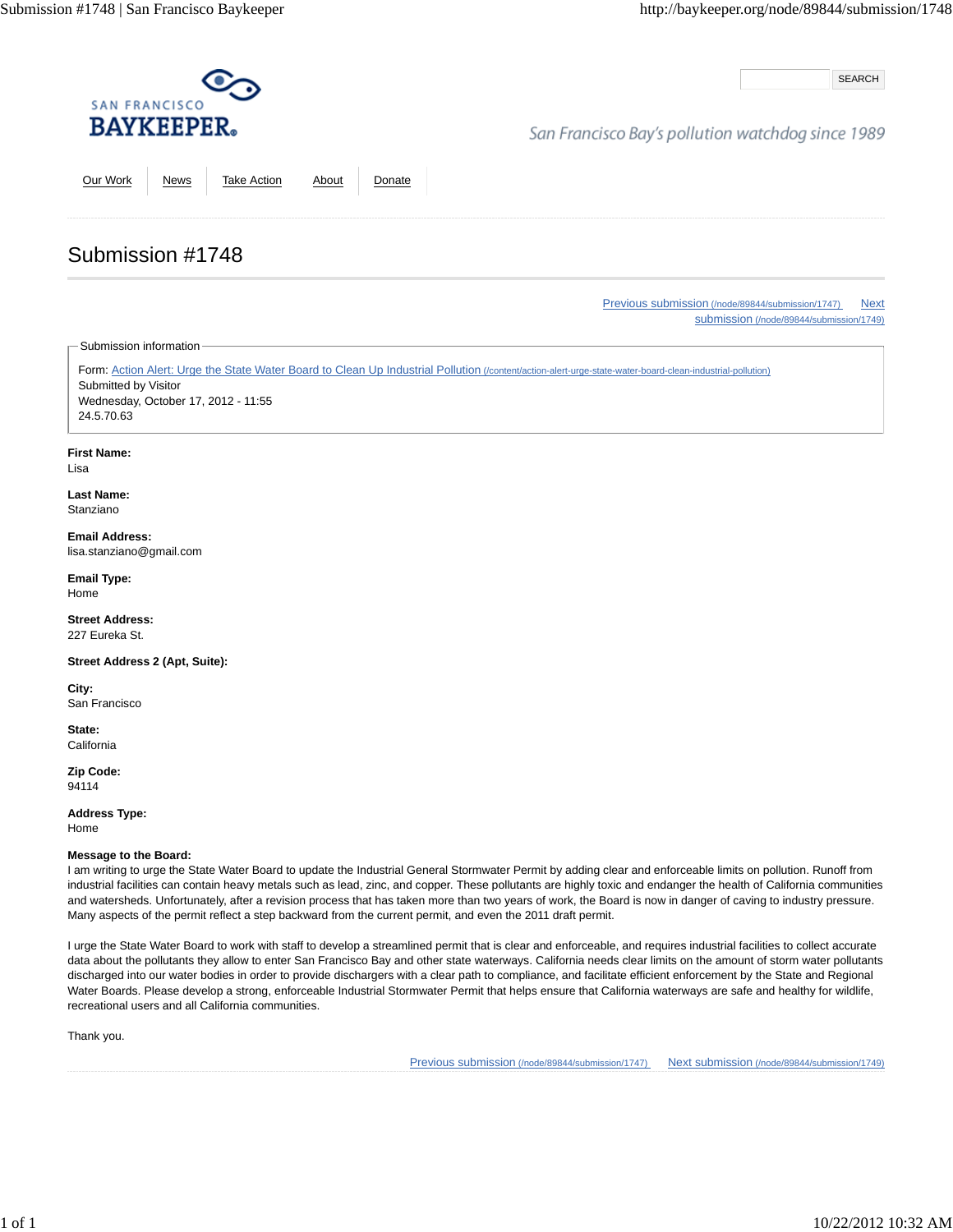SAN FRANCISCO
BAYKEEPER®

San Francisco Bay's pollution watchdog since 1989

SEARCH

Our Work | News | Take Action | About | Donate

# Submission #1748

Previous submission (/node/89844/submission/1747) Next submission (/node/89844/submission/1749)

Submission information

Form: Action Alert: Urge the State Water Board to Clean Up Industrial Pollution (/content/action-alert-urge-state-water-board-clean-industrial-pollution)
Submitted by Visitor
Wednesday, October 17, 2012 - 11:55
24.5.70.63

**First Name:**
Lisa

**Last Name:**
Stanziano

**Email Address:**
lisa.stanziano@gmail.com

**Email Type:**
Home

**Street Address:**
227 Eureka St.

**Street Address 2 (Apt, Suite):**

**City:**
San Francisco

**State:**
California

**Zip Code:**
94114

**Address Type:**
Home

**Message to the Board:**
I am writing to urge the State Water Board to update the Industrial General Stormwater Permit by adding clear and enforceable limits on pollution. Runoff from industrial facilities can contain heavy metals such as lead, zinc, and copper. These pollutants are highly toxic and endanger the health of California communities and watersheds. Unfortunately, after a revision process that has taken more than two years of work, the Board is now in danger of caving to industry pressure. Many aspects of the permit reflect a step backward from the current permit, and even the 2011 draft permit.

I urge the State Water Board to work with staff to develop a streamlined permit that is clear and enforceable, and requires industrial facilities to collect accurate data about the pollutants they allow to enter San Francisco Bay and other state waterways. California needs clear limits on the amount of storm water pollutants discharged into our water bodies in order to provide dischargers with a clear path to compliance, and facilitate efficient enforcement by the State and Regional Water Boards. Please develop a strong, enforceable Industrial Stormwater Permit that helps ensure that California waterways are safe and healthy for wildlife, recreational users and all California communities.

Thank you.

Previous submission (/node/89844/submission/1747) Next submission (/node/89844/submission/1749)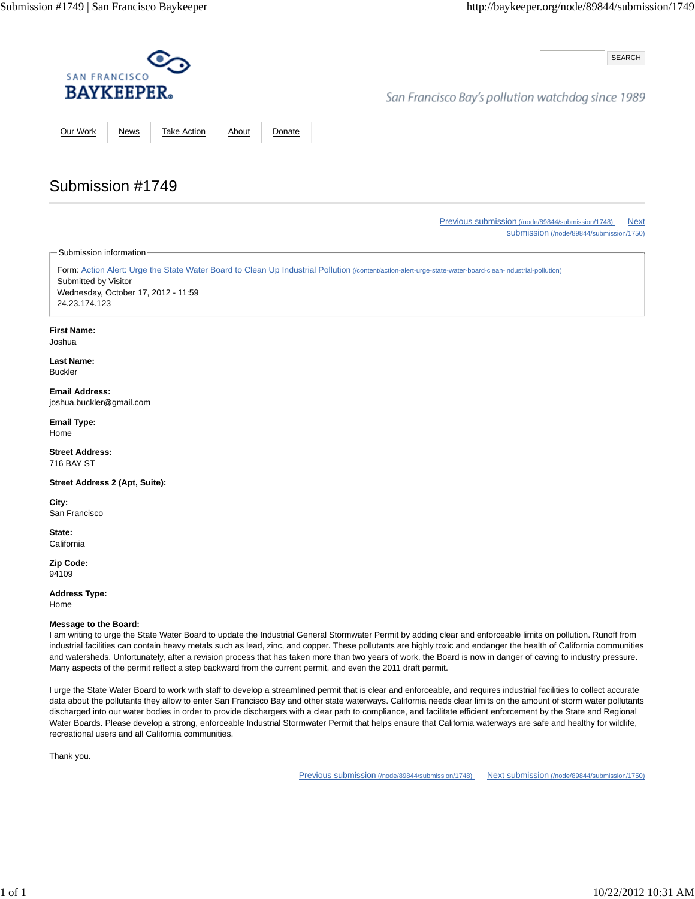SAN FRANCISCO
# BAYKEEPER

San Francisco Bay's pollution watchdog since 1989

SEARCH

Our Work | News | Take Action | About | Donate

# Submission #1749

[Previous submission (/node/89844/submission/1748)] [Next submission (/node/89844/submission/1750)]

Submission information

Form: Action Alert: Urge the State Water Board to Clean Up Industrial Pollution (/content/action-alert-urge-state-water-board-clean-industrial-pollution)
Submitted by Visitor
Wednesday, October 17, 2012 - 11:59
24.23.174.123

**First Name:**
Joshua

**Last Name:**
Buckler

**Email Address:**
joshua.buckler@gmail.com

**Email Type:**
Home

**Street Address:**
716 BAY ST

**Street Address 2 (Apt, Suite):**

**City:**
San Francisco

**State:**
California

**Zip Code:**
94109

**Address Type:**
Home

**Message to the Board:**
I am writing to urge the State Water Board to update the Industrial General Stormwater Permit by adding clear and enforceable limits on pollution. Runoff from industrial facilities can contain heavy metals such as lead, zinc, and copper. These pollutants are highly toxic and endanger the health of California communities and watersheds. Unfortunately, after a revision process that has taken more than two years of work, the Board is now in danger of caving to industry pressure. Many aspects of the permit reflect a step backward from the current permit, and even the 2011 draft permit.

I urge the State Water Board to work with staff to develop a streamlined permit that is clear and enforceable, and requires industrial facilities to collect accurate data about the pollutants they allow to enter San Francisco Bay and other state waterways. California needs clear limits on the amount of storm water pollutants discharged into our water bodies in order to provide dischargers with a clear path to compliance, and facilitate efficient enforcement by the State and Regional Water Boards. Please develop a strong, enforceable Industrial Stormwater Permit that helps ensure that California waterways are safe and healthy for wildlife, recreational users and all California communities.

Thank you.

[Previous submission (/node/89844/submission/1748)] [Next submission (/node/89844/submission/1750)]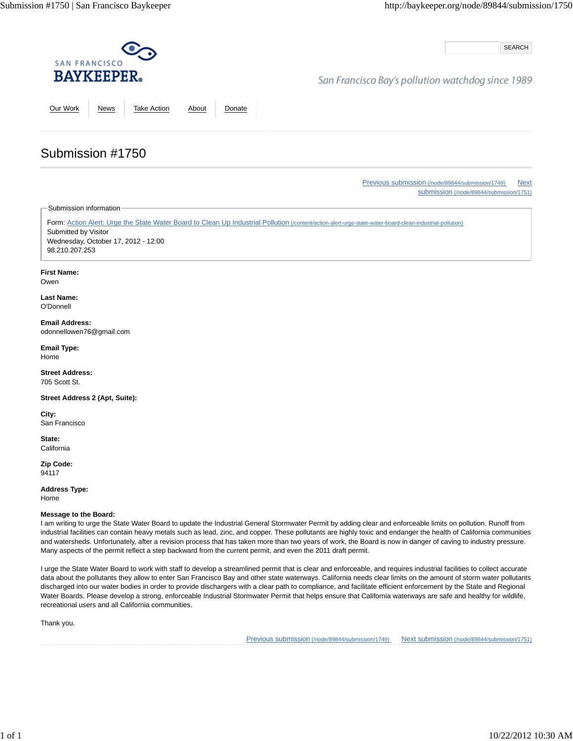SAN FRANCISCO
BAYKEEPER

SEARCH

San Francisco Bay's pollution watchdog since 1989

Our Work | News | Take Action | About | Donate

# Submission #1750

Previous submission (/node/89844/submission/1749) Next submission (/node/89844/submission/1751)

Submission information

Form: Action Alert: Urge the State Water Board to Clean Up Industrial Pollution (/content/action-alert-urge-state-water-board-clean-industrial-pollution)
Submitted by Visitor
Wednesday, October 17, 2012 - 12:00
98.210.207.253

**First Name:**
Owen

**Last Name:**
O'Donnell

**Email Address:**
odonnellowen76@gmail.com

**Email Type:**
Home

**Street Address:**
705 Scott St.

**Street Address 2 (Apt, Suite):**

**City:**
San Francisco

**State:**
California

**Zip Code:**
94117

**Address Type:**
Home

**Message to the Board:**
I am writing to urge the State Water Board to update the Industrial General Stormwater Permit by adding clear and enforceable limits on pollution. Runoff from industrial facilities can contain heavy metals such as lead, zinc, and copper. These pollutants are highly toxic and endanger the health of California communities and watersheds. Unfortunately, after a revision process that has taken more than two years of work, the Board is now in danger of caving to industry pressure. Many aspects of the permit reflect a step backward from the current permit, and even the 2011 draft permit.

I urge the State Water Board to work with staff to develop a streamlined permit that is clear and enforceable, and requires industrial facilities to collect accurate data about the pollutants they allow to enter San Francisco Bay and other state waterways. California needs clear limits on the amount of storm water pollutants discharged into our water bodies in order to provide dischargers with a clear path to compliance, and facilitate efficient enforcement by the State and Regional Water Boards. Please develop a strong, enforceable Industrial Stormwater Permit that helps ensure that California waterways are safe and healthy for wildlife, recreational users and all California communities.

Thank you.

Previous submission (/node/89844/submission/1749) Next submission (/node/89844/submission/1751)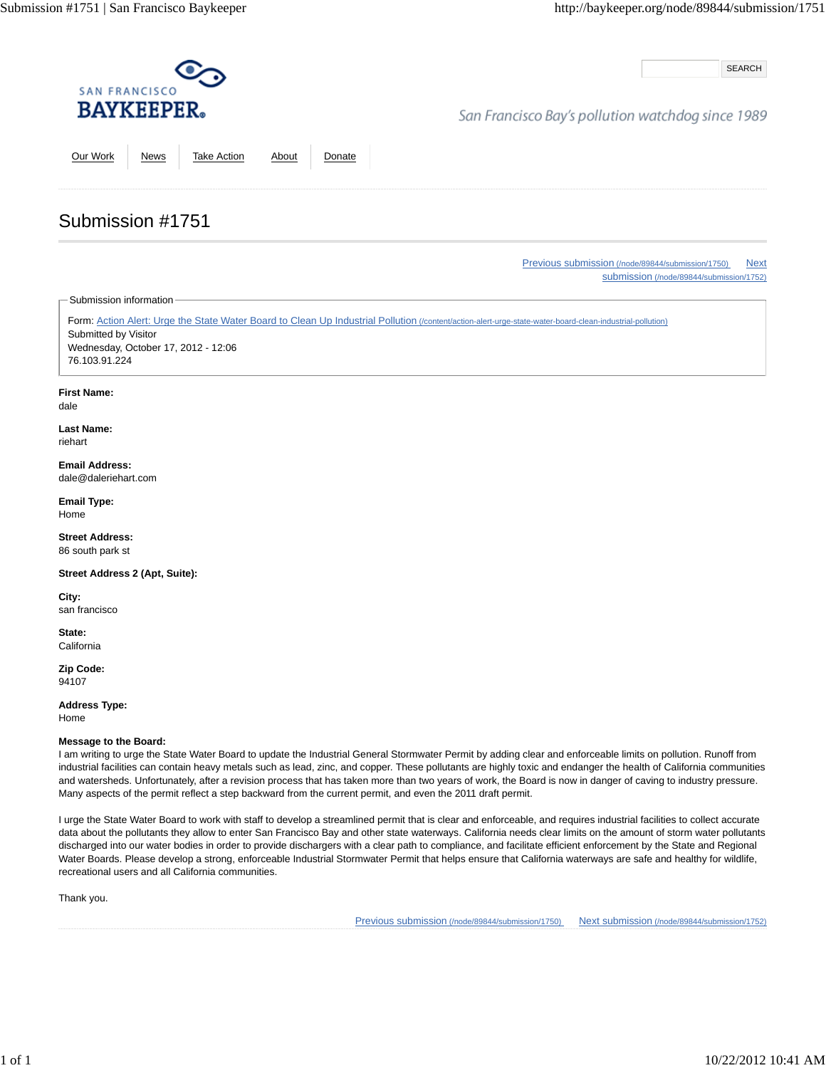SAN FRANCISCO
BAYKEEPER®

San Francisco Bay's pollution watchdog since 1989

Our Work | News | Take Action | About | Donate

# Submission #1751

Previous submission (/node/89844/submission/1750) Next submission (/node/89844/submission/1752)

Submission information

Form: Action Alert: Urge the State Water Board to Clean Up Industrial Pollution (/content/action-alert-urge-state-water-board-clean-industrial-pollution)
Submitted by Visitor
Wednesday, October 17, 2012 - 12:06
76.103.91.224

**First Name:**
dale

**Last Name:**
riehart

**Email Address:**
dale@daleriehart.com

**Email Type:**
Home

**Street Address:**
86 south park st

**Street Address 2 (Apt, Suite):**

**City:**
san francisco

**State:**
California

**Zip Code:**
94107

**Address Type:**
Home

**Message to the Board:**
I am writing to urge the State Water Board to update the Industrial General Stormwater Permit by adding clear and enforceable limits on pollution. Runoff from industrial facilities can contain heavy metals such as lead, zinc, and copper. These pollutants are highly toxic and endanger the health of California communities and watersheds. Unfortunately, after a revision process that has taken more than two years of work, the Board is now in danger of caving to industry pressure. Many aspects of the permit reflect a step backward from the current permit, and even the 2011 draft permit.

I urge the State Water Board to work with staff to develop a streamlined permit that is clear and enforceable, and requires industrial facilities to collect accurate data about the pollutants they allow to enter San Francisco Bay and other state waterways. California needs clear limits on the amount of storm water pollutants discharged into our water bodies in order to provide dischargers with a clear path to compliance, and facilitate efficient enforcement by the State and Regional Water Boards. Please develop a strong, enforceable Industrial Stormwater Permit that helps ensure that California waterways are safe and healthy for wildlife, recreational users and all California communities.

Thank you.

Previous submission (/node/89844/submission/1750) Next submission (/node/89844/submission/1752)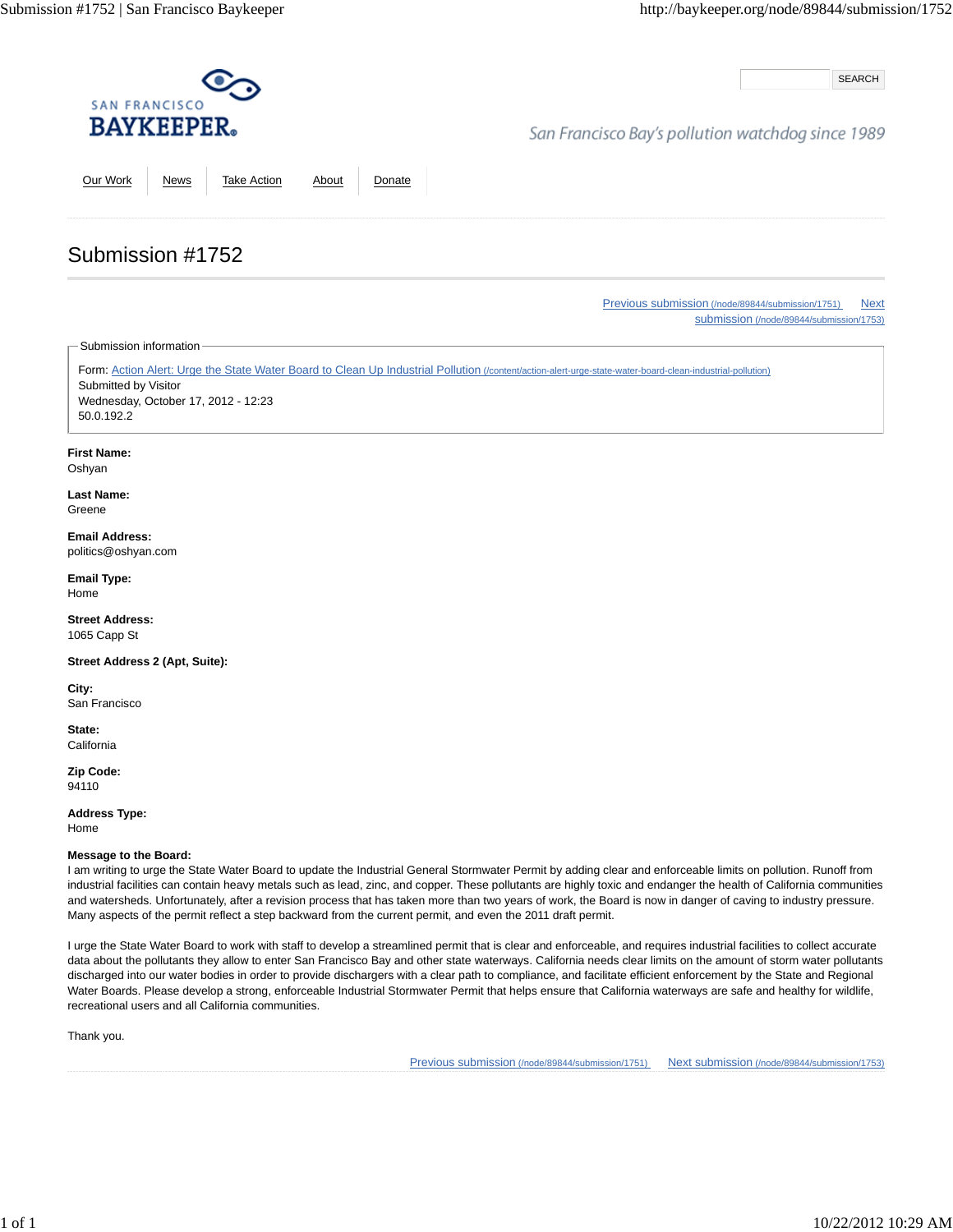SAN FRANCISCO
BAYKEEPER

San Francisco Bay's pollution watchdog since 1989

SEARCH

Our Work | News | Take Action | About | Donate

# Submission #1752

Previous submission (/node/89844/submission/1751) Next submission (/node/89844/submission/1753)

Submission information

Form: Action Alert: Urge the State Water Board to Clean Up Industrial Pollution (/content/action-alert-urge-state-water-board-clean-industrial-pollution)
Submitted by Visitor
Wednesday, October 17, 2012 - 12:23
50.0.192.2

**First Name:**
Oshyan

**Last Name:**
Greene

**Email Address:**
politics@oshyan.com

**Email Type:**
Home

**Street Address:**
1065 Capp St

**Street Address 2 (Apt, Suite):**

**City:**
San Francisco

**State:**
California

**Zip Code:**
94110

**Address Type:**
Home

**Message to the Board:**
I am writing to urge the State Water Board to update the Industrial General Stormwater Permit by adding clear and enforceable limits on pollution. Runoff from industrial facilities can contain heavy metals such as lead, zinc, and copper. These pollutants are highly toxic and endanger the health of California communities and watersheds. Unfortunately, after a revision process that has taken more than two years of work, the Board is now in danger of caving to industry pressure. Many aspects of the permit reflect a step backward from the current permit, and even the 2011 draft permit.

I urge the State Water Board to work with staff to develop a streamlined permit that is clear and enforceable, and requires industrial facilities to collect accurate data about the pollutants they allow to enter San Francisco Bay and other state waterways. California needs clear limits on the amount of storm water pollutants discharged into our water bodies in order to provide dischargers with a clear path to compliance, and facilitate efficient enforcement by the State and Regional Water Boards. Please develop a strong, enforceable Industrial Stormwater Permit that helps ensure that California waterways are safe and healthy for wildlife, recreational users and all California communities.

Thank you.

Previous submission (/node/89844/submission/1751) Next submission (/node/89844/submission/1753)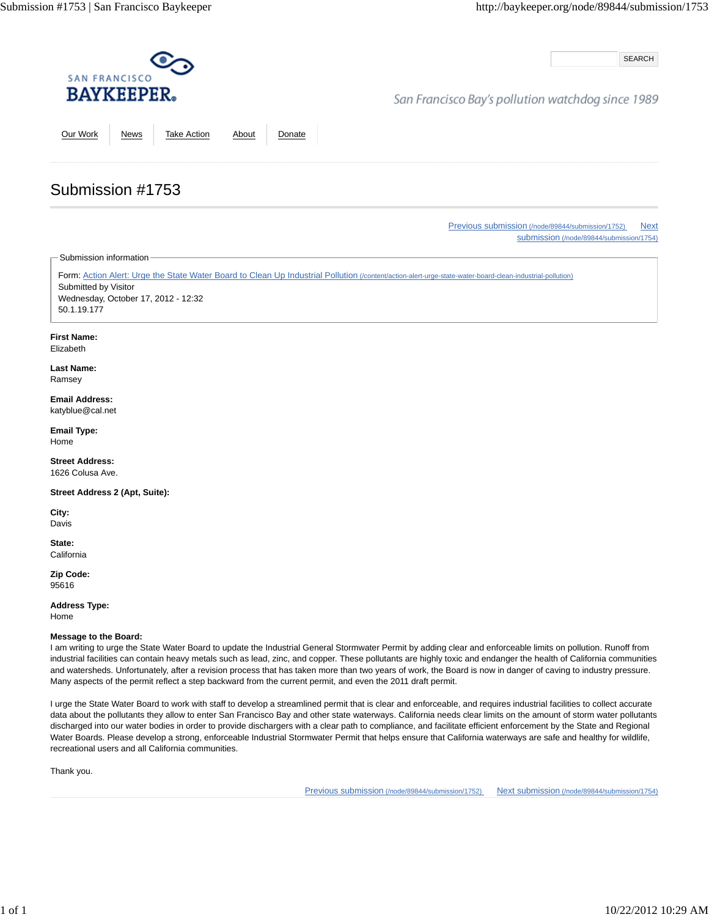SAN FRANCISCO
BAYKEEPER

SEARCH

San Francisco Bay's pollution watchdog since 1989

[Our Work](#) | [News](#) | [Take Action](#) | [About](#) | [Donate](#)

# Submission #1753

[Previous submission (/node/89844/submission/1752)](/node/89844/submission/1752) [Next submission (/node/89844/submission/1754)](/node/89844/submission/1754)

**Submission information**

Form: [Action Alert: Urge the State Water Board to Clean Up Industrial Pollution (/content/action-alert-urge-state-water-board-clean-industrial-pollution)](/content/action-alert-urge-state-water-board-clean-industrial-pollution)
Submitted by Visitor
Wednesday, October 17, 2012 - 12:32
50.1.19.177

**First Name:**
Elizabeth

**Last Name:**
Ramsey

**Email Address:**
katyblue@cal.net

**Email Type:**
Home

**Street Address:**
1626 Colusa Ave.

**Street Address 2 (Apt, Suite):**

**City:**
Davis

**State:**
California

**Zip Code:**
95616

**Address Type:**
Home

**Message to the Board:**
I am writing to urge the State Water Board to update the Industrial General Stormwater Permit by adding clear and enforceable limits on pollution. Runoff from industrial facilities can contain heavy metals such as lead, zinc, and copper. These pollutants are highly toxic and endanger the health of California communities and watersheds. Unfortunately, after a revision process that has taken more than two years of work, the Board is now in danger of caving to industry pressure. Many aspects of the permit reflect a step backward from the current permit, and even the 2011 draft permit.

I urge the State Water Board to work with staff to develop a streamlined permit that is clear and enforceable, and requires industrial facilities to collect accurate data about the pollutants they allow to enter San Francisco Bay and other state waterways. California needs clear limits on the amount of storm water pollutants discharged into our water bodies in order to provide dischargers with a clear path to compliance, and facilitate efficient enforcement by the State and Regional Water Boards. Please develop a strong, enforceable Industrial Stormwater Permit that helps ensure that California waterways are safe and healthy for wildlife, recreational users and all California communities.

Thank you.

[Previous submission (/node/89844/submission/1752)](/node/89844/submission/1752) [Next submission (/node/89844/submission/1754)](/node/89844/submission/1754)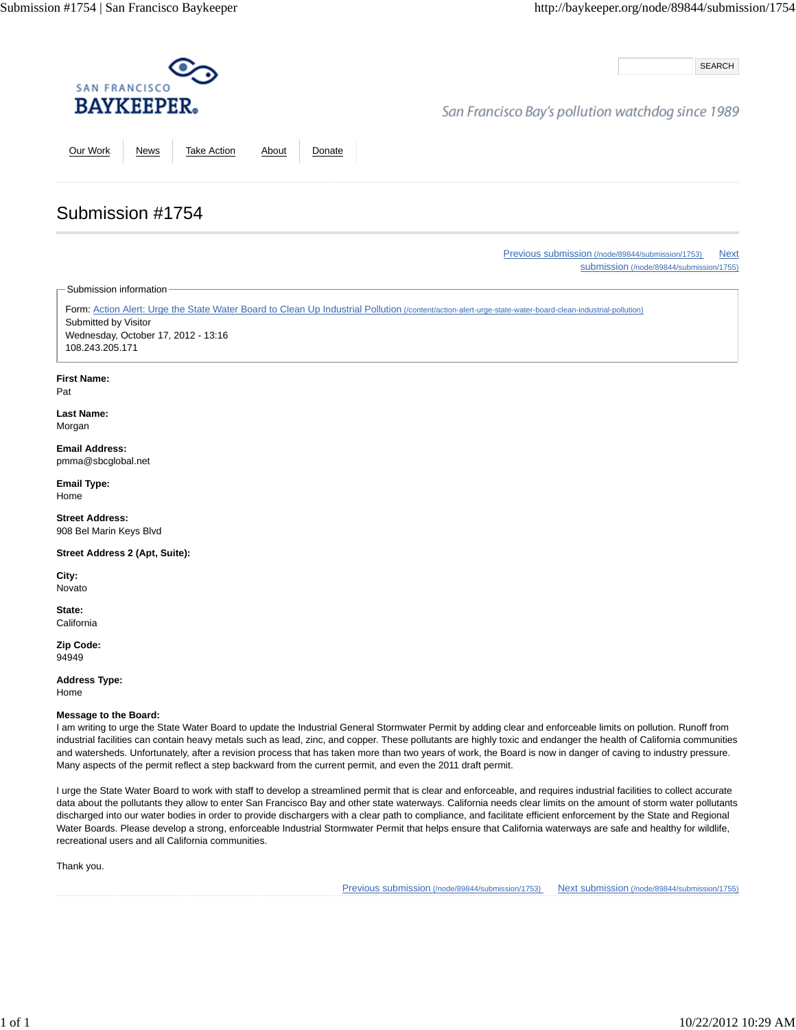SAN FRANCISCO
BAYKEEPER®

San Francisco Bay's pollution watchdog since 1989

Our Work | News | Take Action | About | Donate

# Submission #1754

Previous submission (/node/89844/submission/1753) Next submission (/node/89844/submission/1755)

Submission information

Form: Action Alert: Urge the State Water Board to Clean Up Industrial Pollution (/content/action-alert-urge-state-water-board-clean-industrial-pollution)
Submitted by Visitor
Wednesday, October 17, 2012 - 13:16
108.243.205.171

**First Name:**
Pat

**Last Name:**
Morgan

**Email Address:**
pmma@sbcglobal.net

**Email Type:**
Home

**Street Address:**
908 Bel Marin Keys Blvd

**Street Address 2 (Apt, Suite):**

**City:**
Novato

**State:**
California

**Zip Code:**
94949

**Address Type:**
Home

**Message to the Board:**
I am writing to urge the State Water Board to update the Industrial General Stormwater Permit by adding clear and enforceable limits on pollution. Runoff from industrial facilities can contain heavy metals such as lead, zinc, and copper. These pollutants are highly toxic and endanger the health of California communities and watersheds. Unfortunately, after a revision process that has taken more than two years of work, the Board is now in danger of caving to industry pressure. Many aspects of the permit reflect a step backward from the current permit, and even the 2011 draft permit.

I urge the State Water Board to work with staff to develop a streamlined permit that is clear and enforceable, and requires industrial facilities to collect accurate data about the pollutants they allow to enter San Francisco Bay and other state waterways. California needs clear limits on the amount of storm water pollutants discharged into our water bodies in order to provide dischargers with a clear path to compliance, and facilitate efficient enforcement by the State and Regional Water Boards. Please develop a strong, enforceable Industrial Stormwater Permit that helps ensure that California waterways are safe and healthy for wildlife, recreational users and all California communities.

Thank you.

Previous submission (/node/89844/submission/1753) Next submission (/node/89844/submission/1755)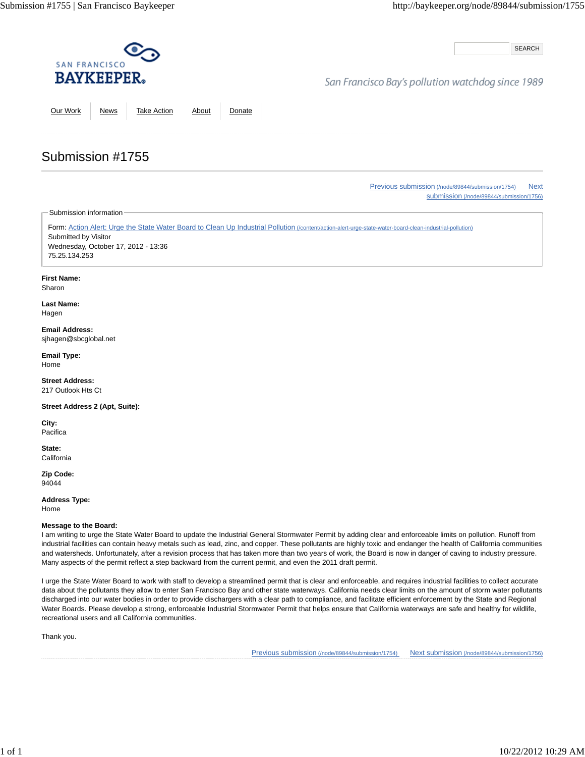SAN FRANCISCO
BAYKEEPER®

San Francisco Bay's pollution watchdog since 1989

SEARCH

Our Work | News | Take Action | About | Donate

# Submission #1755

Previous submission (/node/89844/submission/1754) Next submission (/node/89844/submission/1756)

Submission information

Form: Action Alert: Urge the State Water Board to Clean Up Industrial Pollution (/content/action-alert-urge-state-water-board-clean-industrial-pollution)
Submitted by Visitor
Wednesday, October 17, 2012 - 13:36
75.25.134.253

**First Name:**
Sharon

**Last Name:**
Hagen

**Email Address:**
sjhagen@sbcglobal.net

**Email Type:**
Home

**Street Address:**
217 Outlook Hts Ct

**Street Address 2 (Apt, Suite):**

**City:**
Pacifica

**State:**
California

**Zip Code:**
94044

**Address Type:**
Home

**Message to the Board:**
I am writing to urge the State Water Board to update the Industrial General Stormwater Permit by adding clear and enforceable limits on pollution. Runoff from industrial facilities can contain heavy metals such as lead, zinc, and copper. These pollutants are highly toxic and endanger the health of California communities and watersheds. Unfortunately, after a revision process that has taken more than two years of work, the Board is now in danger of caving to industry pressure. Many aspects of the permit reflect a step backward from the current permit, and even the 2011 draft permit.

I urge the State Water Board to work with staff to develop a streamlined permit that is clear and enforceable, and requires industrial facilities to collect accurate data about the pollutants they allow to enter San Francisco Bay and other state waterways. California needs clear limits on the amount of storm water pollutants discharged into our water bodies in order to provide dischargers with a clear path to compliance, and facilitate efficient enforcement by the State and Regional Water Boards. Please develop a strong, enforceable Industrial Stormwater Permit that helps ensure that California waterways are safe and healthy for wildlife, recreational users and all California communities.

Thank you.

Previous submission (/node/89844/submission/1754) Next submission (/node/89844/submission/1756)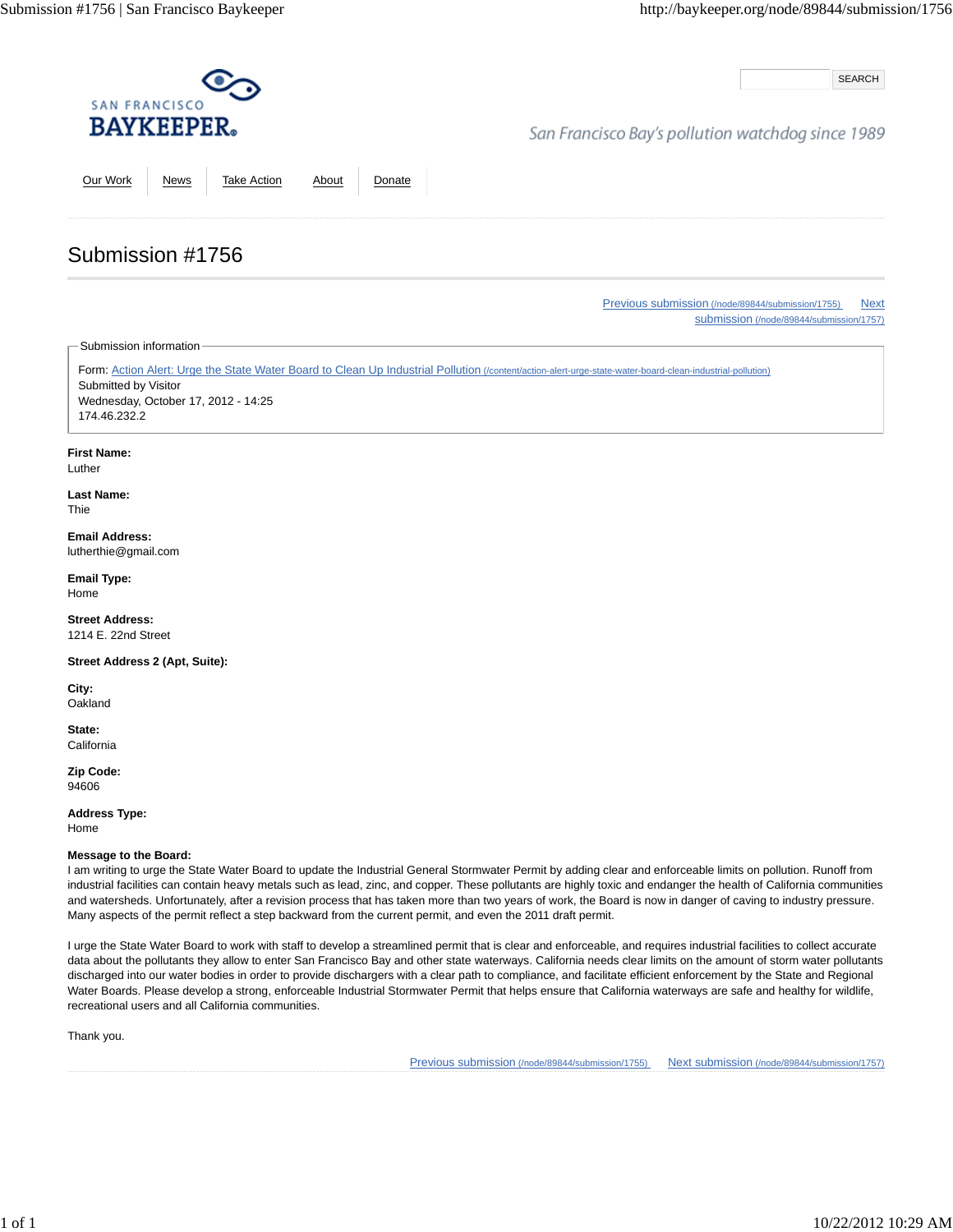SAN FRANCISCO
**BAYKEEPER®**

San Francisco Bay's pollution watchdog since 1989

SEARCH

Our Work | News | Take Action | About | Donate

# Submission #1756

Previous submission (/node/89844/submission/1755) Next submission (/node/89844/submission/1757)

Submission information

Form: Action Alert: Urge the State Water Board to Clean Up Industrial Pollution (/content/action-alert-urge-state-water-board-clean-industrial-pollution)
Submitted by Visitor
Wednesday, October 17, 2012 - 14:25
174.46.232.2

**First Name:**
Luther

**Last Name:**
Thie

**Email Address:**
lutherthie@gmail.com

**Email Type:**
Home

**Street Address:**
1214 E. 22nd Street

**Street Address 2 (Apt, Suite):**

**City:**
Oakland

**State:**
California

**Zip Code:**
94606

**Address Type:**
Home

**Message to the Board:**
I am writing to urge the State Water Board to update the Industrial General Stormwater Permit by adding clear and enforceable limits on pollution. Runoff from industrial facilities can contain heavy metals such as lead, zinc, and copper. These pollutants are highly toxic and endanger the health of California communities and watersheds. Unfortunately, after a revision process that has taken more than two years of work, the Board is now in danger of caving to industry pressure. Many aspects of the permit reflect a step backward from the current permit, and even the 2011 draft permit.

I urge the State Water Board to work with staff to develop a streamlined permit that is clear and enforceable, and requires industrial facilities to collect accurate data about the pollutants they allow to enter San Francisco Bay and other state waterways. California needs clear limits on the amount of storm water pollutants discharged into our water bodies in order to provide dischargers with a clear path to compliance, and facilitate efficient enforcement by the State and Regional Water Boards. Please develop a strong, enforceable Industrial Stormwater Permit that helps ensure that California waterways are safe and healthy for wildlife, recreational users and all California communities.

Thank you.

Previous submission (/node/89844/submission/1755) Next submission (/node/89844/submission/1757)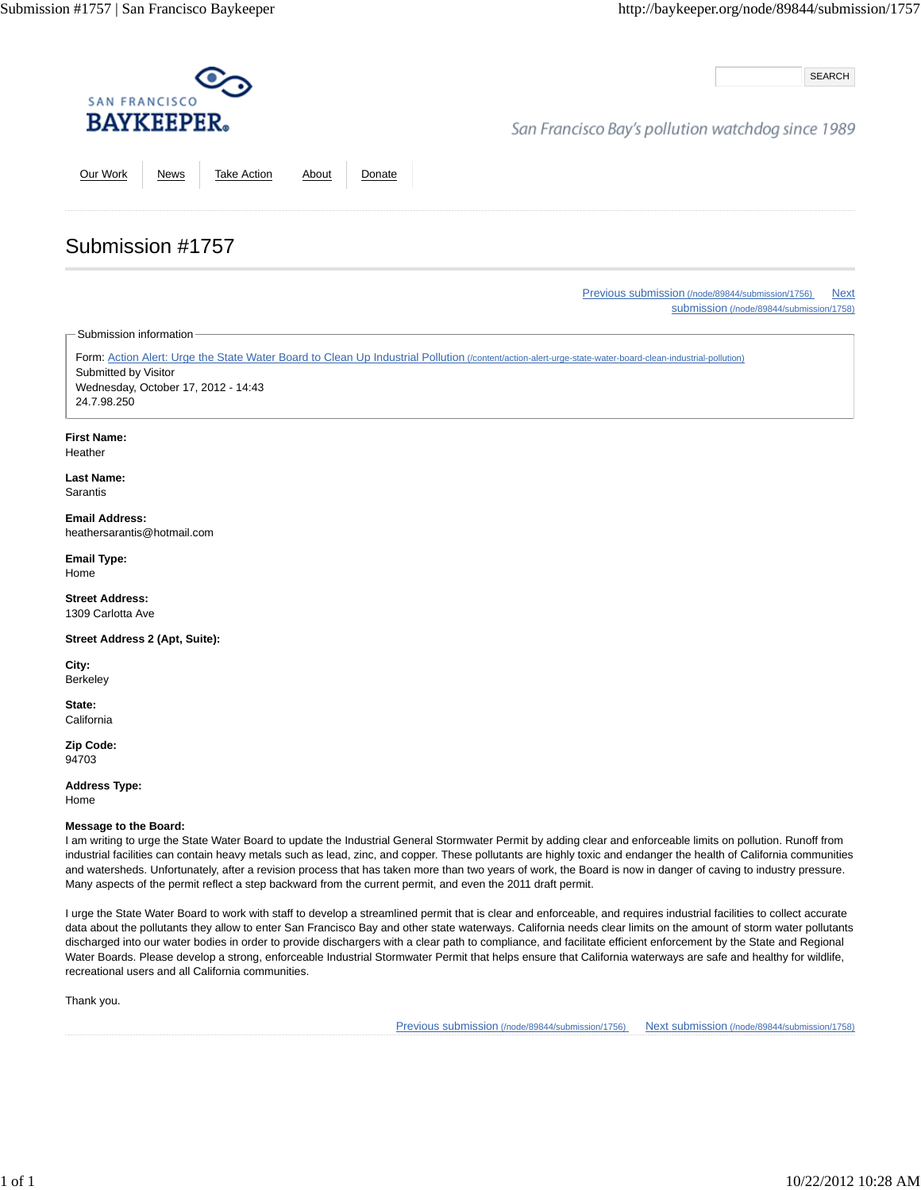SAN FRANCISCO **BAYKEEPER**

San Francisco Bay's pollution watchdog since 1989

Our Work | News | Take Action | About | Donate

# Submission #1757

Previous submission (/node/89844/submission/1756) Next submission (/node/89844/submission/1758)

Submission information

Form: Action Alert: Urge the State Water Board to Clean Up Industrial Pollution (/content/action-alert-urge-state-water-board-clean-industrial-pollution)
Submitted by Visitor
Wednesday, October 17, 2012 - 14:43
24.7.98.250

**First Name:**
Heather

**Last Name:**
Sarantis

**Email Address:**
heathersarantis@hotmail.com

**Email Type:**
Home

**Street Address:**
1309 Carlotta Ave

**Street Address 2 (Apt, Suite):**

**City:**
Berkeley

**State:**
California

**Zip Code:**
94703

**Address Type:**
Home

**Message to the Board:**
I am writing to urge the State Water Board to update the Industrial General Stormwater Permit by adding clear and enforceable limits on pollution. Runoff from industrial facilities can contain heavy metals such as lead, zinc, and copper. These pollutants are highly toxic and endanger the health of California communities and watersheds. Unfortunately, after a revision process that has taken more than two years of work, the Board is now in danger of caving to industry pressure. Many aspects of the permit reflect a step backward from the current permit, and even the 2011 draft permit.

I urge the State Water Board to work with staff to develop a streamlined permit that is clear and enforceable, and requires industrial facilities to collect accurate data about the pollutants they allow to enter San Francisco Bay and other state waterways. California needs clear limits on the amount of storm water pollutants discharged into our water bodies in order to provide dischargers with a clear path to compliance, and facilitate efficient enforcement by the State and Regional Water Boards. Please develop a strong, enforceable Industrial Stormwater Permit that helps ensure that California waterways are safe and healthy for wildlife, recreational users and all California communities.

Thank you.

Previous submission (/node/89844/submission/1756) Next submission (/node/89844/submission/1758)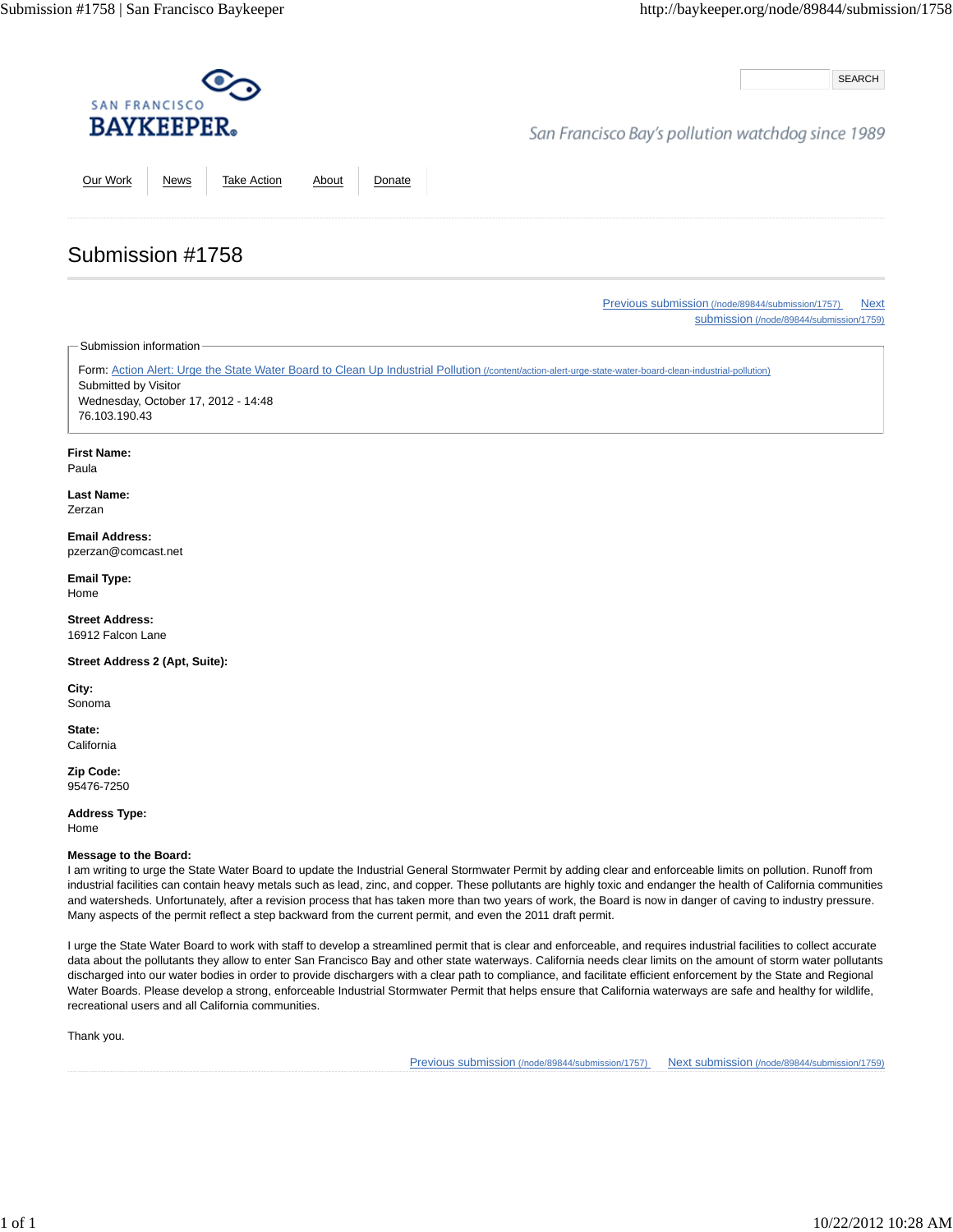SAN FRANCISCO
BAYKEEPER®

SEARCH

San Francisco Bay's pollution watchdog since 1989

Our Work | News | Take Action | About | Donate

# Submission #1758

Previous submission (/node/89844/submission/1757) Next submission (/node/89844/submission/1759)

Submission information

Form: Action Alert: Urge the State Water Board to Clean Up Industrial Pollution (/content/action-alert-urge-state-water-board-clean-industrial-pollution)
Submitted by Visitor
Wednesday, October 17, 2012 - 14:48
76.103.190.43

**First Name:**
Paula

**Last Name:**
Zerzan

**Email Address:**
pzerzan@comcast.net

**Email Type:**
Home

**Street Address:**
16912 Falcon Lane

**Street Address 2 (Apt, Suite):**

**City:**
Sonoma

**State:**
California

**Zip Code:**
95476-7250

**Address Type:**
Home

**Message to the Board:**
I am writing to urge the State Water Board to update the Industrial General Stormwater Permit by adding clear and enforceable limits on pollution. Runoff from industrial facilities can contain heavy metals such as lead, zinc, and copper. These pollutants are highly toxic and endanger the health of California communities and watersheds. Unfortunately, after a revision process that has taken more than two years of work, the Board is now in danger of caving to industry pressure. Many aspects of the permit reflect a step backward from the current permit, and even the 2011 draft permit.

I urge the State Water Board to work with staff to develop a streamlined permit that is clear and enforceable, and requires industrial facilities to collect accurate data about the pollutants they allow to enter San Francisco Bay and other state waterways. California needs clear limits on the amount of storm water pollutants discharged into our water bodies in order to provide dischargers with a clear path to compliance, and facilitate efficient enforcement by the State and Regional Water Boards. Please develop a strong, enforceable Industrial Stormwater Permit that helps ensure that California waterways are safe and healthy for wildlife, recreational users and all California communities.

Thank you.

Previous submission (/node/89844/submission/1757) Next submission (/node/89844/submission/1759)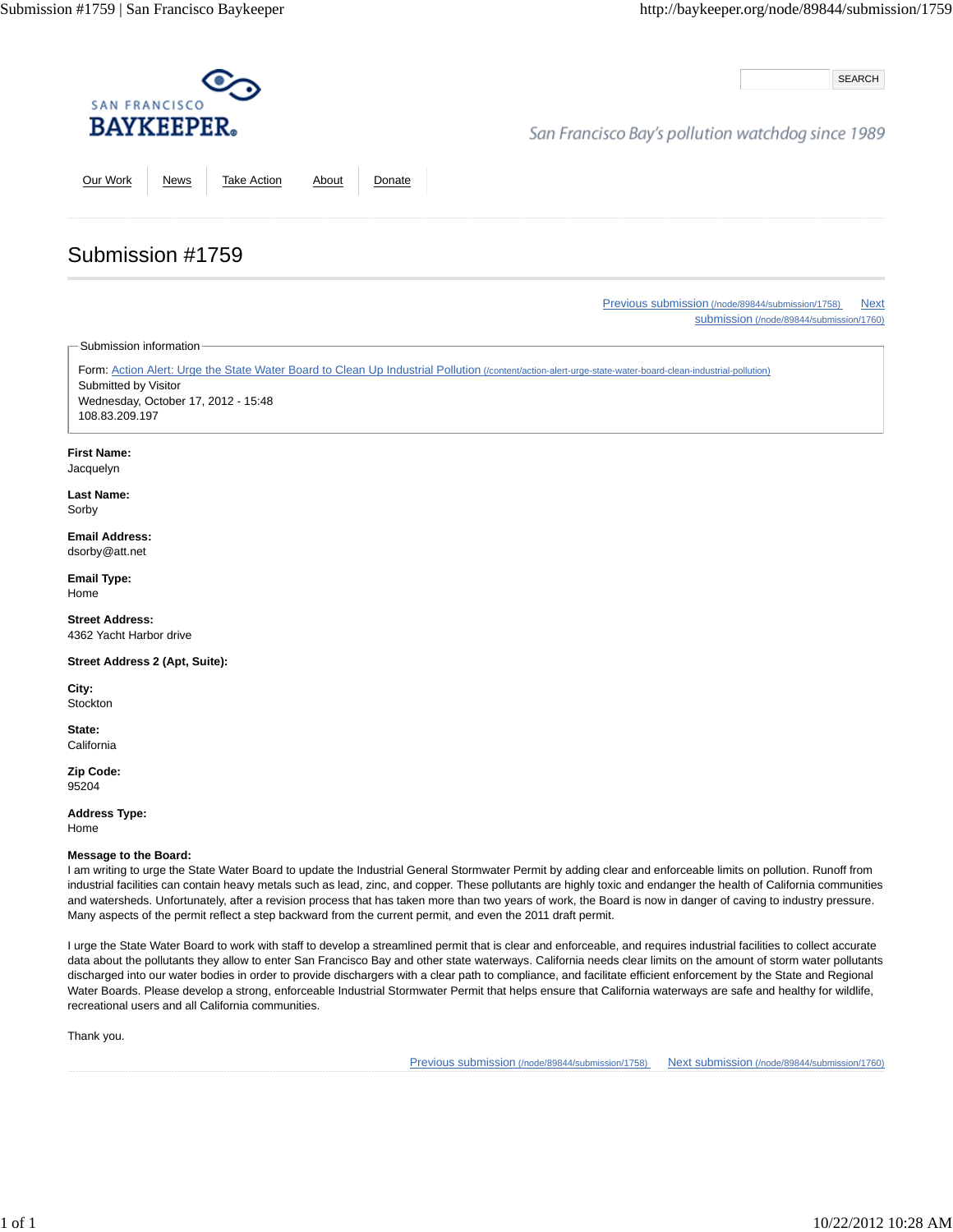SAN FRANCISCO
BAYKEEPER

San Francisco Bay's pollution watchdog since 1989

SEARCH

Our Work | News | Take Action | About | Donate

# Submission #1759

Previous submission (/node/89844/submission/1758) Next submission (/node/89844/submission/1760)

Submission information

Form: Action Alert: Urge the State Water Board to Clean Up Industrial Pollution (/content/action-alert-urge-state-water-board-clean-industrial-pollution)
Submitted by Visitor
Wednesday, October 17, 2012 - 15:48
108.83.209.197

**First Name:**
Jacquelyn

**Last Name:**
Sorby

**Email Address:**
dsorby@att.net

**Email Type:**
Home

**Street Address:**
4362 Yacht Harbor drive

**Street Address 2 (Apt, Suite):**

**City:**
Stockton

**State:**
California

**Zip Code:**
95204

**Address Type:**
Home

**Message to the Board:**
I am writing to urge the State Water Board to update the Industrial General Stormwater Permit by adding clear and enforceable limits on pollution. Runoff from industrial facilities can contain heavy metals such as lead, zinc, and copper. These pollutants are highly toxic and endanger the health of California communities and watersheds. Unfortunately, after a revision process that has taken more than two years of work, the Board is now in danger of caving to industry pressure. Many aspects of the permit reflect a step backward from the current permit, and even the 2011 draft permit.

I urge the State Water Board to work with staff to develop a streamlined permit that is clear and enforceable, and requires industrial facilities to collect accurate data about the pollutants they allow to enter San Francisco Bay and other state waterways. California needs clear limits on the amount of storm water pollutants discharged into our water bodies in order to provide dischargers with a clear path to compliance, and facilitate efficient enforcement by the State and Regional Water Boards. Please develop a strong, enforceable Industrial Stormwater Permit that helps ensure that California waterways are safe and healthy for wildlife, recreational users and all California communities.

Thank you.

Previous submission (/node/89844/submission/1758) Next submission (/node/89844/submission/1760)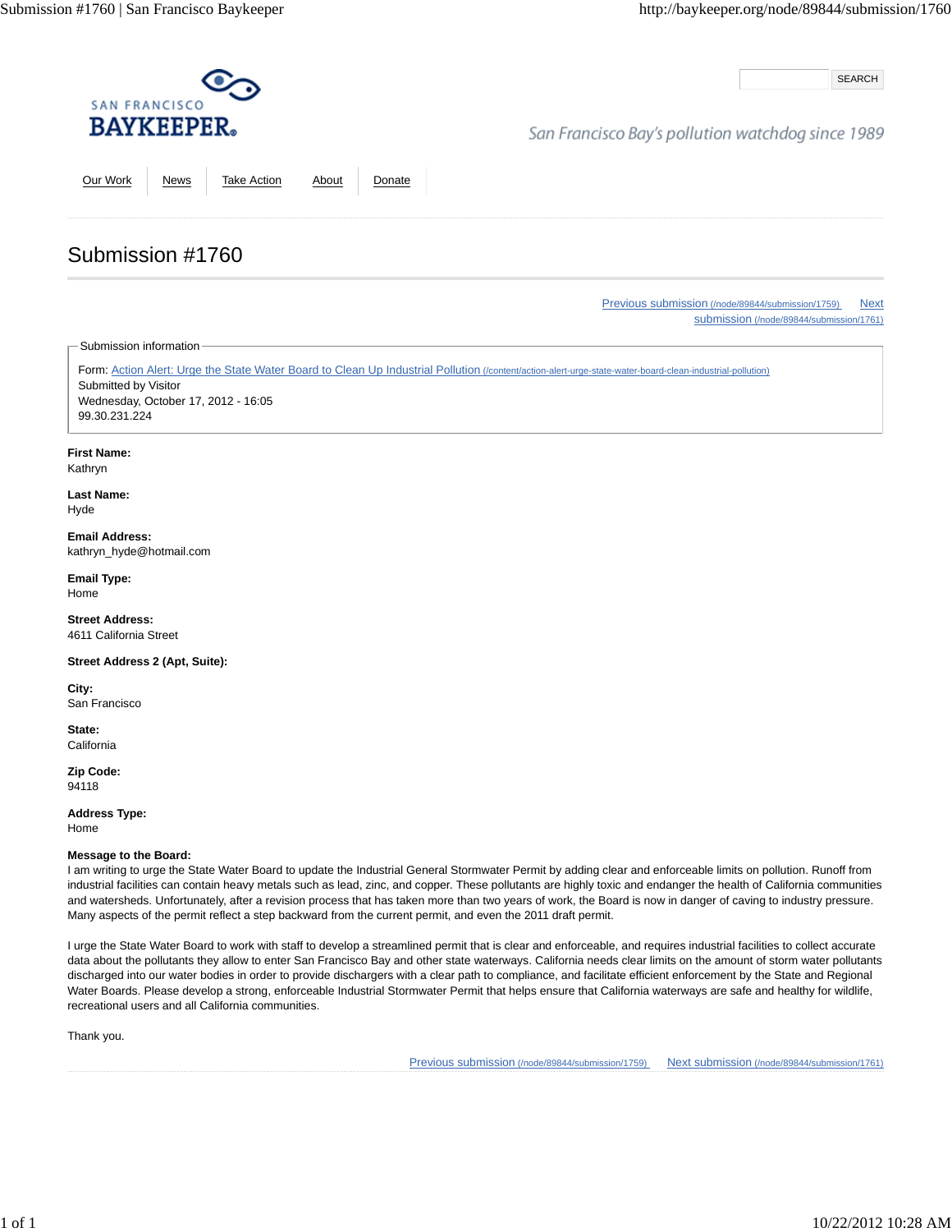SAN FRANCISCO
BAYKEEPER

SEARCH

San Francisco Bay's pollution watchdog since 1989

Our Work | News | Take Action | About | Donate

# Submission #1760

Previous submission (/node/89844/submission/1759) Next submission (/node/89844/submission/1761)

Submission information

Form: Action Alert: Urge the State Water Board to Clean Up Industrial Pollution (/content/action-alert-urge-state-water-board-clean-industrial-pollution)
Submitted by Visitor
Wednesday, October 17, 2012 - 16:05
99.30.231.224

**First Name:**
Kathryn

**Last Name:**
Hyde

**Email Address:**
kathryn_hyde@hotmail.com

**Email Type:**
Home

**Street Address:**
4611 California Street

**Street Address 2 (Apt, Suite):**

**City:**
San Francisco

**State:**
California

**Zip Code:**
94118

**Address Type:**
Home

**Message to the Board:**
I am writing to urge the State Water Board to update the Industrial General Stormwater Permit by adding clear and enforceable limits on pollution. Runoff from industrial facilities can contain heavy metals such as lead, zinc, and copper. These pollutants are highly toxic and endanger the health of California communities and watersheds. Unfortunately, after a revision process that has taken more than two years of work, the Board is now in danger of caving to industry pressure. Many aspects of the permit reflect a step backward from the current permit, and even the 2011 draft permit.

I urge the State Water Board to work with staff to develop a streamlined permit that is clear and enforceable, and requires industrial facilities to collect accurate data about the pollutants they allow to enter San Francisco Bay and other state waterways. California needs clear limits on the amount of storm water pollutants discharged into our water bodies in order to provide dischargers with a clear path to compliance, and facilitate efficient enforcement by the State and Regional Water Boards. Please develop a strong, enforceable Industrial Stormwater Permit that helps ensure that California waterways are safe and healthy for wildlife, recreational users and all California communities.

Thank you.

Previous submission (/node/89844/submission/1759) Next submission (/node/89844/submission/1761)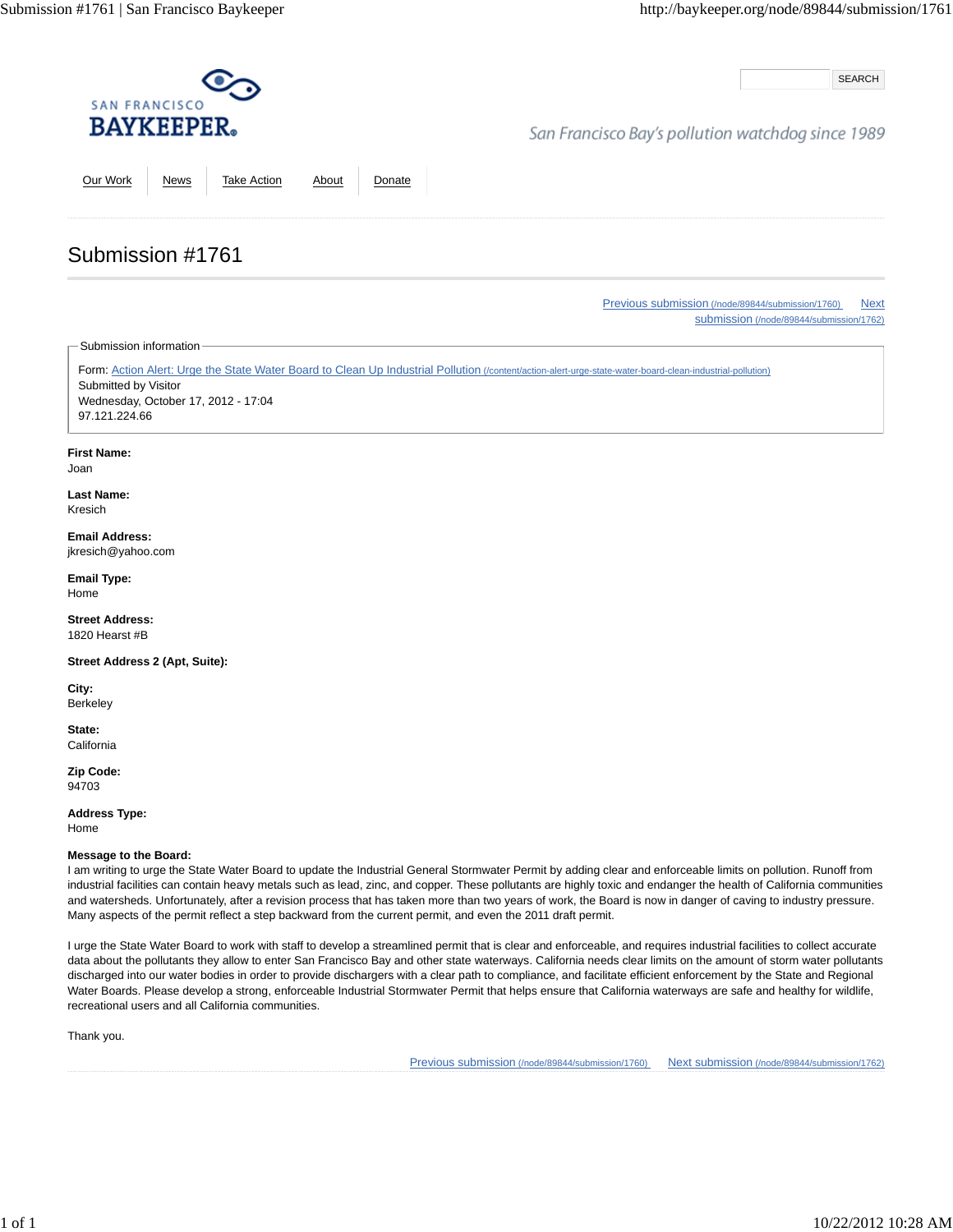SAN FRANCISCO
**BAYKEEPER**

San Francisco Bay's pollution watchdog since 1989

SEARCH

Our Work | News | Take Action | About | Donate

# Submission #1761

[Previous submission (/node/89844/submission/1760)](/node/89844/submission/1760) [Next submission (/node/89844/submission/1762)](/node/89844/submission/1762)

Submission information

Form: [Action Alert: Urge the State Water Board to Clean Up Industrial Pollution (/content/action-alert-urge-state-water-board-clean-industrial-pollution)](/content/action-alert-urge-state-water-board-clean-industrial-pollution)
Submitted by Visitor
Wednesday, October 17, 2012 - 17:04
97.121.224.66

**First Name:**
Joan

**Last Name:**
Kresich

**Email Address:**
jkresich@yahoo.com

**Email Type:**
Home

**Street Address:**
1820 Hearst #B

**Street Address 2 (Apt, Suite):**

**City:**
Berkeley

**State:**
California

**Zip Code:**
94703

**Address Type:**
Home

**Message to the Board:**
I am writing to urge the State Water Board to update the Industrial General Stormwater Permit by adding clear and enforceable limits on pollution. Runoff from industrial facilities can contain heavy metals such as lead, zinc, and copper. These pollutants are highly toxic and endanger the health of California communities and watersheds. Unfortunately, after a revision process that has taken more than two years of work, the Board is now in danger of caving to industry pressure. Many aspects of the permit reflect a step backward from the current permit, and even the 2011 draft permit.

I urge the State Water Board to work with staff to develop a streamlined permit that is clear and enforceable, and requires industrial facilities to collect accurate data about the pollutants they allow to enter San Francisco Bay and other state waterways. California needs clear limits on the amount of storm water pollutants discharged into our water bodies in order to provide dischargers with a clear path to compliance, and facilitate efficient enforcement by the State and Regional Water Boards. Please develop a strong, enforceable Industrial Stormwater Permit that helps ensure that California waterways are safe and healthy for wildlife, recreational users and all California communities.

Thank you.

[Previous submission (/node/89844/submission/1760)](/node/89844/submission/1760) [Next submission (/node/89844/submission/1762)](/node/89844/submission/1762)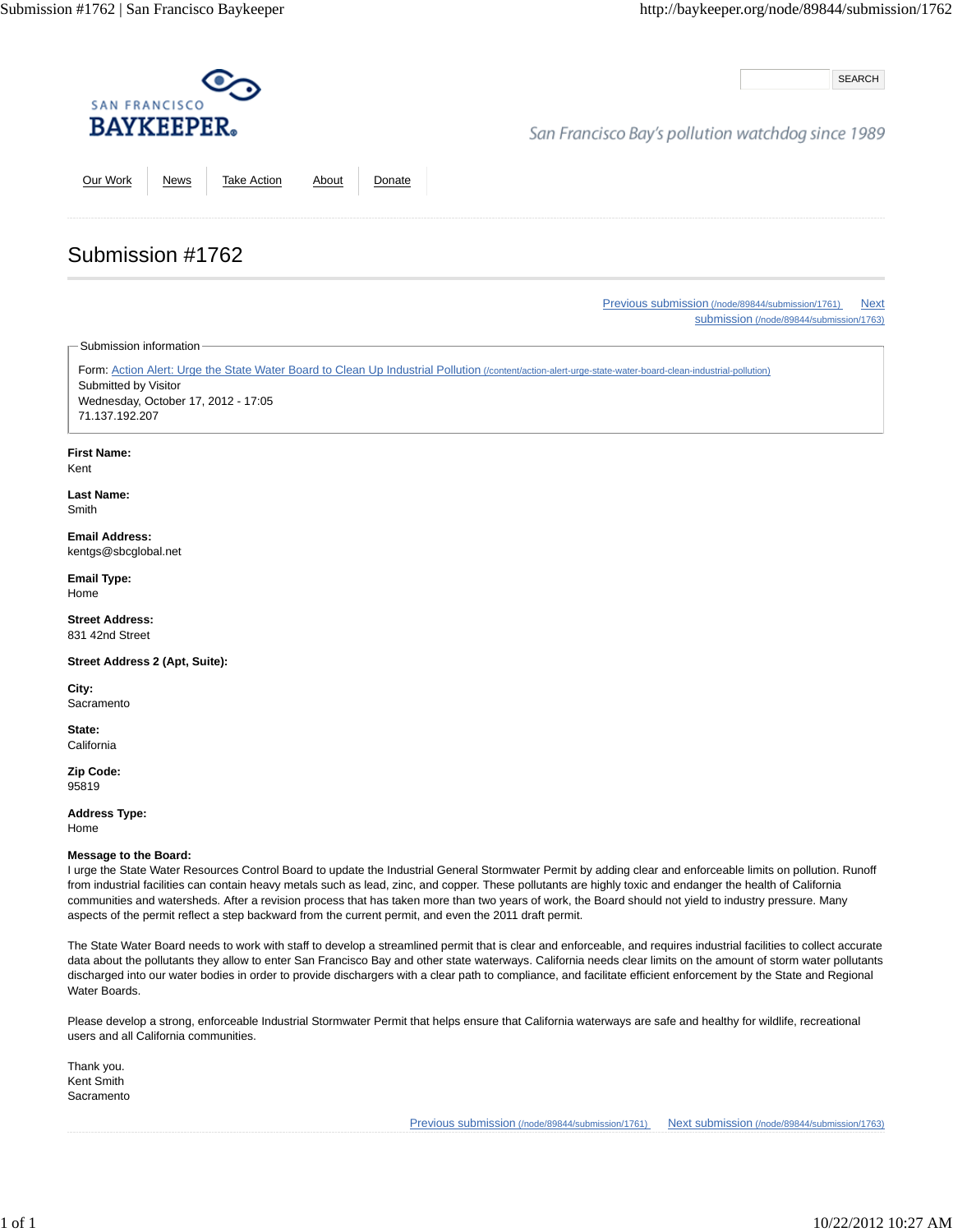SAN FRANCISCO BAYKEEPER

SEARCH

San Francisco Bay's pollution watchdog since 1989

Our Work | News | Take Action | About | Donate

# Submission #1762

Previous submission (/node/89844/submission/1761) Next submission (/node/89844/submission/1763)

Submission information

Form: Action Alert: Urge the State Water Board to Clean Up Industrial Pollution (/content/action-alert-urge-state-water-board-clean-industrial-pollution)
Submitted by Visitor
Wednesday, October 17, 2012 - 17:05
71.137.192.207

**First Name:**
Kent

**Last Name:**
Smith

**Email Address:**
kentgs@sbcglobal.net

**Email Type:**
Home

**Street Address:**
831 42nd Street

**Street Address 2 (Apt, Suite):**

**City:**
Sacramento

**State:**
California

**Zip Code:**
95819

**Address Type:**
Home

**Message to the Board:**
I urge the State Water Resources Control Board to update the Industrial General Stormwater Permit by adding clear and enforceable limits on pollution. Runoff from industrial facilities can contain heavy metals such as lead, zinc, and copper. These pollutants are highly toxic and endanger the health of California communities and watersheds. After a revision process that has taken more than two years of work, the Board should not yield to industry pressure. Many aspects of the permit reflect a step backward from the current permit, and even the 2011 draft permit.

The State Water Board needs to work with staff to develop a streamlined permit that is clear and enforceable, and requires industrial facilities to collect accurate data about the pollutants they allow to enter San Francisco Bay and other state waterways. California needs clear limits on the amount of storm water pollutants discharged into our water bodies in order to provide dischargers with a clear path to compliance, and facilitate efficient enforcement by the State and Regional Water Boards.

Please develop a strong, enforceable Industrial Stormwater Permit that helps ensure that California waterways are safe and healthy for wildlife, recreational users and all California communities.

Thank you.
Kent Smith
Sacramento

Previous submission (/node/89844/submission/1761) Next submission (/node/89844/submission/1763)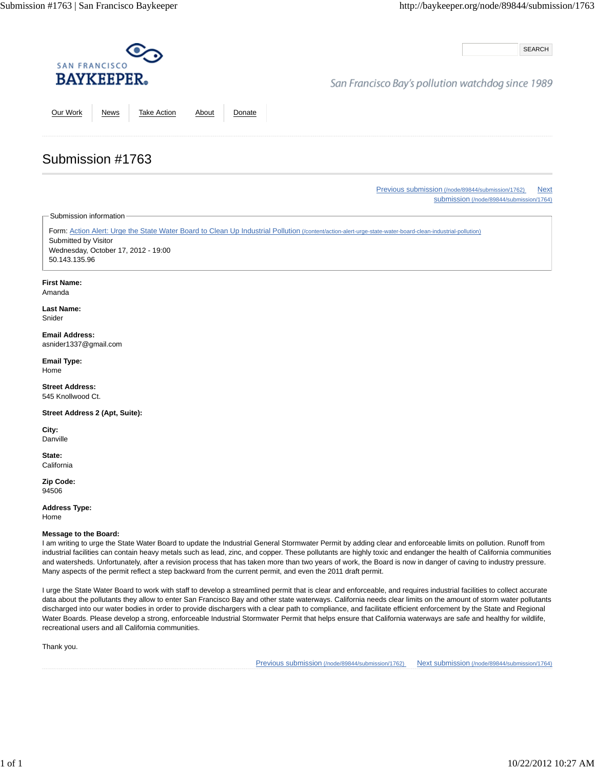SAN FRANCISCO
BAYKEEPER

San Francisco Bay's pollution watchdog since 1989

SEARCH

Our Work | News | Take Action | About | Donate

# Submission #1763

[Previous submission (/node/89844/submission/1762)](/node/89844/submission/1762) [Next submission (/node/89844/submission/1764)](/node/89844/submission/1764)

Submission information

Form: [Action Alert: Urge the State Water Board to Clean Up Industrial Pollution (/content/action-alert-urge-state-water-board-clean-industrial-pollution)](/content/action-alert-urge-state-water-board-clean-industrial-pollution)
Submitted by Visitor
Wednesday, October 17, 2012 - 19:00
50.143.135.96

**First Name:**
Amanda

**Last Name:**
Snider

**Email Address:**
asnider1337@gmail.com

**Email Type:**
Home

**Street Address:**
545 Knollwood Ct.

**Street Address 2 (Apt, Suite):**

**City:**
Danville

**State:**
California

**Zip Code:**
94506

**Address Type:**
Home

**Message to the Board:**
I am writing to urge the State Water Board to update the Industrial General Stormwater Permit by adding clear and enforceable limits on pollution. Runoff from industrial facilities can contain heavy metals such as lead, zinc, and copper. These pollutants are highly toxic and endanger the health of California communities and watersheds. Unfortunately, after a revision process that has taken more than two years of work, the Board is now in danger of caving to industry pressure. Many aspects of the permit reflect a step backward from the current permit, and even the 2011 draft permit.

I urge the State Water Board to work with staff to develop a streamlined permit that is clear and enforceable, and requires industrial facilities to collect accurate data about the pollutants they allow to enter San Francisco Bay and other state waterways. California needs clear limits on the amount of storm water pollutants discharged into our water bodies in order to provide dischargers with a clear path to compliance, and facilitate efficient enforcement by the State and Regional Water Boards. Please develop a strong, enforceable Industrial Stormwater Permit that helps ensure that California waterways are safe and healthy for wildlife, recreational users and all California communities.

Thank you.

[Previous submission (/node/89844/submission/1762)](/node/89844/submission/1762) [Next submission (/node/89844/submission/1764)](/node/89844/submission/1764)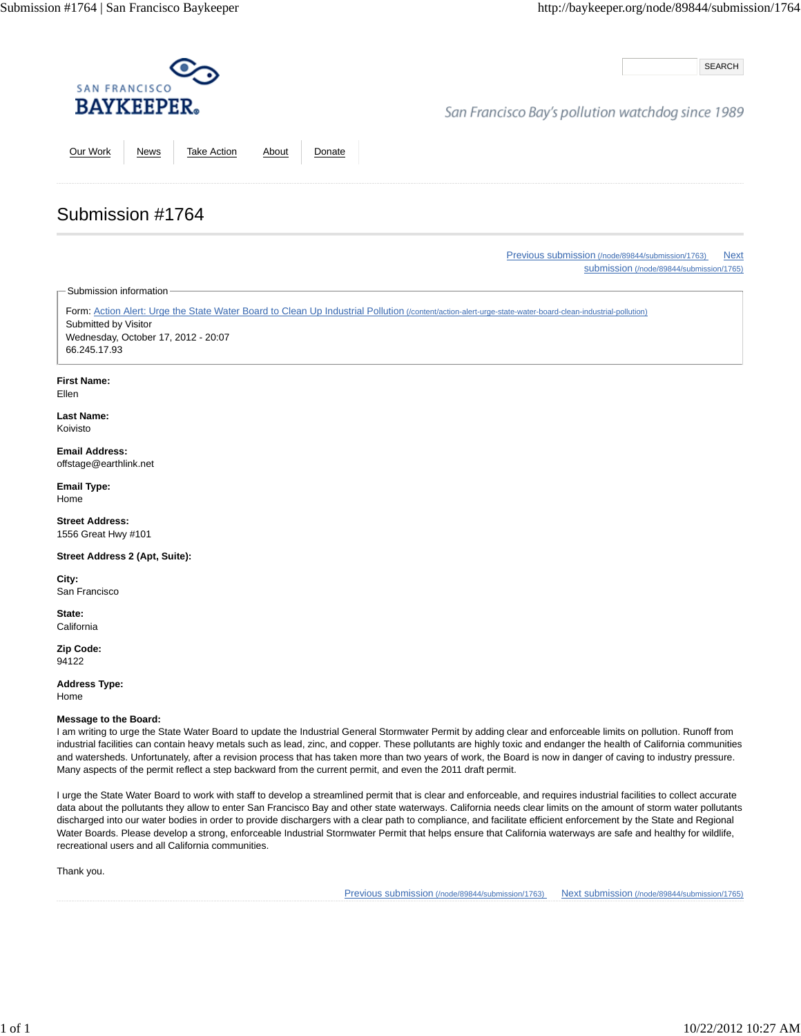SAN FRANCISCO
BAYKEEPER

SEARCH

San Francisco Bay's pollution watchdog since 1989

Our Work | News | Take Action | About | Donate

# Submission #1764

Previous submission (/node/89844/submission/1763) Next submission (/node/89844/submission/1765)

Submission information

Form: Action Alert: Urge the State Water Board to Clean Up Industrial Pollution (/content/action-alert-urge-state-water-board-clean-industrial-pollution)
Submitted by Visitor
Wednesday, October 17, 2012 - 20:07
66.245.17.93

**First Name:**
Ellen

**Last Name:**
Koivisto

**Email Address:**
offstage@earthlink.net

**Email Type:**
Home

**Street Address:**
1556 Great Hwy #101

**Street Address 2 (Apt, Suite):**

**City:**
San Francisco

**State:**
California

**Zip Code:**
94122

**Address Type:**
Home

**Message to the Board:**
I am writing to urge the State Water Board to update the Industrial General Stormwater Permit by adding clear and enforceable limits on pollution. Runoff from industrial facilities can contain heavy metals such as lead, zinc, and copper. These pollutants are highly toxic and endanger the health of California communities and watersheds. Unfortunately, after a revision process that has taken more than two years of work, the Board is now in danger of caving to industry pressure. Many aspects of the permit reflect a step backward from the current permit, and even the 2011 draft permit.

I urge the State Water Board to work with staff to develop a streamlined permit that is clear and enforceable, and requires industrial facilities to collect accurate data about the pollutants they allow to enter San Francisco Bay and other state waterways. California needs clear limits on the amount of storm water pollutants discharged into our water bodies in order to provide dischargers with a clear path to compliance, and facilitate efficient enforcement by the State and Regional Water Boards. Please develop a strong, enforceable Industrial Stormwater Permit that helps ensure that California waterways are safe and healthy for wildlife, recreational users and all California communities.

Thank you.

Previous submission (/node/89844/submission/1763) Next submission (/node/89844/submission/1765)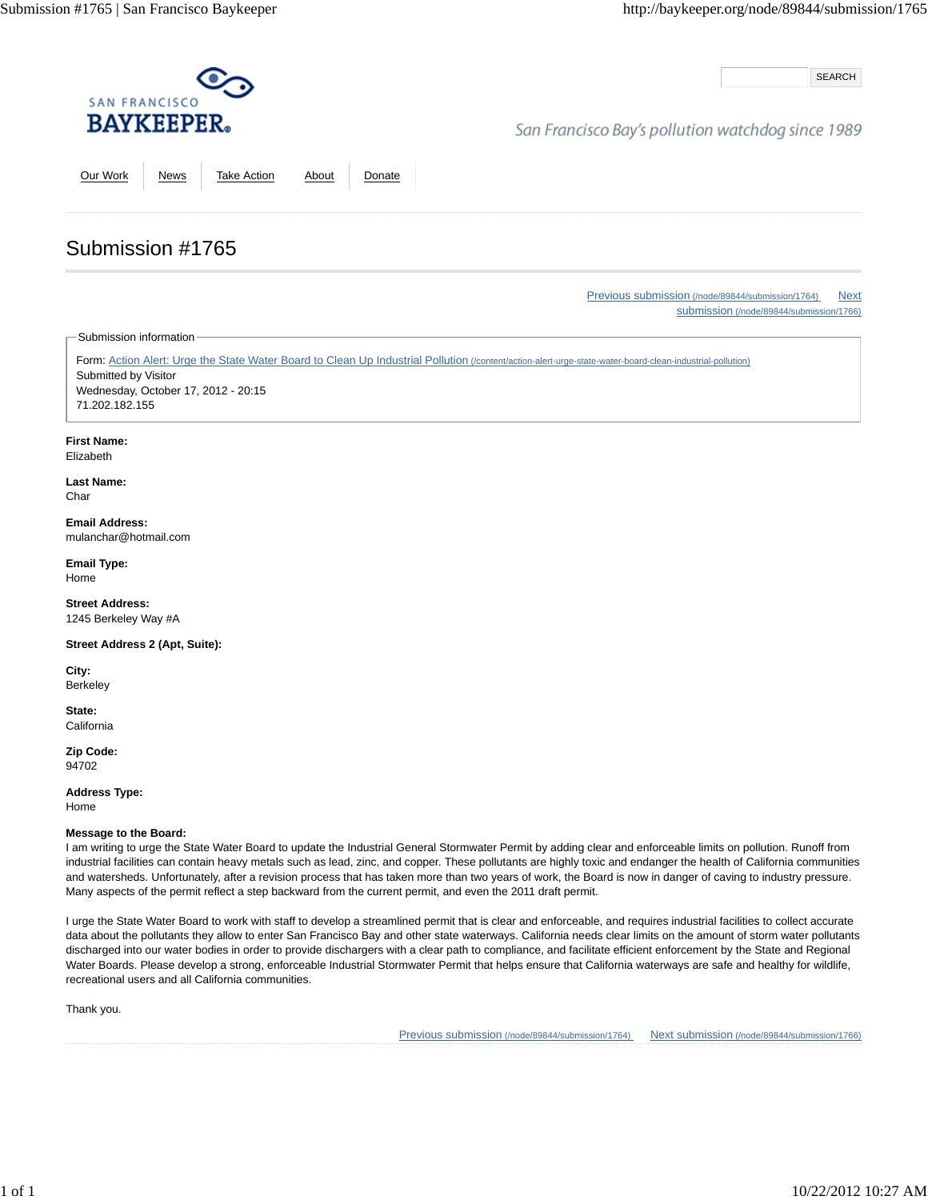San Francisco Baykeeper

San Francisco Bay's pollution watchdog since 1989

Our Work | News | Take Action | About | Donate

# Submission #1765

Previous submission (/node/89844/submission/1764) Next submission (/node/89844/submission/1766)

Submission information

Form: Action Alert: Urge the State Water Board to Clean Up Industrial Pollution (/content/action-alert-urge-state-water-board-clean-industrial-pollution)
Submitted by Visitor
Wednesday, October 17, 2012 - 20:15
71.202.182.155

**First Name:**
Elizabeth

**Last Name:**
Char

**Email Address:**
mulanchar@hotmail.com

**Email Type:**
Home

**Street Address:**
1245 Berkeley Way #A

**Street Address 2 (Apt, Suite):**

**City:**
Berkeley

**State:**
California

**Zip Code:**
94702

**Address Type:**
Home

**Message to the Board:**
I am writing to urge the State Water Board to update the Industrial General Stormwater Permit by adding clear and enforceable limits on pollution. Runoff from industrial facilities can contain heavy metals such as lead, zinc, and copper. These pollutants are highly toxic and endanger the health of California communities and watersheds. Unfortunately, after a revision process that has taken more than two years of work, the Board is now in danger of caving to industry pressure. Many aspects of the permit reflect a step backward from the current permit, and even the 2011 draft permit.

I urge the State Water Board to work with staff to develop a streamlined permit that is clear and enforceable, and requires industrial facilities to collect accurate data about the pollutants they allow to enter San Francisco Bay and other state waterways. California needs clear limits on the amount of storm water pollutants discharged into our water bodies in order to provide dischargers with a clear path to compliance, and facilitate efficient enforcement by the State and Regional Water Boards. Please develop a strong, enforceable Industrial Stormwater Permit that helps ensure that California waterways are safe and healthy for wildlife, recreational users and all California communities.

Thank you.

Previous submission (/node/89844/submission/1764) Next submission (/node/89844/submission/1766)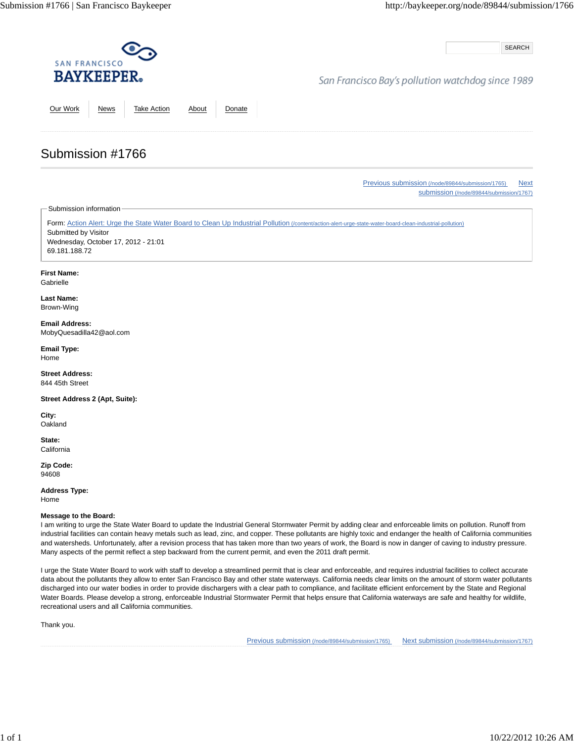SAN FRANCISCO
BAYKEEPER®

San Francisco Bay's pollution watchdog since 1989

SEARCH

Our Work | News | Take Action | About | Donate

# Submission #1766

Previous submission (/node/89844/submission/1765) Next submission (/node/89844/submission/1767)

Submission information

Form: Action Alert: Urge the State Water Board to Clean Up Industrial Pollution (/content/action-alert-urge-state-water-board-clean-industrial-pollution)
Submitted by Visitor
Wednesday, October 17, 2012 - 21:01
69.181.188.72

**First Name:**
Gabrielle

**Last Name:**
Brown-Wing

**Email Address:**
MobyQuesadilla42@aol.com

**Email Type:**
Home

**Street Address:**
844 45th Street

**Street Address 2 (Apt, Suite):**

**City:**
Oakland

**State:**
California

**Zip Code:**
94608

**Address Type:**
Home

**Message to the Board:**
I am writing to urge the State Water Board to update the Industrial General Stormwater Permit by adding clear and enforceable limits on pollution. Runoff from industrial facilities can contain heavy metals such as lead, zinc, and copper. These pollutants are highly toxic and endanger the health of California communities and watersheds. Unfortunately, after a revision process that has taken more than two years of work, the Board is now in danger of caving to industry pressure. Many aspects of the permit reflect a step backward from the current permit, and even the 2011 draft permit.

I urge the State Water Board to work with staff to develop a streamlined permit that is clear and enforceable, and requires industrial facilities to collect accurate data about the pollutants they allow to enter San Francisco Bay and other state waterways. California needs clear limits on the amount of storm water pollutants discharged into our water bodies in order to provide dischargers with a clear path to compliance, and facilitate efficient enforcement by the State and Regional Water Boards. Please develop a strong, enforceable Industrial Stormwater Permit that helps ensure that California waterways are safe and healthy for wildlife, recreational users and all California communities.

Thank you.

Previous submission (/node/89844/submission/1765) Next submission (/node/89844/submission/1767)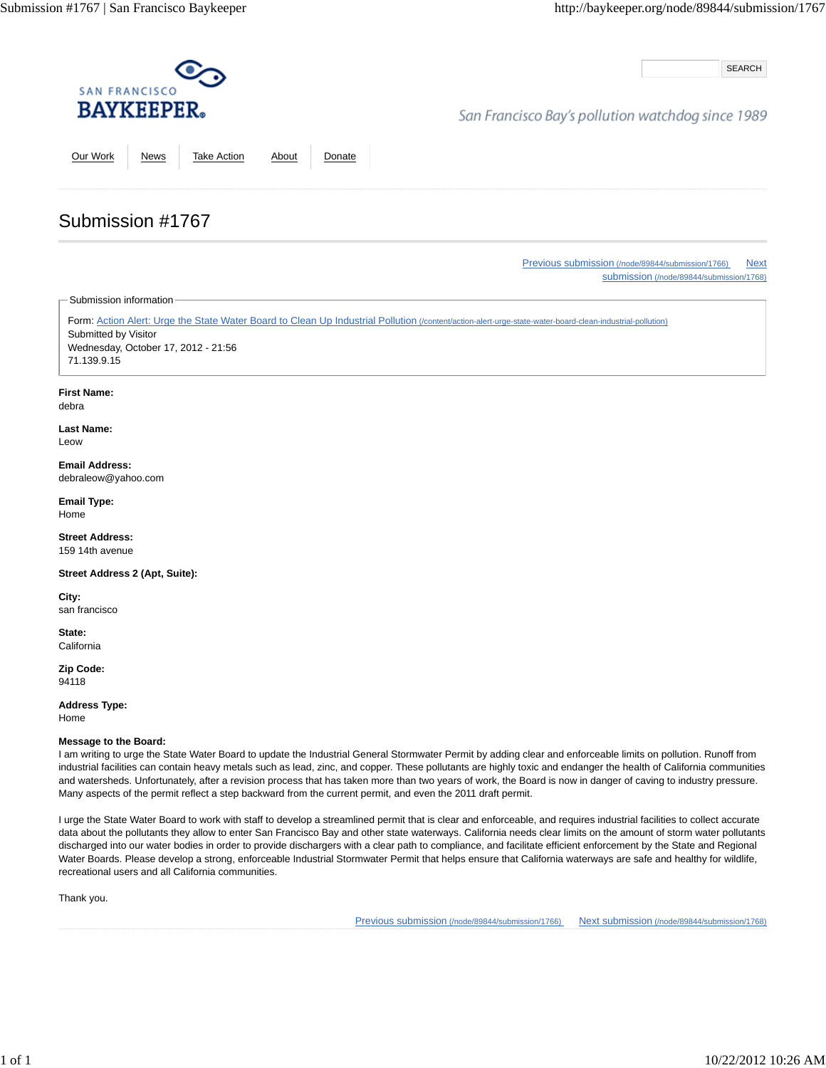SAN FRANCISCO
**BAYKEEPER**

San Francisco Bay's pollution watchdog since 1989

SEARCH

Our Work | News | Take Action | About | Donate

# Submission #1767

Previous submission (/node/89844/submission/1766) Next submission (/node/89844/submission/1768)

Submission information

Form: Action Alert: Urge the State Water Board to Clean Up Industrial Pollution (/content/action-alert-urge-state-water-board-clean-industrial-pollution)
Submitted by Visitor
Wednesday, October 17, 2012 - 21:56
71.139.9.15

**First Name:**
debra

**Last Name:**
Leow

**Email Address:**
debraleow@yahoo.com

**Email Type:**
Home

**Street Address:**
159 14th avenue

**Street Address 2 (Apt, Suite):**

**City:**
san francisco

**State:**
California

**Zip Code:**
94118

**Address Type:**
Home

**Message to the Board:**
I am writing to urge the State Water Board to update the Industrial General Stormwater Permit by adding clear and enforceable limits on pollution. Runoff from industrial facilities can contain heavy metals such as lead, zinc, and copper. These pollutants are highly toxic and endanger the health of California communities and watersheds. Unfortunately, after a revision process that has taken more than two years of work, the Board is now in danger of caving to industry pressure. Many aspects of the permit reflect a step backward from the current permit, and even the 2011 draft permit.

I urge the State Water Board to work with staff to develop a streamlined permit that is clear and enforceable, and requires industrial facilities to collect accurate data about the pollutants they allow to enter San Francisco Bay and other state waterways. California needs clear limits on the amount of storm water pollutants discharged into our water bodies in order to provide dischargers with a clear path to compliance, and facilitate efficient enforcement by the State and Regional Water Boards. Please develop a strong, enforceable Industrial Stormwater Permit that helps ensure that California waterways are safe and healthy for wildlife, recreational users and all California communities.

Thank you.

Previous submission (/node/89844/submission/1766) Next submission (/node/89844/submission/1768)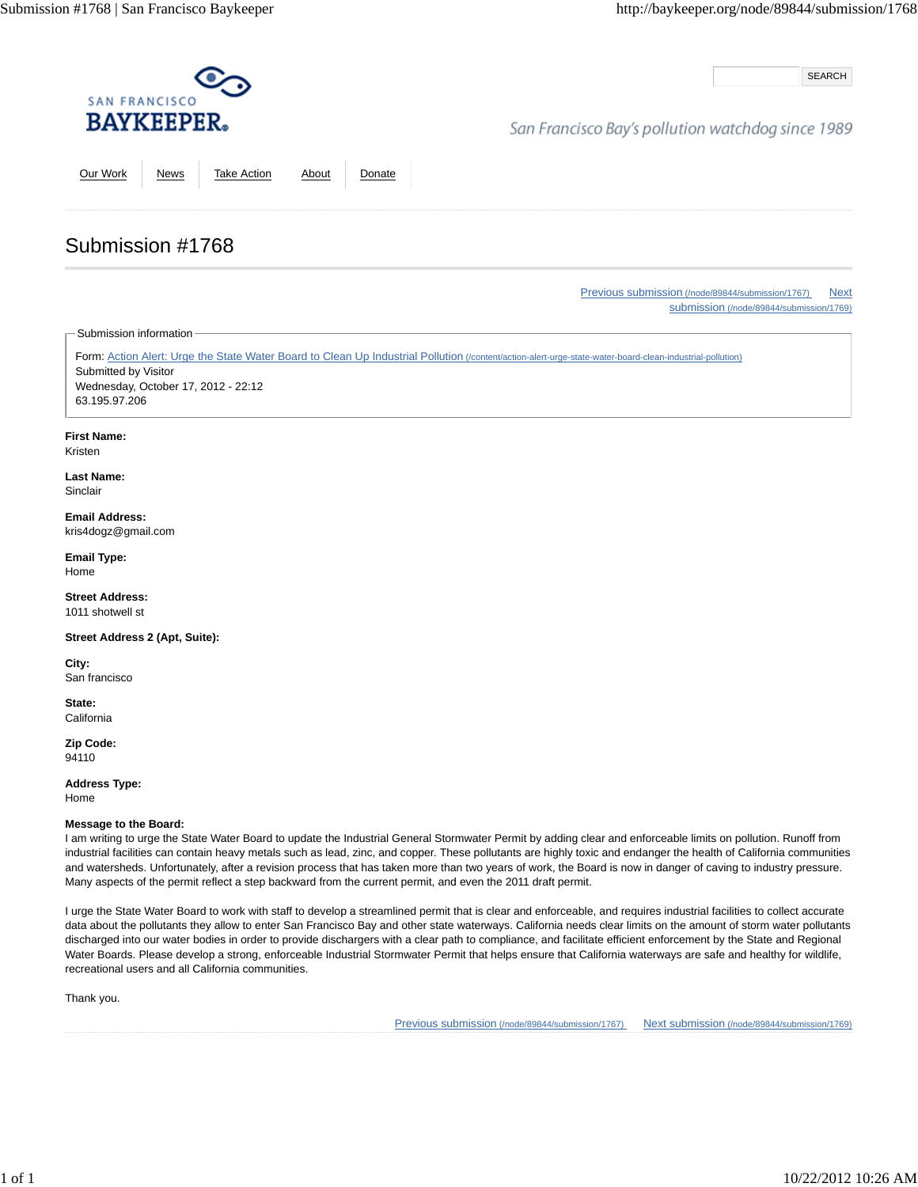SAN FRANCISCO BAYKEEPER

San Francisco Bay's pollution watchdog since 1989

Our Work | News | Take Action | About | Donate

# Submission #1768

Previous submission (/node/89844/submission/1767) Next submission (/node/89844/submission/1769)

Submission information

Form: Action Alert: Urge the State Water Board to Clean Up Industrial Pollution (/content/action-alert-urge-state-water-board-clean-industrial-pollution)
Submitted by Visitor
Wednesday, October 17, 2012 - 22:12
63.195.97.206

**First Name:**
Kristen

**Last Name:**
Sinclair

**Email Address:**
kris4dogz@gmail.com

**Email Type:**
Home

**Street Address:**
1011 showell st

**Street Address 2 (Apt, Suite):**

**City:**
San francisco

**State:**
California

**Zip Code:**
94110

**Address Type:**
Home

**Message to the Board:**
I am writing to urge the State Water Board to update the Industrial General Stormwater Permit by adding clear and enforceable limits on pollution. Runoff from industrial facilities can contain heavy metals such as lead, zinc, and copper. These pollutants are highly toxic and endanger the health of California communities and watersheds. Unfortunately, after a revision process that has taken more than two years of work, the Board is now in danger of caving to industry pressure. Many aspects of the permit reflect a step backward from the current permit, and even the 2011 draft permit.

I urge the State Water Board to work with staff to develop a streamlined permit that is clear and enforceable, and requires industrial facilities to collect accurate data about the pollutants they allow to enter San Francisco Bay and other state waterways. California needs clear limits on the amount of storm water pollutants discharged into our water bodies in order to provide dischargers with a clear path to compliance, and facilitate efficient enforcement by the State and Regional Water Boards. Please develop a strong, enforceable Industrial Stormwater Permit that helps ensure that California waterways are safe and healthy for wildlife, recreational users and all California communities.

Thank you.

Previous submission (/node/89844/submission/1767) Next submission (/node/89844/submission/1769)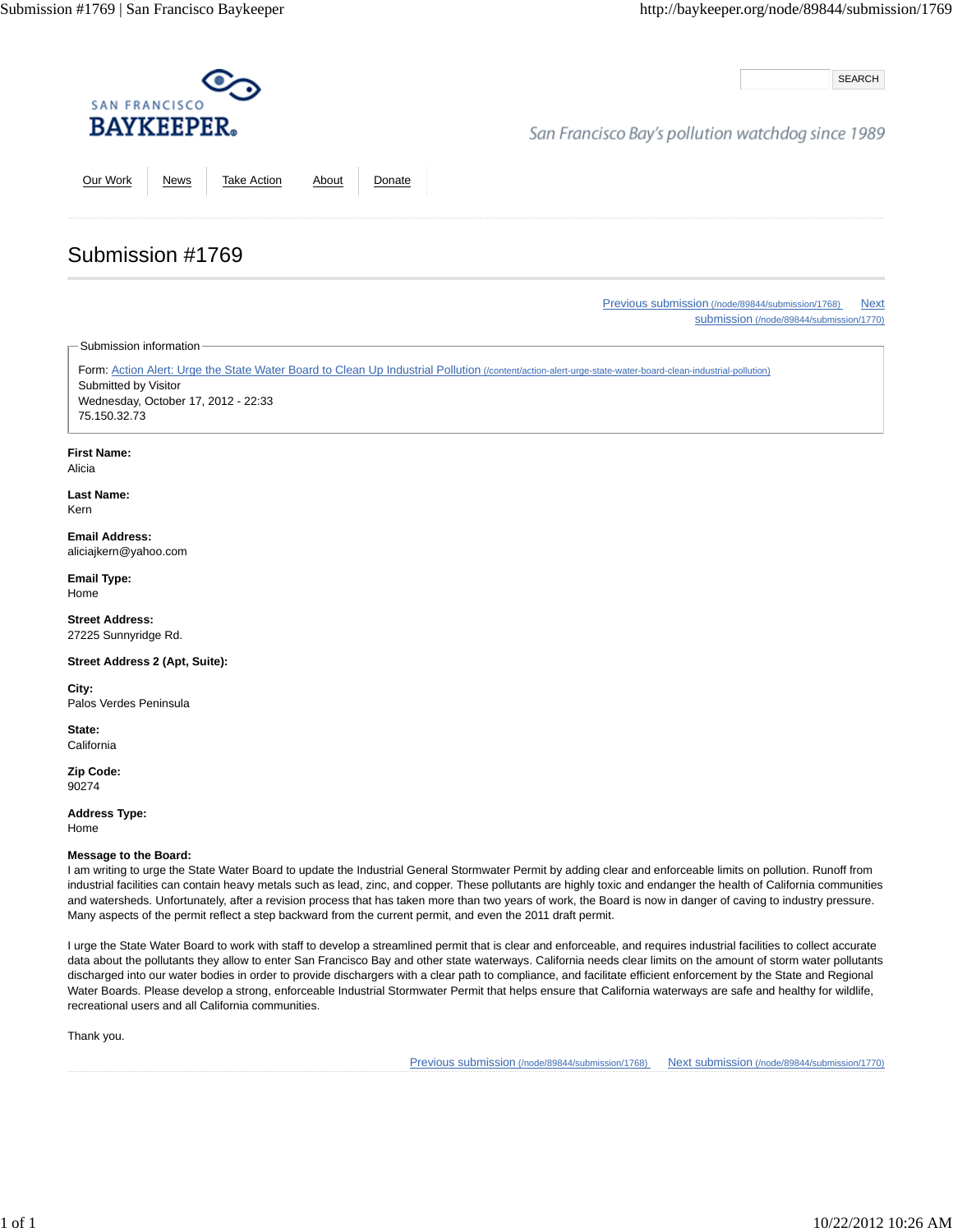SAN FRANCISCO
BAYKEEPER®

San Francisco Bay's pollution watchdog since 1989

SEARCH

Our Work | News | Take Action | About | Donate

# Submission #1769

Previous submission (/node/89844/submission/1768) Next submission (/node/89844/submission/1770)

Submission information

Form: Action Alert: Urge the State Water Board to Clean Up Industrial Pollution (/content/action-alert-urge-state-water-board-clean-industrial-pollution)
Submitted by Visitor
Wednesday, October 17, 2012 - 22:33
75.150.32.73

**First Name:**
Alicia

**Last Name:**
Kern

**Email Address:**
aliciajkern@yahoo.com

**Email Type:**
Home

**Street Address:**
27225 Sunnyridge Rd.

**Street Address 2 (Apt, Suite):**

**City:**
Palos Verdes Peninsula

**State:**
California

**Zip Code:**
90274

**Address Type:**
Home

**Message to the Board:**
I am writing to urge the State Water Board to update the Industrial General Stormwater Permit by adding clear and enforceable limits on pollution. Runoff from industrial facilities can contain heavy metals such as lead, zinc, and copper. These pollutants are highly toxic and endanger the health of California communities and watersheds. Unfortunately, after a revision process that has taken more than two years of work, the Board is now in danger of caving to industry pressure. Many aspects of the permit reflect a step backward from the current permit, and even the 2011 draft permit.

I urge the State Water Board to work with staff to develop a streamlined permit that is clear and enforceable, and requires industrial facilities to collect accurate data about the pollutants they allow to enter San Francisco Bay and other state waterways. California needs clear limits on the amount of storm water pollutants discharged into our water bodies in order to provide dischargers with a clear path to compliance, and facilitate efficient enforcement by the State and Regional Water Boards. Please develop a strong, enforceable Industrial Stormwater Permit that helps ensure that California waterways are safe and healthy for wildlife, recreational users and all California communities.

Thank you.

Previous submission (/node/89844/submission/1768) Next submission (/node/89844/submission/1770)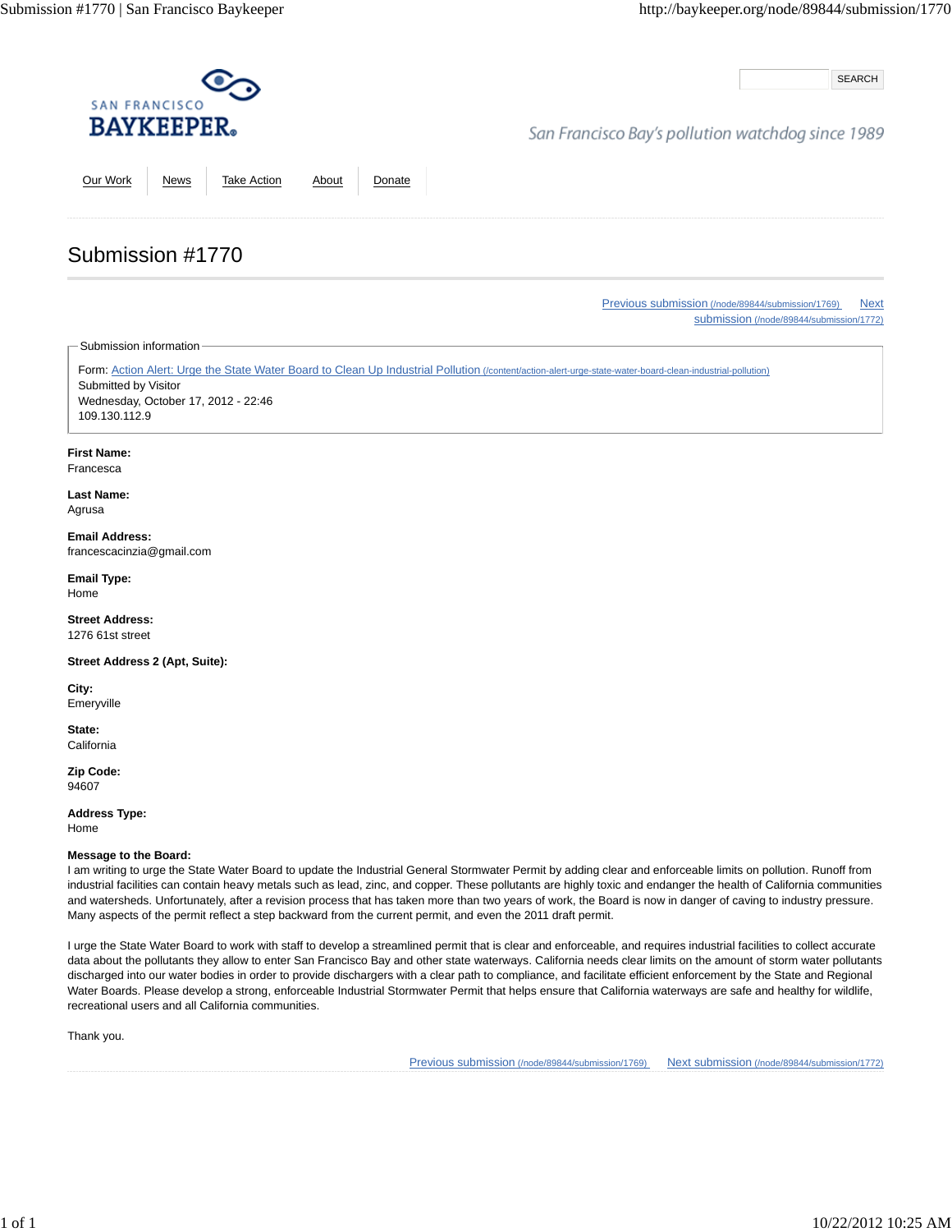SAN FRANCISCO
**BAYKEEPER**

San Francisco Bay's pollution watchdog since 1989

SEARCH

Our Work | News | Take Action | About | Donate

# Submission #1770

Previous submission (/node/89844/submission/1769) Next submission (/node/89844/submission/1772)

Submission information

Form: Action Alert: Urge the State Water Board to Clean Up Industrial Pollution (/content/action-alert-urge-state-water-board-clean-industrial-pollution)
Submitted by Visitor
Wednesday, October 17, 2012 - 22:46
109.130.112.9

**First Name:**
Francesca

**Last Name:**
Agrusa

**Email Address:**
francescacinzia@gmail.com

**Email Type:**
Home

**Street Address:**
1276 61st street

**Street Address 2 (Apt, Suite):**

**City:**
Emeryville

**State:**
California

**Zip Code:**
94607

**Address Type:**
Home

**Message to the Board:**
I am writing to urge the State Water Board to update the Industrial General Stormwater Permit by adding clear and enforceable limits on pollution. Runoff from industrial facilities can contain heavy metals such as lead, zinc, and copper. These pollutants are highly toxic and endanger the health of California communities and watersheds. Unfortunately, after a revision process that has taken more than two years of work, the Board is now in danger of caving to industry pressure. Many aspects of the permit reflect a step backward from the current permit, and even the 2011 draft permit.

I urge the State Water Board to work with staff to develop a streamlined permit that is clear and enforceable, and requires industrial facilities to collect accurate data about the pollutants they allow to enter San Francisco Bay and other state waterways. California needs clear limits on the amount of storm water pollutants discharged into our water bodies in order to provide dischargers with a clear path to compliance, and facilitate efficient enforcement by the State and Regional Water Boards. Please develop a strong, enforceable Industrial Stormwater Permit that helps ensure that California waterways are safe and healthy for wildlife, recreational users and all California communities.

Thank you.

Previous submission (/node/89844/submission/1769) Next submission (/node/89844/submission/1772)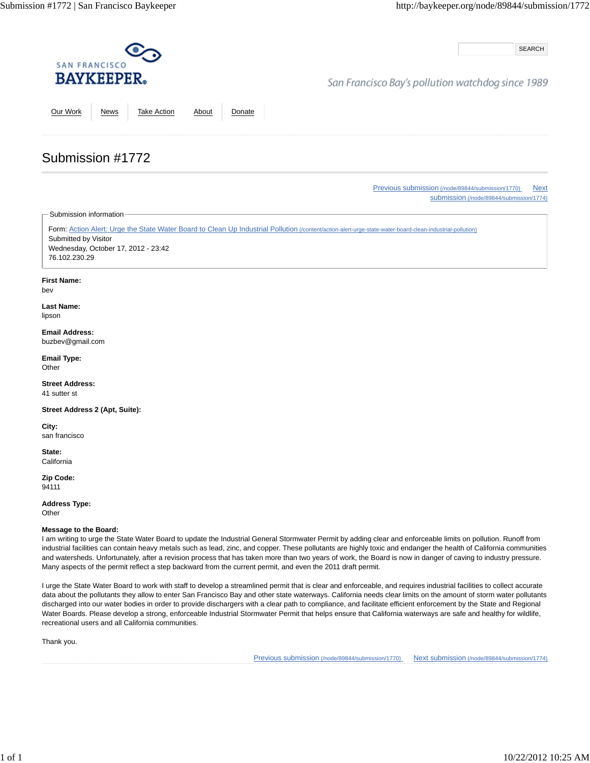San Francisco BAYKEEPER

San Francisco Bay's pollution watchdog since 1989

Our Work | News | Take Action | About | Donate

# Submission #1772

Previous submission (/node/89844/submission/1770) Next submission (/node/89844/submission/1774)

Submission information

Form: Action Alert: Urge the State Water Board to Clean Up Industrial Pollution (/content/action-alert-urge-state-water-board-clean-industrial-pollution)
Submitted by Visitor
Wednesday, October 17, 2012 - 23:42
76.102.230.29

**First Name:**
bev

**Last Name:**
lipson

**Email Address:**
buzbev@gmail.com

**Email Type:**
Other

**Street Address:**
41 sutter st

**Street Address 2 (Apt, Suite):**

**City:**
san francisco

**State:**
California

**Zip Code:**
94111

**Address Type:**
Other

**Message to the Board:**
I am writing to urge the State Water Board to update the Industrial General Stormwater Permit by adding clear and enforceable limits on pollution. Runoff from industrial facilities can contain heavy metals such as lead, zinc, and copper. These pollutants are highly toxic and endanger the health of California communities and watersheds. Unfortunately, after a revision process that has taken more than two years of work, the Board is now in danger of caving to industry pressure. Many aspects of the permit reflect a step backward from the current permit, and even the 2011 draft permit.

I urge the State Water Board to work with staff to develop a streamlined permit that is clear and enforceable, and requires industrial facilities to collect accurate data about the pollutants they allow to enter San Francisco Bay and other state waterways. California needs clear limits on the amount of storm water pollutants discharged into our water bodies in order to provide dischargers with a clear path to compliance, and facilitate efficient enforcement by the State and Regional Water Boards. Please develop a strong, enforceable Industrial Stormwater Permit that helps ensure that California waterways are safe and healthy for wildlife, recreational users and all California communities.

Thank you.

Previous submission (/node/89844/submission/1770) Next submission (/node/89844/submission/1774)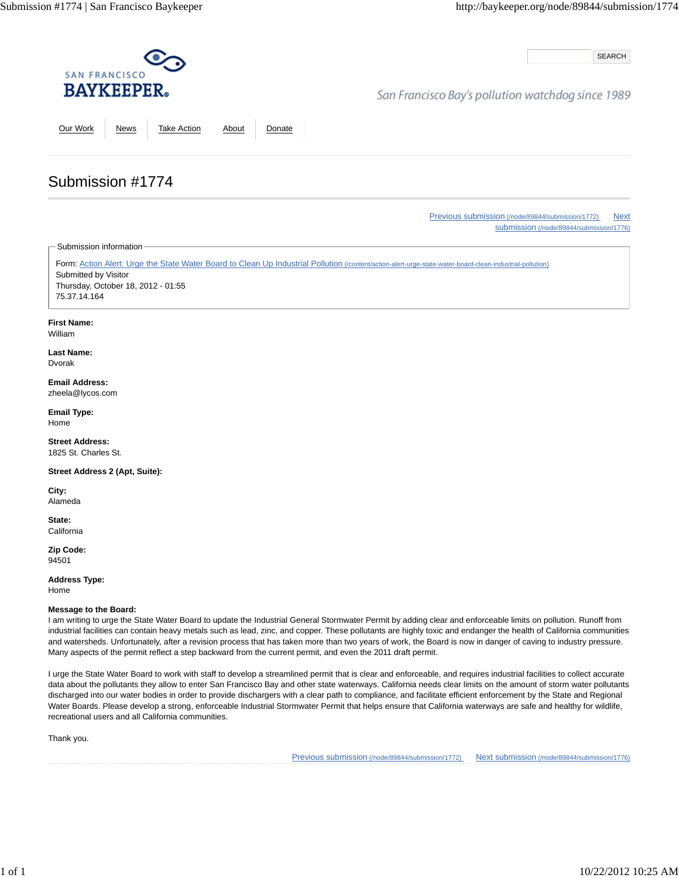SAN FRANCISCO
BAYKEEPER

SEARCH

San Francisco Bay's pollution watchdog since 1989

Our Work | News | Take Action | About | Donate

# Submission #1774

Previous submission (/node/89844/submission/1772) Next submission (/node/89844/submission/1776)

Submission information

Form: Action Alert: Urge the State Water Board to Clean Up Industrial Pollution (/content/action-alert-urge-state-water-board-clean-industrial-pollution)
Submitted by Visitor
Thursday, October 18, 2012 - 01:55
75.37.14.164

**First Name:**
William

**Last Name:**
Dvorak

**Email Address:**
zheela@lycos.com

**Email Type:**
Home

**Street Address:**
1825 St. Charles St.

**Street Address 2 (Apt, Suite):**

**City:**
Alameda

**State:**
California

**Zip Code:**
94501

**Address Type:**
Home

**Message to the Board:**
I am writing to urge the State Water Board to update the Industrial General Stormwater Permit by adding clear and enforceable limits on pollution. Runoff from industrial facilities can contain heavy metals such as lead, zinc, and copper. These pollutants are highly toxic and endanger the health of California communities and watersheds. Unfortunately, after a revision process that has taken more than two years of work, the Board is now in danger of caving to industry pressure. Many aspects of the permit reflect a step backward from the current permit, and even the 2011 draft permit.

I urge the State Water Board to work with staff to develop a streamlined permit that is clear and enforceable, and requires industrial facilities to collect accurate data about the pollutants they allow to enter San Francisco Bay and other state waterways. California needs clear limits on the amount of storm water pollutants discharged into our water bodies in order to provide dischargers with a clear path to compliance, and facilitate efficient enforcement by the State and Regional Water Boards. Please develop a strong, enforceable Industrial Stormwater Permit that helps ensure that California waterways are safe and healthy for wildlife, recreational users and all California communities.

Thank you.

Previous submission (/node/89844/submission/1772) Next submission (/node/89844/submission/1776)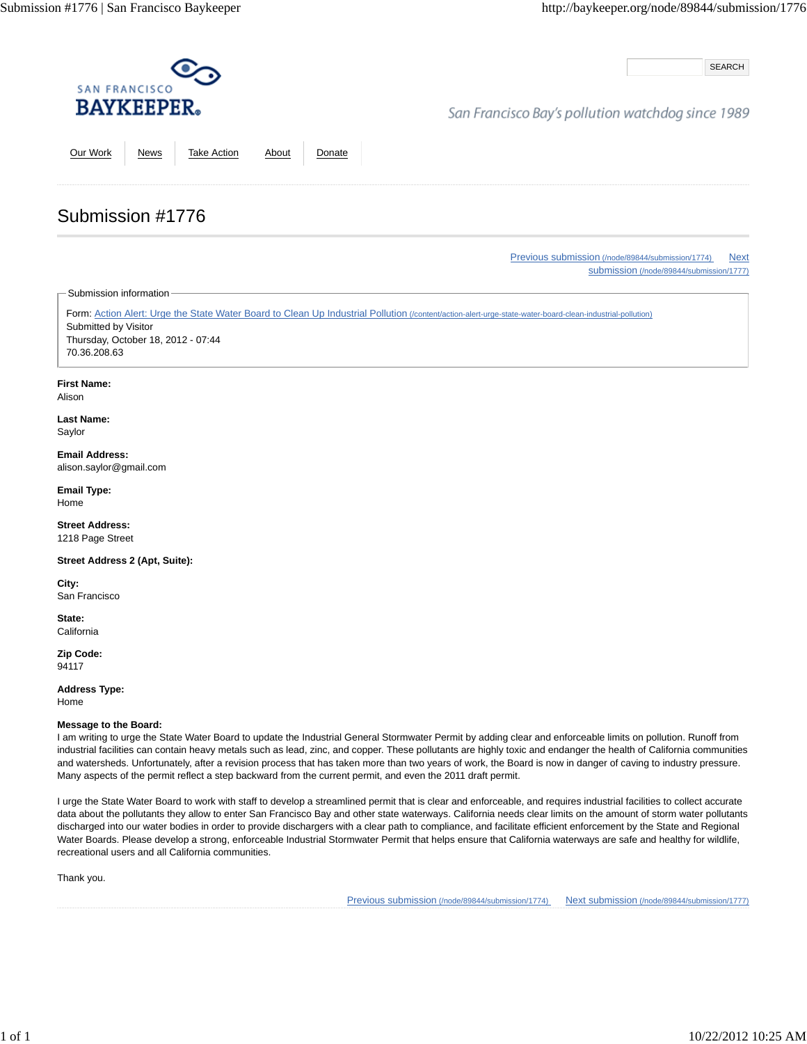SAN FRANCISCO BAYKEEPER

San Francisco Bay's pollution watchdog since 1989

SEARCH

Our Work | News | Take Action | About | Donate

# Submission #1776

Previous submission (/node/89844/submission/1774) Next submission (/node/89844/submission/1777)

Submission information

Form: Action Alert: Urge the State Water Board to Clean Up Industrial Pollution (/content/action-alert-urge-state-water-board-clean-industrial-pollution)
Submitted by Visitor
Thursday, October 18, 2012 - 07:44
70.36.208.63

**First Name:**
Alison

**Last Name:**
Saylor

**Email Address:**
alison.saylor@gmail.com

**Email Type:**
Home

**Street Address:**
1218 Page Street

**Street Address 2 (Apt, Suite):**

**City:**
San Francisco

**State:**
California

**Zip Code:**
94117

**Address Type:**
Home

**Message to the Board:**
I am writing to urge the State Water Board to update the Industrial General Stormwater Permit by adding clear and enforceable limits on pollution. Runoff from industrial facilities can contain heavy metals such as lead, zinc, and copper. These pollutants are highly toxic and endanger the health of California communities and watersheds. Unfortunately, after a revision process that has taken more than two years of work, the Board is now in danger of caving to industry pressure. Many aspects of the permit reflect a step backward from the current permit, and even the 2011 draft permit.

I urge the State Water Board to work with staff to develop a streamlined permit that is clear and enforceable, and requires industrial facilities to collect accurate data about the pollutants they allow to enter San Francisco Bay and other state waterways. California needs clear limits on the amount of storm water pollutants discharged into our water bodies in order to provide dischargers with a clear path to compliance, and facilitate efficient enforcement by the State and Regional Water Boards. Please develop a strong, enforceable Industrial Stormwater Permit that helps ensure that California waterways are safe and healthy for wildlife, recreational users and all California communities.

Thank you.

Previous submission (/node/89844/submission/1774) Next submission (/node/89844/submission/1777)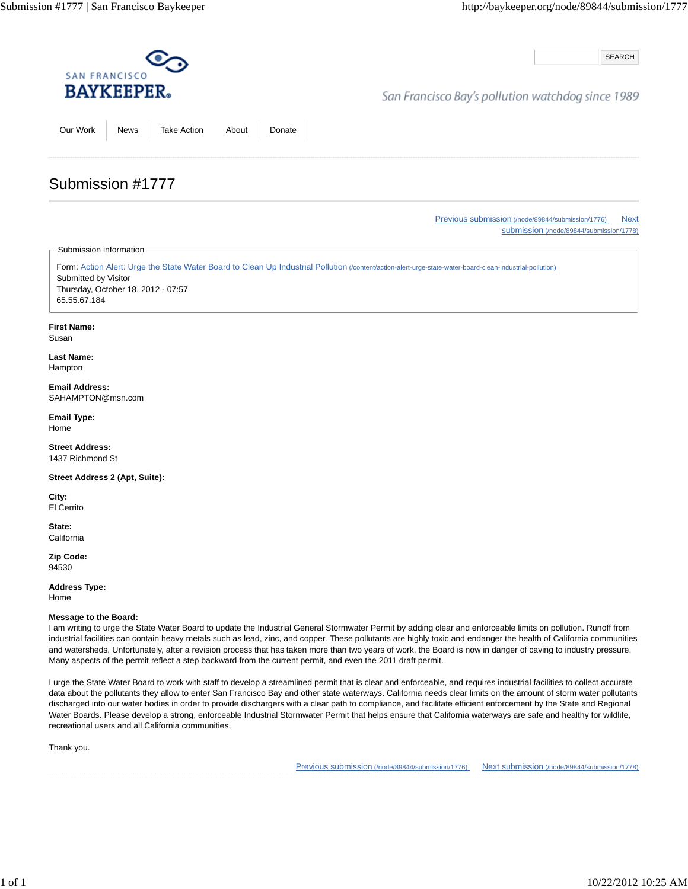SAN FRANCISCO **BAYKEEPER**

San Francisco Bay's pollution watchdog since 1989

SEARCH

Our Work | News | Take Action | About | Donate

# Submission #1777

Previous submission (/node/89844/submission/1776) Next submission (/node/89844/submission/1778)

Submission information

Form: Action Alert: Urge the State Water Board to Clean Up Industrial Pollution (/content/action-alert-urge-state-water-board-clean-industrial-pollution)
Submitted by Visitor
Thursday, October 18, 2012 - 07:57
65.55.67.184

**First Name:**
Susan

**Last Name:**
Hampton

**Email Address:**
SAHAMPTON@msn.com

**Email Type:**
Home

**Street Address:**
1437 Richmond St

**Street Address 2 (Apt, Suite):**

**City:**
El Cerrito

**State:**
California

**Zip Code:**
94530

**Address Type:**
Home

**Message to the Board:**
I am writing to urge the State Water Board to update the Industrial General Stormwater Permit by adding clear and enforceable limits on pollution. Runoff from industrial facilities can contain heavy metals such as lead, zinc, and copper. These pollutants are highly toxic and endanger the health of California communities and watersheds. Unfortunately, after a revision process that has taken more than two years of work, the Board is now in danger of caving to industry pressure. Many aspects of the permit reflect a step backward from the current permit, and even the 2011 draft permit.

I urge the State Water Board to work with staff to develop a streamlined permit that is clear and enforceable, and requires industrial facilities to collect accurate data about the pollutants they allow to enter San Francisco Bay and other state waterways. California needs clear limits on the amount of storm water pollutants discharged into our water bodies in order to provide dischargers with a clear path to compliance, and facilitate efficient enforcement by the State and Regional Water Boards. Please develop a strong, enforceable Industrial Stormwater Permit that helps ensure that California waterways are safe and healthy for wildlife, recreational users and all California communities.

Thank you.

Previous submission (/node/89844/submission/1776) Next submission (/node/89844/submission/1778)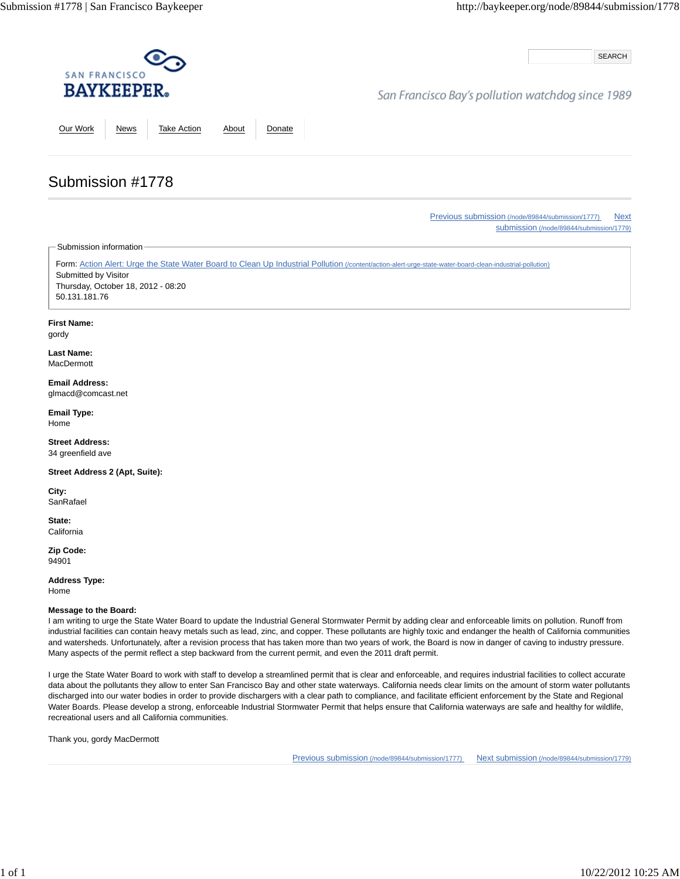SAN FRANCISCO
**BAYKEEPER**

San Francisco Bay's pollution watchdog since 1989

SEARCH

Our Work | News | Take Action | About | Donate

# Submission #1778

Previous submission (/node/89844/submission/1777) Next submission (/node/89844/submission/1779)

Submission information

Form: Action Alert: Urge the State Water Board to Clean Up Industrial Pollution (/content/action-alert-urge-state-water-board-clean-industrial-pollution)
Submitted by Visitor
Thursday, October 18, 2012 - 08:20
50.131.181.76

**First Name:**
gordy

**Last Name:**
MacDermott

**Email Address:**
glmacd@comcast.net

**Email Type:**
Home

**Street Address:**
34 greenfield ave

**Street Address 2 (Apt, Suite):**

**City:**
SanRafael

**State:**
California

**Zip Code:**
94901

**Address Type:**
Home

**Message to the Board:**
I am writing to urge the State Water Board to update the Industrial General Stormwater Permit by adding clear and enforceable limits on pollution. Runoff from industrial facilities can contain heavy metals such as lead, zinc, and copper. These pollutants are highly toxic and endanger the health of California communities and watersheds. Unfortunately, after a revision process that has taken more than two years of work, the Board is now in danger of caving to industry pressure. Many aspects of the permit reflect a step backward from the current permit, and even the 2011 draft permit.

I urge the State Water Board to work with staff to develop a streamlined permit that is clear and enforceable, and requires industrial facilities to collect accurate data about the pollutants they allow to enter San Francisco Bay and other state waterways. California needs clear limits on the amount of storm water pollutants discharged into our water bodies in order to provide dischargers with a clear path to compliance, and facilitate efficient enforcement by the State and Regional Water Boards. Please develop a strong, enforceable Industrial Stormwater Permit that helps ensure that California waterways are safe and healthy for wildlife, recreational users and all California communities.

Thank you, gordy MacDermott

Previous submission (/node/89844/submission/1777) Next submission (/node/89844/submission/1779)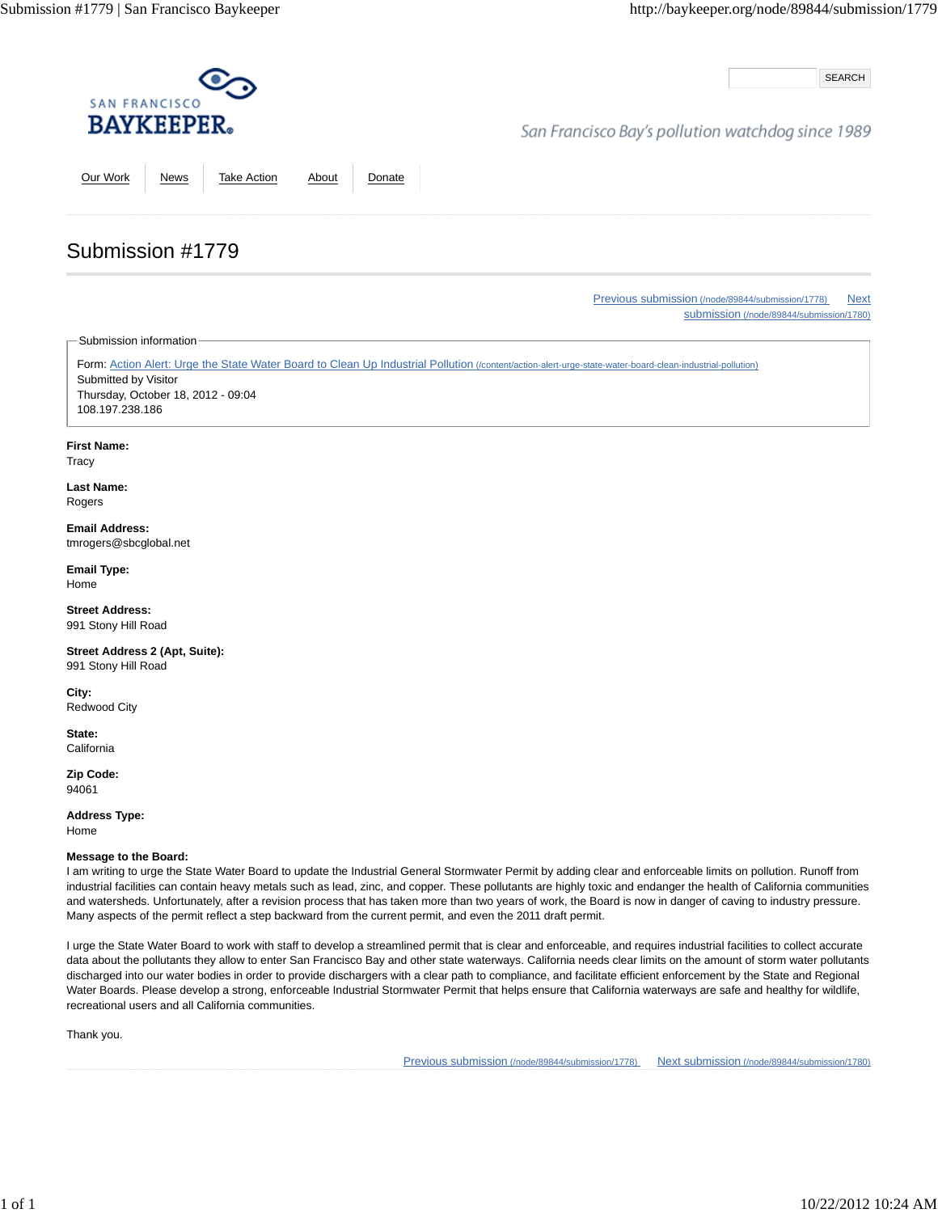SAN FRANCISCO
BAYKEEPER

San Francisco Bay's pollution watchdog since 1989

SEARCH

Our Work | News | Take Action | About | Donate

# Submission #1779

Previous submission (/node/89844/submission/1778) Next submission (/node/89844/submission/1780)

Submission information

Form: Action Alert: Urge the State Water Board to Clean Up Industrial Pollution (/content/action-alert-urge-state-water-board-clean-industrial-pollution)
Submitted by Visitor
Thursday, October 18, 2012 - 09:04
108.197.238.186

**First Name:**
Tracy

**Last Name:**
Rogers

**Email Address:**
tmrogers@sbcglobal.net

**Email Type:**
Home

**Street Address:**
991 Stony Hill Road

**Street Address 2 (Apt, Suite):**
991 Stony Hill Road

**City:**
Redwood City

**State:**
California

**Zip Code:**
94061

**Address Type:**
Home

**Message to the Board:**
I am writing to urge the State Water Board to update the Industrial General Stormwater Permit by adding clear and enforceable limits on pollution. Runoff from industrial facilities can contain heavy metals such as lead, zinc, and copper. These pollutants are highly toxic and endanger the health of California communities and watersheds. Unfortunately, after a revision process that has taken more than two years of work, the Board is now in danger of caving to industry pressure. Many aspects of the permit reflect a step backward from the current permit, and even the 2011 draft permit.

I urge the State Water Board to work with staff to develop a streamlined permit that is clear and enforceable, and requires industrial facilities to collect accurate data about the pollutants they allow to enter San Francisco Bay and other state waterways. California needs clear limits on the amount of storm water pollutants discharged into our water bodies in order to provide dischargers with a clear path to compliance, and facilitate efficient enforcement by the State and Regional Water Boards. Please develop a strong, enforceable Industrial Stormwater Permit that helps ensure that California waterways are safe and healthy for wildlife, recreational users and all California communities.

Thank you.

Previous submission (/node/89844/submission/1778) Next submission (/node/89844/submission/1780)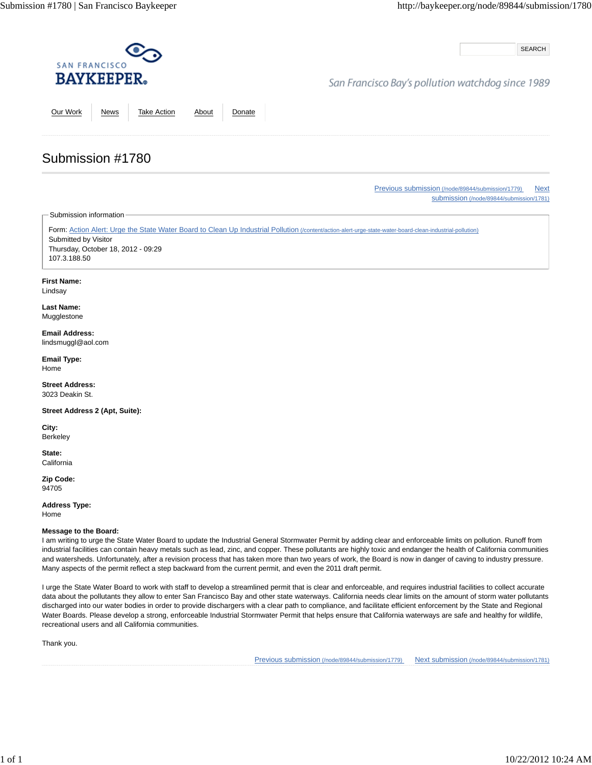SAN FRANCISCO BAYKEEPER

San Francisco Bay's pollution watchdog since 1989

SEARCH

Our Work | News | Take Action | About | Donate

# Submission #1780

Previous submission (/node/89844/submission/1779) Next submission (/node/89844/submission/1781)

Submission information

Form: Action Alert: Urge the State Water Board to Clean Up Industrial Pollution (/content/action-alert-urge-state-water-board-clean-industrial-pollution)
Submitted by Visitor
Thursday, October 18, 2012 - 09:29
107.3.188.50

**First Name:**
Lindsay

**Last Name:**
Mugglestone

**Email Address:**
lindsmuggl@aol.com

**Email Type:**
Home

**Street Address:**
3023 Deakin St.

**Street Address 2 (Apt, Suite):**

**City:**
Berkeley

**State:**
California

**Zip Code:**
94705

**Address Type:**
Home

**Message to the Board:**
I am writing to urge the State Water Board to update the Industrial General Stormwater Permit by adding clear and enforceable limits on pollution. Runoff from industrial facilities can contain heavy metals such as lead, zinc, and copper. These pollutants are highly toxic and endanger the health of California communities and watersheds. Unfortunately, after a revision process that has taken more than two years of work, the Board is now in danger of caving to industry pressure. Many aspects of the permit reflect a step backward from the current permit, and even the 2011 draft permit.

I urge the State Water Board to work with staff to develop a streamlined permit that is clear and enforceable, and requires industrial facilities to collect accurate data about the pollutants they allow to enter San Francisco Bay and other state waterways. California needs clear limits on the amount of storm water pollutants discharged into our water bodies in order to provide dischargers with a clear path to compliance, and facilitate efficient enforcement by the State and Regional Water Boards. Please develop a strong, enforceable Industrial Stormwater Permit that helps ensure that California waterways are safe and healthy for wildlife, recreational users and all California communities.

Thank you.

Previous submission (/node/89844/submission/1779) Next submission (/node/89844/submission/1781)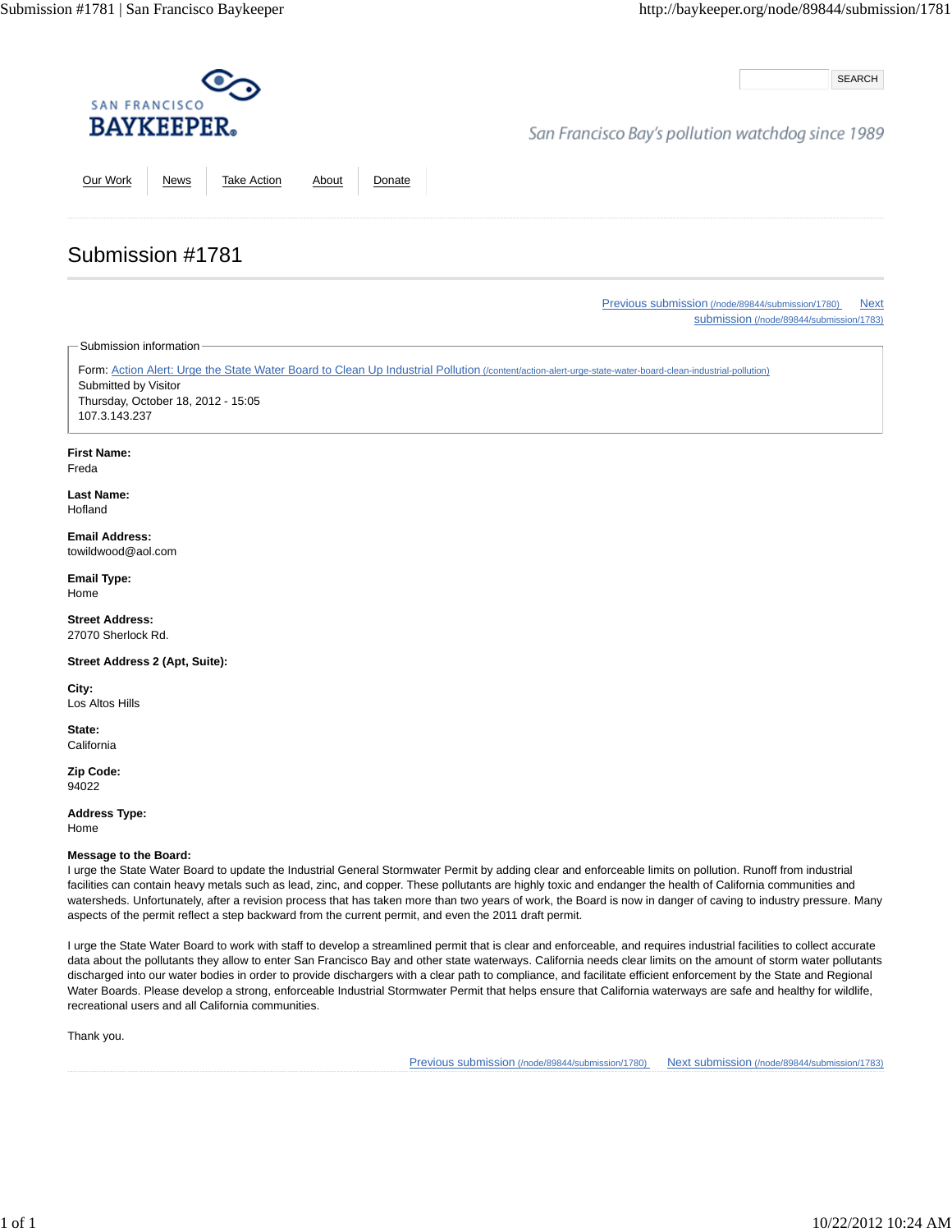SAN FRANCISCO
BAYKEEPER

San Francisco Bay's pollution watchdog since 1989

Our Work | News | Take Action | About | Donate

# Submission #1781

Previous submission (/node/89844/submission/1780) Next submission (/node/89844/submission/1783)

Submission information

Form: Action Alert: Urge the State Water Board to Clean Up Industrial Pollution (/content/action-alert-urge-state-water-board-clean-industrial-pollution)
Submitted by Visitor
Thursday, October 18, 2012 - 15:05
107.3.143.237

**First Name:**
Freda

**Last Name:**
Hofland

**Email Address:**
towildwood@aol.com

**Email Type:**
Home

**Street Address:**
27070 Sherlock Rd.

**Street Address 2 (Apt, Suite):**

**City:**
Los Altos Hills

**State:**
California

**Zip Code:**
94022

**Address Type:**
Home

**Message to the Board:**
I urge the State Water Board to update the Industrial General Stormwater Permit by adding clear and enforceable limits on pollution. Runoff from industrial facilities can contain heavy metals such as lead, zinc, and copper. These pollutants are highly toxic and endanger the health of California communities and watersheds. Unfortunately, after a revision process that has taken more than two years of work, the Board is now in danger of caving to industry pressure. Many aspects of the permit reflect a step backward from the current permit, and even the 2011 draft permit.

I urge the State Water Board to work with staff to develop a streamlined permit that is clear and enforceable, and requires industrial facilities to collect accurate data about the pollutants they allow to enter San Francisco Bay and other state waterways. California needs clear limits on the amount of storm water pollutants discharged into our water bodies in order to provide dischargers with a clear path to compliance, and facilitate efficient enforcement by the State and Regional Water Boards. Please develop a strong, enforceable Industrial Stormwater Permit that helps ensure that California waterways are safe and healthy for wildlife, recreational users and all California communities.

Thank you.

Previous submission (/node/89844/submission/1780) Next submission (/node/89844/submission/1783)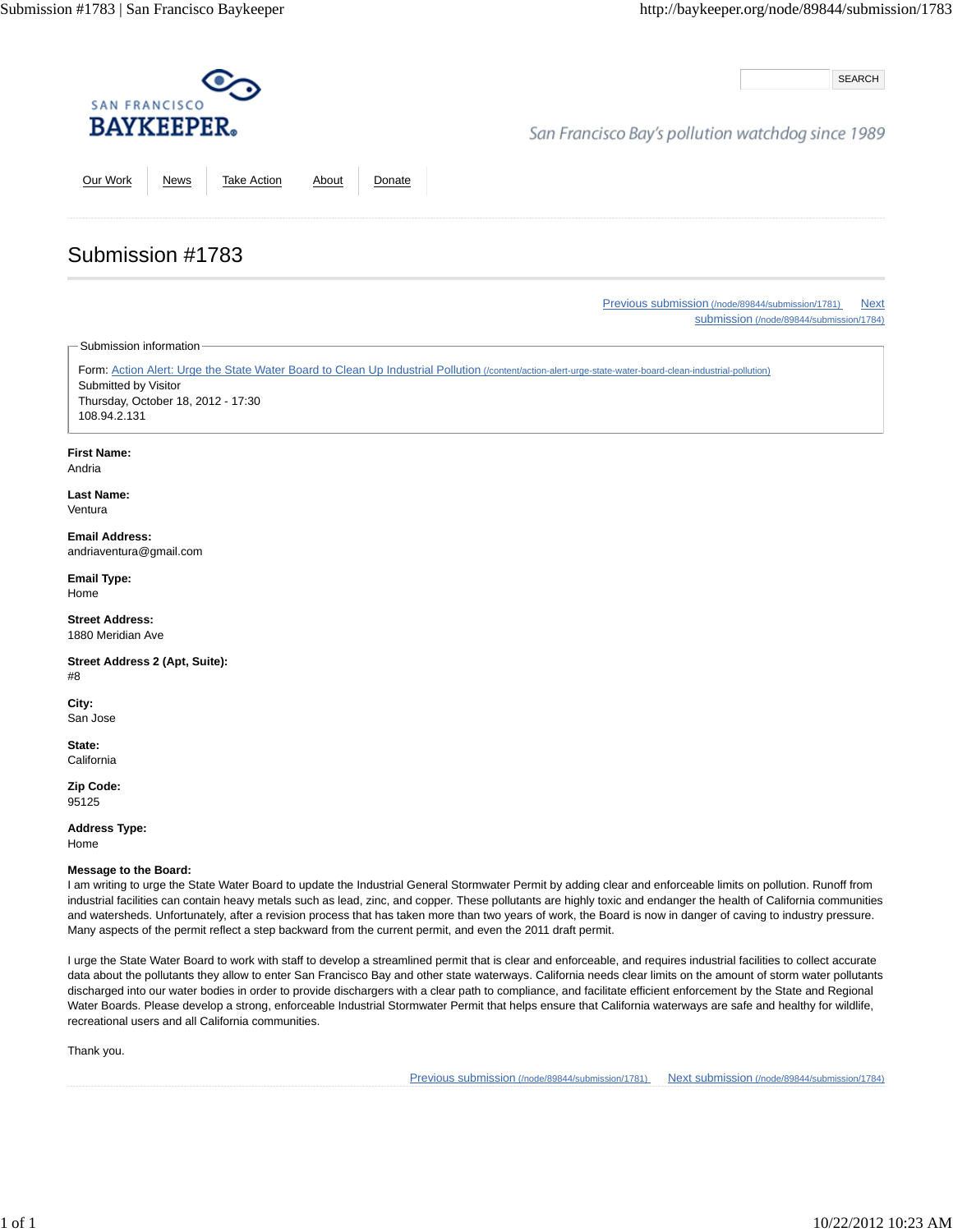SAN FRANCISCO
**BAYKEEPER**

SEARCH

San Francisco Bay's pollution watchdog since 1989

Our Work | News | Take Action | About | Donate

# Submission #1783

Previous submission (/node/89844/submission/1781) Next submission (/node/89844/submission/1784)

Submission information

Form: Action Alert: Urge the State Water Board to Clean Up Industrial Pollution (/content/action-alert-urge-state-water-board-clean-industrial-pollution)
Submitted by Visitor
Thursday, October 18, 2012 - 17:30
108.94.2.131

**First Name:**
Andria

**Last Name:**
Ventura

**Email Address:**
andriaventura@gmail.com

**Email Type:**
Home

**Street Address:**
1880 Meridian Ave

**Street Address 2 (Apt, Suite):**
#8

**City:**
San Jose

**State:**
California

**Zip Code:**
95125

**Address Type:**
Home

**Message to the Board:**
I am writing to urge the State Water Board to update the Industrial General Stormwater Permit by adding clear and enforceable limits on pollution. Runoff from industrial facilities can contain heavy metals such as lead, zinc, and copper. These pollutants are highly toxic and endanger the health of California communities and watersheds. Unfortunately, after a revision process that has taken more than two years of work, the Board is now in danger of caving to industry pressure. Many aspects of the permit reflect a step backward from the current permit, and even the 2011 draft permit.

I urge the State Water Board to work with staff to develop a streamlined permit that is clear and enforceable, and requires industrial facilities to collect accurate data about the pollutants they allow to enter San Francisco Bay and other state waterways. California needs clear limits on the amount of storm water pollutants discharged into our water bodies in order to provide dischargers with a clear path to compliance, and facilitate efficient enforcement by the State and Regional Water Boards. Please develop a strong, enforceable Industrial Stormwater Permit that helps ensure that California waterways are safe and healthy for wildlife, recreational users and all California communities.

Thank you.

Previous submission (/node/89844/submission/1781) Next submission (/node/89844/submission/1784)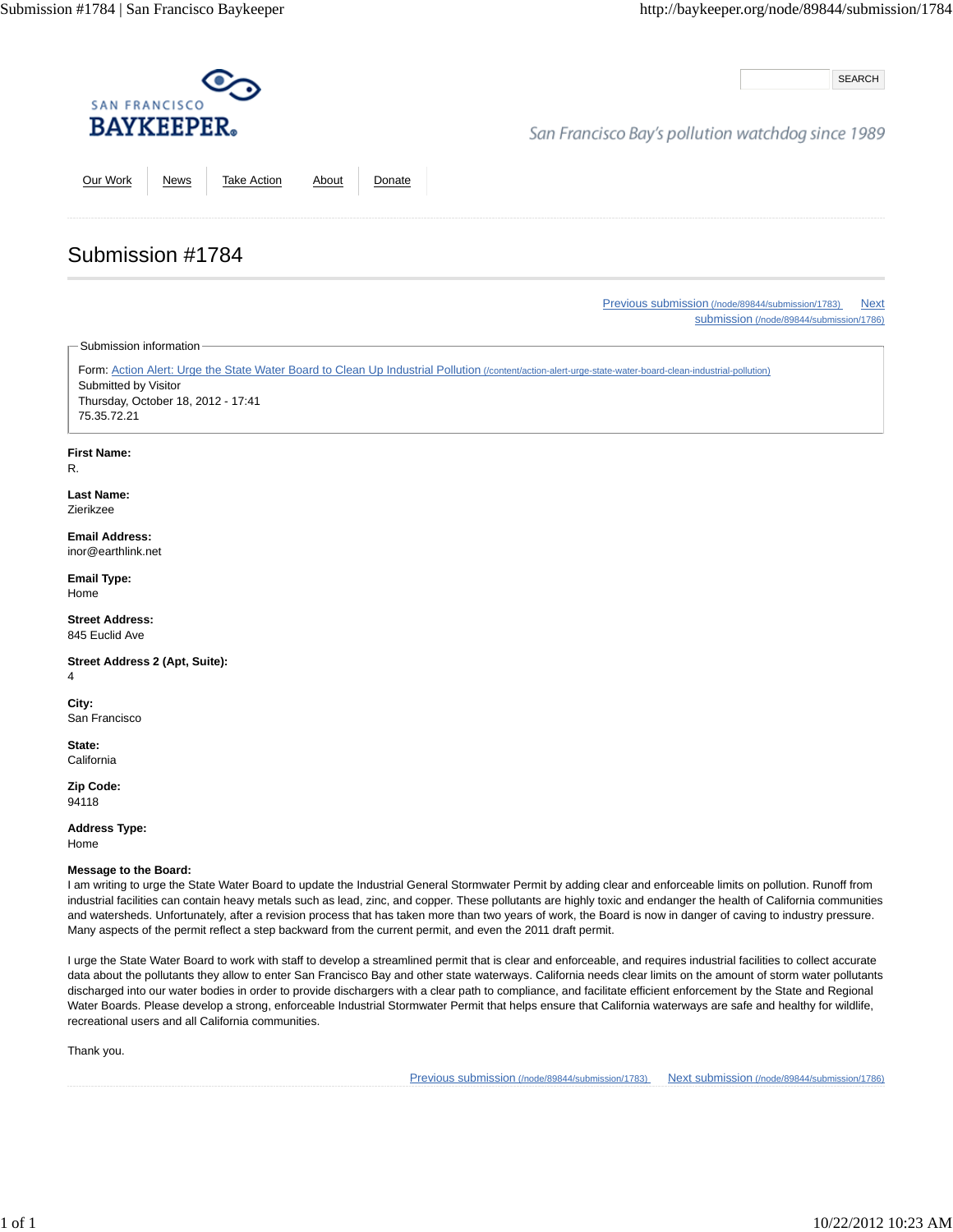SAN FRANCISCO
BAYKEEPER

San Francisco Bay's pollution watchdog since 1989

SEARCH

Our Work | News | Take Action | About | Donate

# Submission #1784

Previous submission (/node/89844/submission/1783) Next submission (/node/89844/submission/1786)

Submission information

Form: Action Alert: Urge the State Water Board to Clean Up Industrial Pollution (/content/action-alert-urge-state-water-board-clean-industrial-pollution)
Submitted by Visitor
Thursday, October 18, 2012 - 17:41
75.35.72.21

**First Name:**
R.

**Last Name:**
Zierikzee

**Email Address:**
inor@earthlink.net

**Email Type:**
Home

**Street Address:**
845 Euclid Ave

**Street Address 2 (Apt, Suite):**
4

**City:**
San Francisco

**State:**
California

**Zip Code:**
94118

**Address Type:**
Home

**Message to the Board:**
I am writing to urge the State Water Board to update the Industrial General Stormwater Permit by adding clear and enforceable limits on pollution. Runoff from industrial facilities can contain heavy metals such as lead, zinc, and copper. These pollutants are highly toxic and endanger the health of California communities and watersheds. Unfortunately, after a revision process that has taken more than two years of work, the Board is now in danger of caving to industry pressure. Many aspects of the permit reflect a step backward from the current permit, and even the 2011 draft permit.

I urge the State Water Board to work with staff to develop a streamlined permit that is clear and enforceable, and requires industrial facilities to collect accurate data about the pollutants they allow to enter San Francisco Bay and other state waterways. California needs clear limits on the amount of storm water pollutants discharged into our water bodies in order to provide dischargers with a clear path to compliance, and facilitate efficient enforcement by the State and Regional Water Boards. Please develop a strong, enforceable Industrial Stormwater Permit that helps ensure that California waterways are safe and healthy for wildlife, recreational users and all California communities.

Thank you.

Previous submission (/node/89844/submission/1783) Next submission (/node/89844/submission/1786)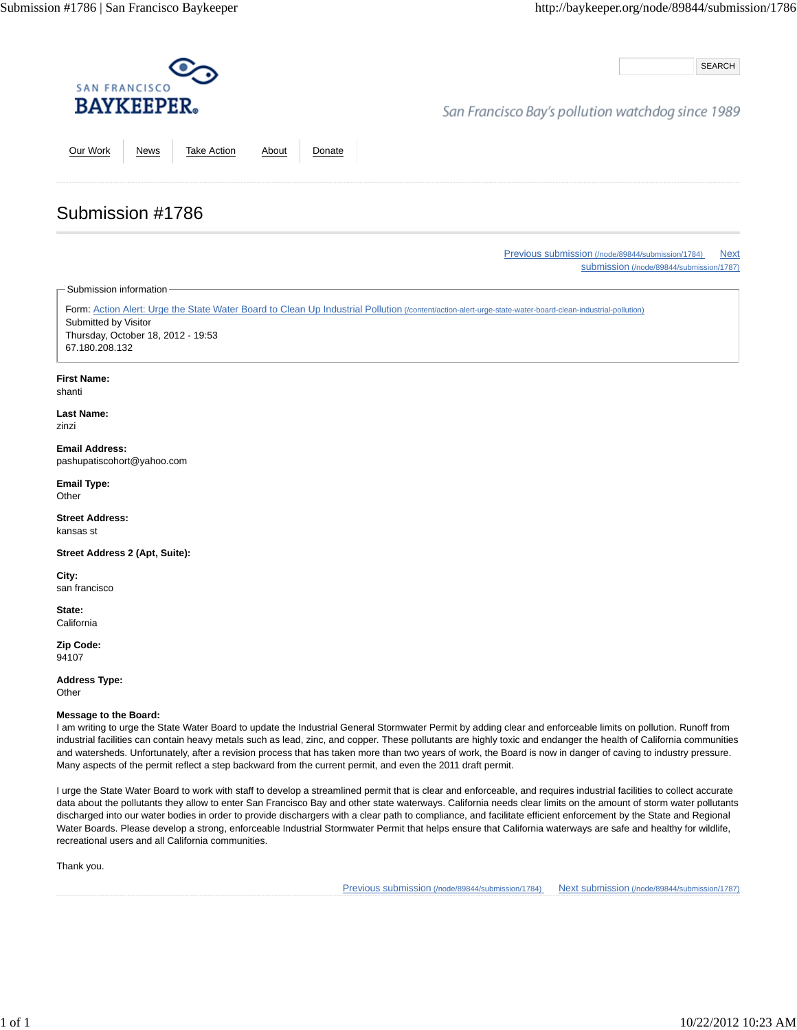SAN FRANCISCO BAYKEEPER

San Francisco Bay's pollution watchdog since 1989

SEARCH

Our Work | News | Take Action | About | Donate

# Submission #1786

Previous submission (/node/89844/submission/1784) Next submission (/node/89844/submission/1787)

Submission information

Form: Action Alert: Urge the State Water Board to Clean Up Industrial Pollution (/content/action-alert-urge-state-water-board-clean-industrial-pollution)
Submitted by Visitor
Thursday, October 18, 2012 - 19:53
67.180.208.132

**First Name:**
shanti

**Last Name:**
zinzi

**Email Address:**
pashupatiscohort@yahoo.com

**Email Type:**
Other

**Street Address:**
kansas st

**Street Address 2 (Apt, Suite):**

**City:**
san francisco

**State:**
California

**Zip Code:**
94107

**Address Type:**
Other

**Message to the Board:**
I am writing to urge the State Water Board to update the Industrial General Stormwater Permit by adding clear and enforceable limits on pollution. Runoff from industrial facilities can contain heavy metals such as lead, zinc, and copper. These pollutants are highly toxic and endanger the health of California communities and watersheds. Unfortunately, after a revision process that has taken more than two years of work, the Board is now in danger of caving to industry pressure. Many aspects of the permit reflect a step backward from the current permit, and even the 2011 draft permit.

I urge the State Water Board to work with staff to develop a streamlined permit that is clear and enforceable, and requires industrial facilities to collect accurate data about the pollutants they allow to enter San Francisco Bay and other state waterways. California needs clear limits on the amount of storm water pollutants discharged into our water bodies in order to provide dischargers with a clear path to compliance, and facilitate efficient enforcement by the State and Regional Water Boards. Please develop a strong, enforceable Industrial Stormwater Permit that helps ensure that California waterways are safe and healthy for wildlife, recreational users and all California communities.

Thank you.

Previous submission (/node/89844/submission/1784) Next submission (/node/89844/submission/1787)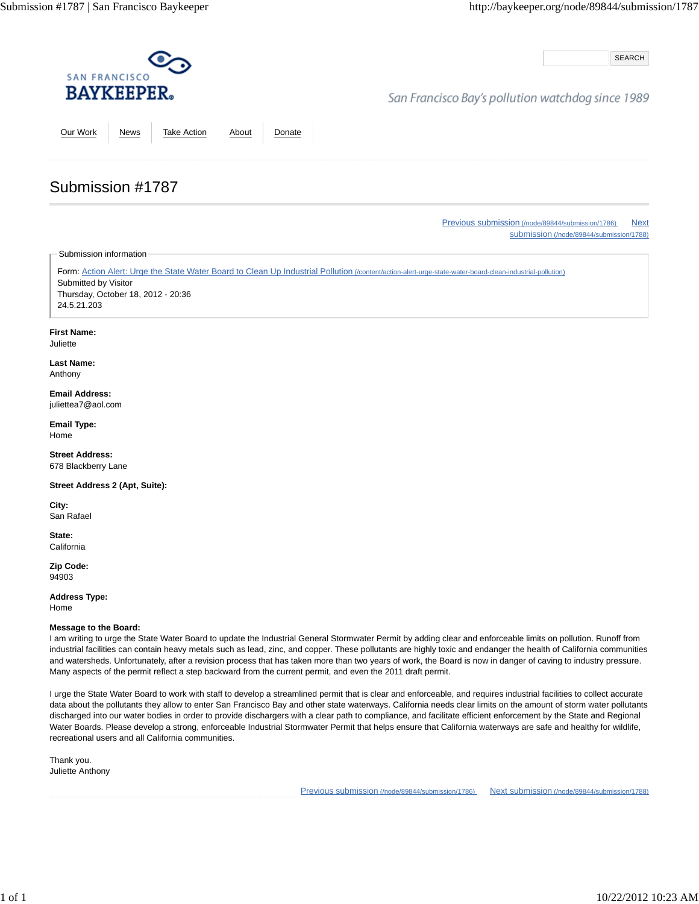SAN FRANCISCO **BAYKEEPER**

SEARCH

San Francisco Bay's pollution watchdog since 1989

Our Work | News | Take Action | About | Donate

# Submission #1787

Previous submission (/node/89844/submission/1786) Next submission (/node/89844/submission/1788)

Submission information

Form: Action Alert: Urge the State Water Board to Clean Up Industrial Pollution (/content/action-alert-urge-state-water-board-clean-industrial-pollution)
Submitted by Visitor
Thursday, October 18, 2012 - 20:36
24.5.21.203

**First Name:**
Juliette

**Last Name:**
Anthony

**Email Address:**
juliettea7@aol.com

**Email Type:**
Home

**Street Address:**
678 Blackberry Lane

**Street Address 2 (Apt, Suite):**

**City:**
San Rafael

**State:**
California

**Zip Code:**
94903

**Address Type:**
Home

**Message to the Board:**
I am writing to urge the State Water Board to update the Industrial General Stormwater Permit by adding clear and enforceable limits on pollution. Runoff from industrial facilities can contain heavy metals such as lead, zinc, and copper. These pollutants are highly toxic and endanger the health of California communities and watersheds. Unfortunately, after a revision process that has taken more than two years of work, the Board is now in danger of caving to industry pressure. Many aspects of the permit reflect a step backward from the current permit, and even the 2011 draft permit.

I urge the State Water Board to work with staff to develop a streamlined permit that is clear and enforceable, and requires industrial facilities to collect accurate data about the pollutants they allow to enter San Francisco Bay and other state waterways. California needs clear limits on the amount of storm water pollutants discharged into our water bodies in order to provide dischargers with a clear path to compliance, and facilitate efficient enforcement by the State and Regional Water Boards. Please develop a strong, enforceable Industrial Stormwater Permit that helps ensure that California waterways are safe and healthy for wildlife, recreational users and all California communities.

Thank you.
Juliette Anthony

Previous submission (/node/89844/submission/1786) Next submission (/node/89844/submission/1788)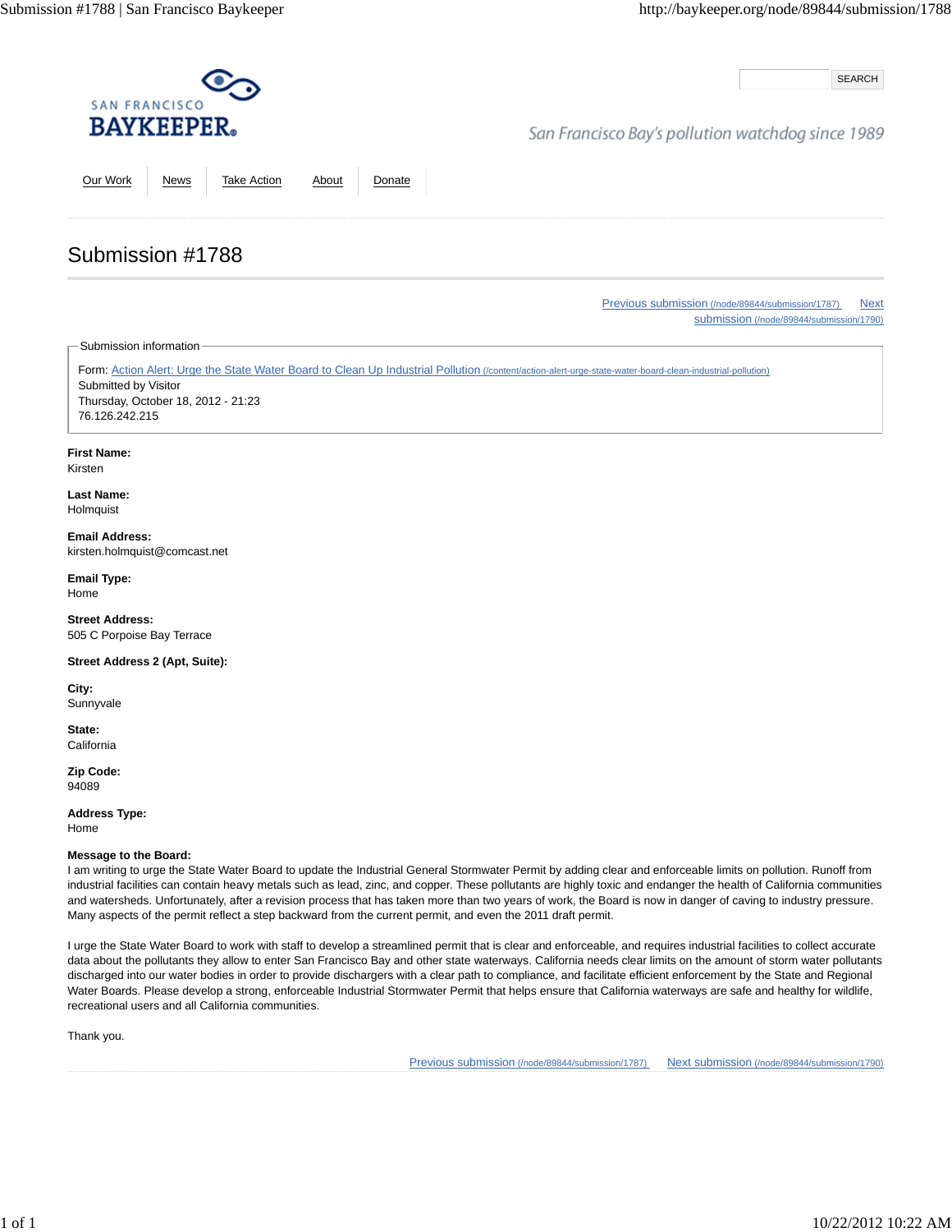SAN FRANCISCO
BAYKEEPER®

SEARCH

San Francisco Bay's pollution watchdog since 1989

Our Work | News | Take Action | About | Donate

# Submission #1788

Previous submission (/node/89844/submission/1787) Next submission (/node/89844/submission/1790)

Submission information

Form: Action Alert: Urge the State Water Board to Clean Up Industrial Pollution (/content/action-alert-urge-state-water-board-clean-industrial-pollution)
Submitted by Visitor
Thursday, October 18, 2012 - 21:23
76.126.242.215

**First Name:**
Kirsten

**Last Name:**
Holmquist

**Email Address:**
kirsten.holmquist@comcast.net

**Email Type:**
Home

**Street Address:**
505 C Porpoise Bay Terrace

**Street Address 2 (Apt, Suite):**

**City:**
Sunnyvale

**State:**
California

**Zip Code:**
94089

**Address Type:**
Home

**Message to the Board:**
I am writing to urge the State Water Board to update the Industrial General Stormwater Permit by adding clear and enforceable limits on pollution. Runoff from industrial facilities can contain heavy metals such as lead, zinc, and copper. These pollutants are highly toxic and endanger the health of California communities and watersheds. Unfortunately, after a revision process that has taken more than two years of work, the Board is now in danger of caving to industry pressure. Many aspects of the permit reflect a step backward from the current permit, and even the 2011 draft permit.

I urge the State Water Board to work with staff to develop a streamlined permit that is clear and enforceable, and requires industrial facilities to collect accurate data about the pollutants they allow to enter San Francisco Bay and other state waterways. California needs clear limits on the amount of storm water pollutants discharged into our water bodies in order to provide dischargers with a clear path to compliance, and facilitate efficient enforcement by the State and Regional Water Boards. Please develop a strong, enforceable Industrial Stormwater Permit that helps ensure that California waterways are safe and healthy for wildlife, recreational users and all California communities.

Thank you.

Previous submission (/node/89844/submission/1787) Next submission (/node/89844/submission/1790)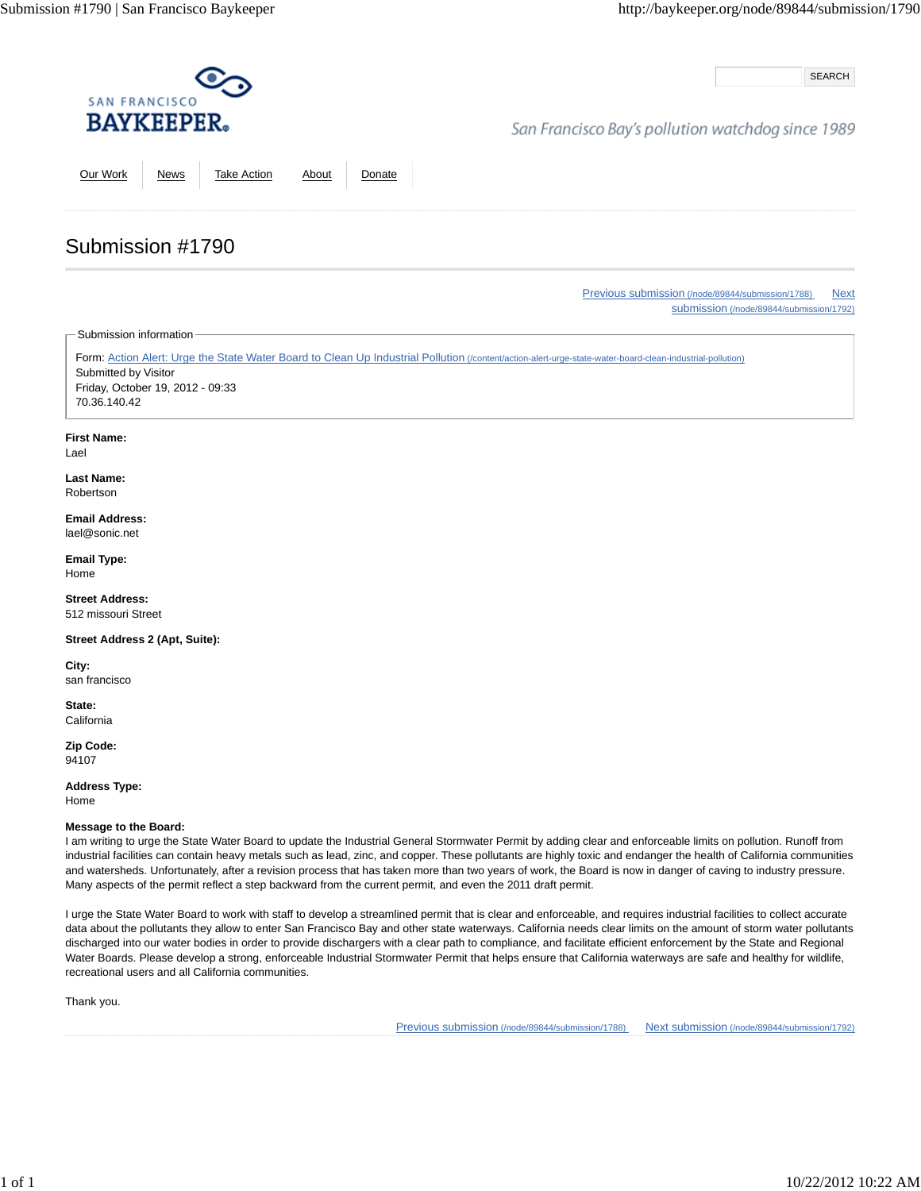SAN FRANCISCO
BAYKEEPER

San Francisco Bay's pollution watchdog since 1989

SEARCH

Our Work | News | Take Action | About | Donate

# Submission #1790

Previous submission (/node/89844/submission/1788) Next submission (/node/89844/submission/1792)

Submission information

Form: Action Alert: Urge the State Water Board to Clean Up Industrial Pollution (/content/action-alert-urge-state-water-board-clean-industrial-pollution)
Submitted by Visitor
Friday, October 19, 2012 - 09:33
70.36.140.42

**First Name:**
Lael

**Last Name:**
Robertson

**Email Address:**
lael@sonic.net

**Email Type:**
Home

**Street Address:**
512 missouri Street

**Street Address 2 (Apt, Suite):**

**City:**
san francisco

**State:**
California

**Zip Code:**
94107

**Address Type:**
Home

**Message to the Board:**
I am writing to urge the State Water Board to update the Industrial General Stormwater Permit by adding clear and enforceable limits on pollution. Runoff from industrial facilities can contain heavy metals such as lead, zinc, and copper. These pollutants are highly toxic and endanger the health of California communities and watersheds. Unfortunately, after a revision process that has taken more than two years of work, the Board is now in danger of caving to industry pressure. Many aspects of the permit reflect a step backward from the current permit, and even the 2011 draft permit.

I urge the State Water Board to work with staff to develop a streamlined permit that is clear and enforceable, and requires industrial facilities to collect accurate data about the pollutants they allow to enter San Francisco Bay and other state waterways. California needs clear limits on the amount of storm water pollutants discharged into our water bodies in order to provide dischargers with a clear path to compliance, and facilitate efficient enforcement by the State and Regional Water Boards. Please develop a strong, enforceable Industrial Stormwater Permit that helps ensure that California waterways are safe and healthy for wildlife, recreational users and all California communities.

Thank you.

Previous submission (/node/89844/submission/1788) Next submission (/node/89844/submission/1792)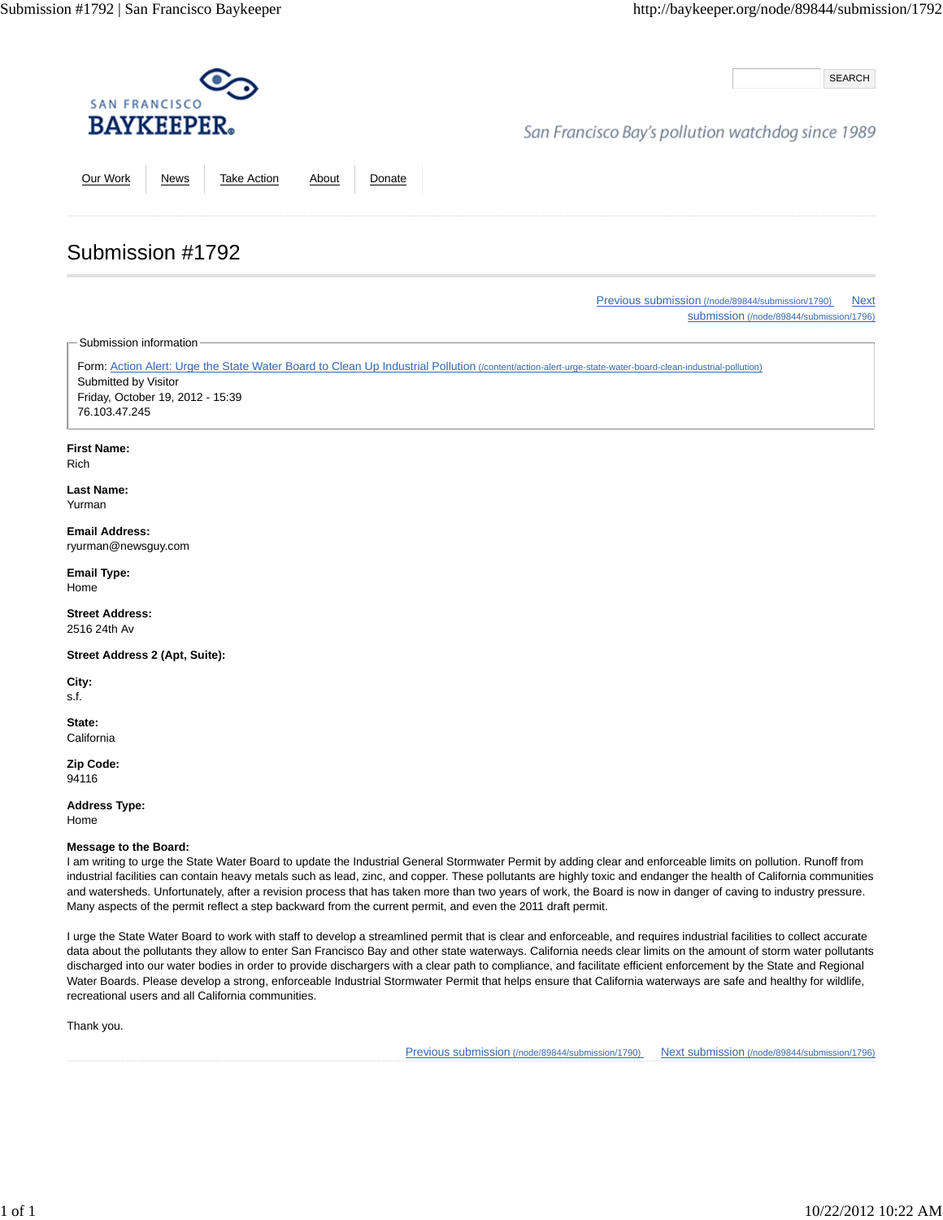SAN FRANCISCO BAYKEEPER

SEARCH

San Francisco Bay's pollution watchdog since 1989

Our Work | News | Take Action | About | Donate

# Submission #1792

Previous submission (/node/89844/submission/1790) Next submission (/node/89844/submission/1796)

Submission information

Form: Action Alert: Urge the State Water Board to Clean Up Industrial Pollution (/content/action-alert-urge-state-water-board-clean-industrial-pollution)
Submitted by Visitor
Friday, October 19, 2012 - 15:39
76.103.47.245

**First Name:**
Rich

**Last Name:**
Yurman

**Email Address:**
ryurman@newsguy.com

**Email Type:**
Home

**Street Address:**
2516 24th Av

**Street Address 2 (Apt, Suite):**

**City:**
s.f.

**State:**
California

**Zip Code:**
94116

**Address Type:**
Home

**Message to the Board:**
I am writing to urge the State Water Board to update the Industrial General Stormwater Permit by adding clear and enforceable limits on pollution. Runoff from industrial facilities can contain heavy metals such as lead, zinc, and copper. These pollutants are highly toxic and endanger the health of California communities and watersheds. Unfortunately, after a revision process that has taken more than two years of work, the Board is now in danger of caving to industry pressure. Many aspects of the permit reflect a step backward from the current permit, and even the 2011 draft permit.

I urge the State Water Board to work with staff to develop a streamlined permit that is clear and enforceable, and requires industrial facilities to collect accurate data about the pollutants they allow to enter San Francisco Bay and other state waterways. California needs clear limits on the amount of storm water pollutants discharged into our water bodies in order to provide dischargers with a clear path to compliance, and facilitate efficient enforcement by the State and Regional Water Boards. Please develop a strong, enforceable Industrial Stormwater Permit that helps ensure that California waterways are safe and healthy for wildlife, recreational users and all California communities.

Thank you.

Previous submission (/node/89844/submission/1790) Next submission (/node/89844/submission/1796)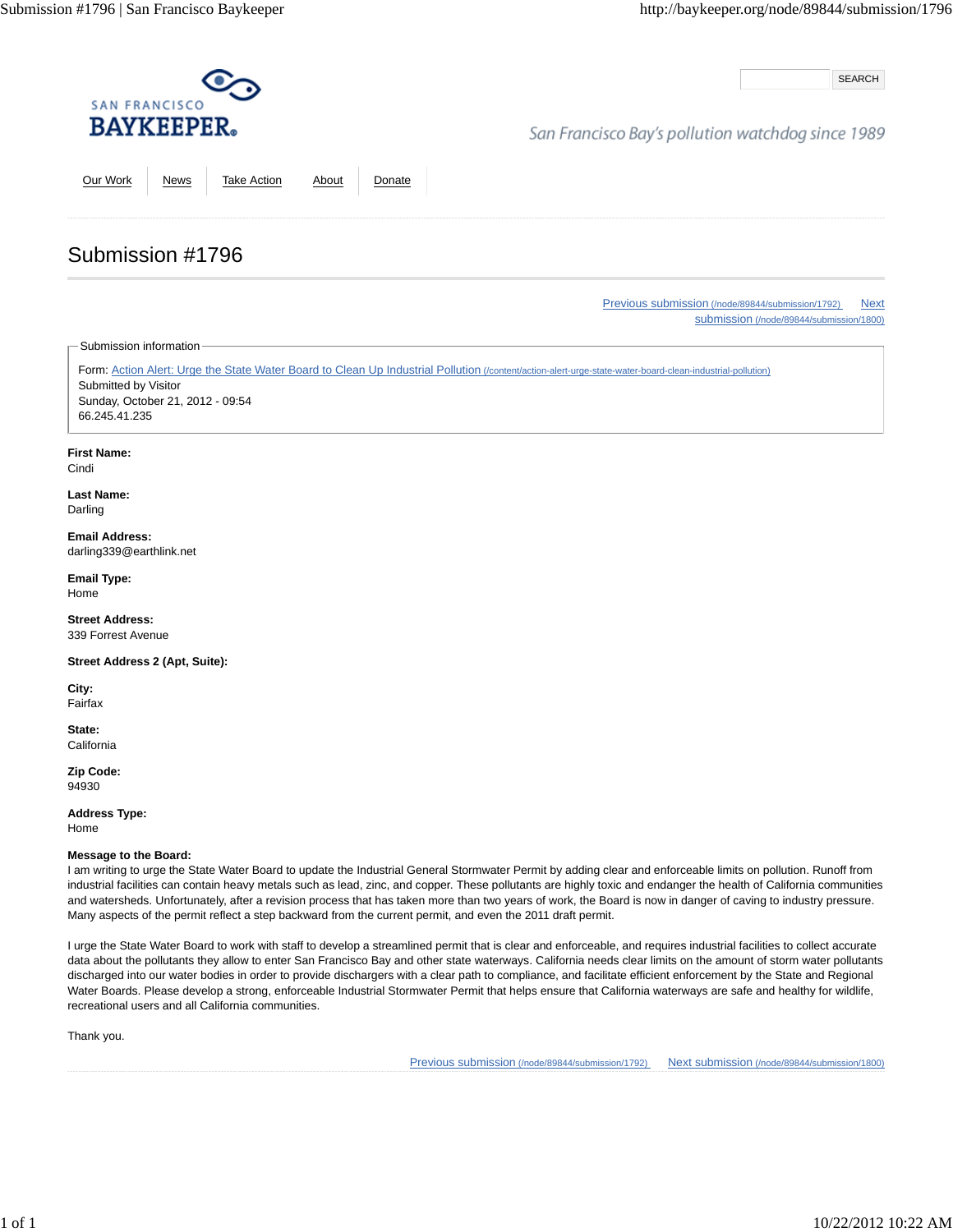SAN FRANCISCO BAYKEEPER®

San Francisco Bay's pollution watchdog since 1989

SEARCH

Our Work | News | Take Action | About | Donate

# Submission #1796

Previous submission (/node/89844/submission/1792) Next submission (/node/89844/submission/1800)

Submission information

Form: Action Alert: Urge the State Water Board to Clean Up Industrial Pollution (/content/action-alert-urge-state-water-board-clean-industrial-pollution)
Submitted by Visitor
Sunday, October 21, 2012 - 09:54
66.245.41.235

**First Name:**
Cindi

**Last Name:**
Darling

**Email Address:**
darling339@earthlink.net

**Email Type:**
Home

**Street Address:**
339 Forrest Avenue

**Street Address 2 (Apt, Suite):**

**City:**
Fairfax

**State:**
California

**Zip Code:**
94930

**Address Type:**
Home

**Message to the Board:**
I am writing to urge the State Water Board to update the Industrial General Stormwater Permit by adding clear and enforceable limits on pollution. Runoff from industrial facilities can contain heavy metals such as lead, zinc, and copper. These pollutants are highly toxic and endanger the health of California communities and watersheds. Unfortunately, after a revision process that has taken more than two years of work, the Board is now in danger of caving to industry pressure. Many aspects of the permit reflect a step backward from the current permit, and even the 2011 draft permit.

I urge the State Water Board to work with staff to develop a streamlined permit that is clear and enforceable, and requires industrial facilities to collect accurate data about the pollutants they allow to enter San Francisco Bay and other state waterways. California needs clear limits on the amount of storm water pollutants discharged into our water bodies in order to provide dischargers with a clear path to compliance, and facilitate efficient enforcement by the State and Regional Water Boards. Please develop a strong, enforceable Industrial Stormwater Permit that helps ensure that California waterways are safe and healthy for wildlife, recreational users and all California communities.

Thank you.

Previous submission (/node/89844/submission/1792) Next submission (/node/89844/submission/1800)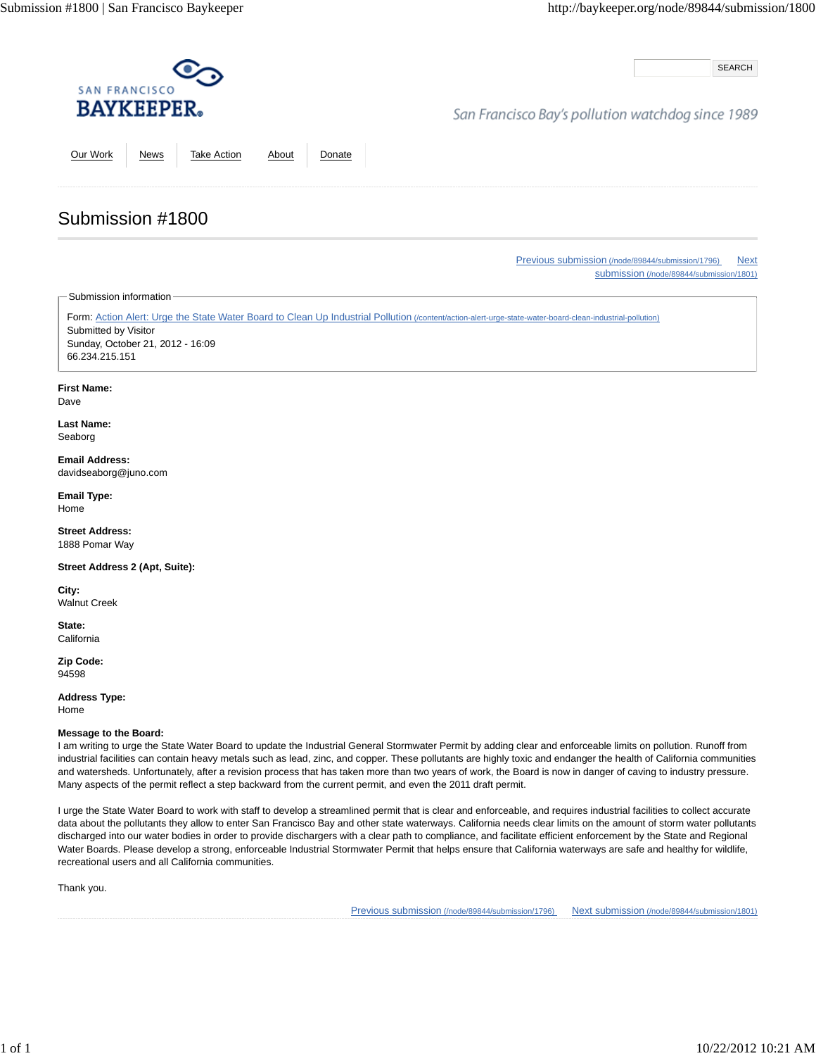SAN FRANCISCO **BAYKEEPER**

SEARCH

*San Francisco Bay's pollution watchdog since 1989*

Our Work | News | Take Action | About | Donate

# Submission #1800

Previous submission (/node/89844/submission/1796) Next submission (/node/89844/submission/1801)

Submission information

Form: Action Alert: Urge the State Water Board to Clean Up Industrial Pollution (/content/action-alert-urge-state-water-board-clean-industrial-pollution)
Submitted by Visitor
Sunday, October 21, 2012 - 16:09
66.234.215.151

**First Name:**
Dave

**Last Name:**
Seaborg

**Email Address:**
davidseaborg@juno.com

**Email Type:**
Home

**Street Address:**
1888 Pomar Way

**Street Address 2 (Apt, Suite):**

**City:**
Walnut Creek

**State:**
California

**Zip Code:**
94598

**Address Type:**
Home

**Message to the Board:**
I am writing to urge the State Water Board to update the Industrial General Stormwater Permit by adding clear and enforceable limits on pollution. Runoff from industrial facilities can contain heavy metals such as lead, zinc, and copper. These pollutants are highly toxic and endanger the health of California communities and watersheds. Unfortunately, after a revision process that has taken more than two years of work, the Board is now in danger of caving to industry pressure. Many aspects of the permit reflect a step backward from the current permit, and even the 2011 draft permit.

I urge the State Water Board to work with staff to develop a streamlined permit that is clear and enforceable, and requires industrial facilities to collect accurate data about the pollutants they allow to enter San Francisco Bay and other state waterways. California needs clear limits on the amount of storm water pollutants discharged into our water bodies in order to provide dischargers with a clear path to compliance, and facilitate efficient enforcement by the State and Regional Water Boards. Please develop a strong, enforceable Industrial Stormwater Permit that helps ensure that California waterways are safe and healthy for wildlife, recreational users and all California communities.

Thank you.

Previous submission (/node/89844/submission/1796) Next submission (/node/89844/submission/1801)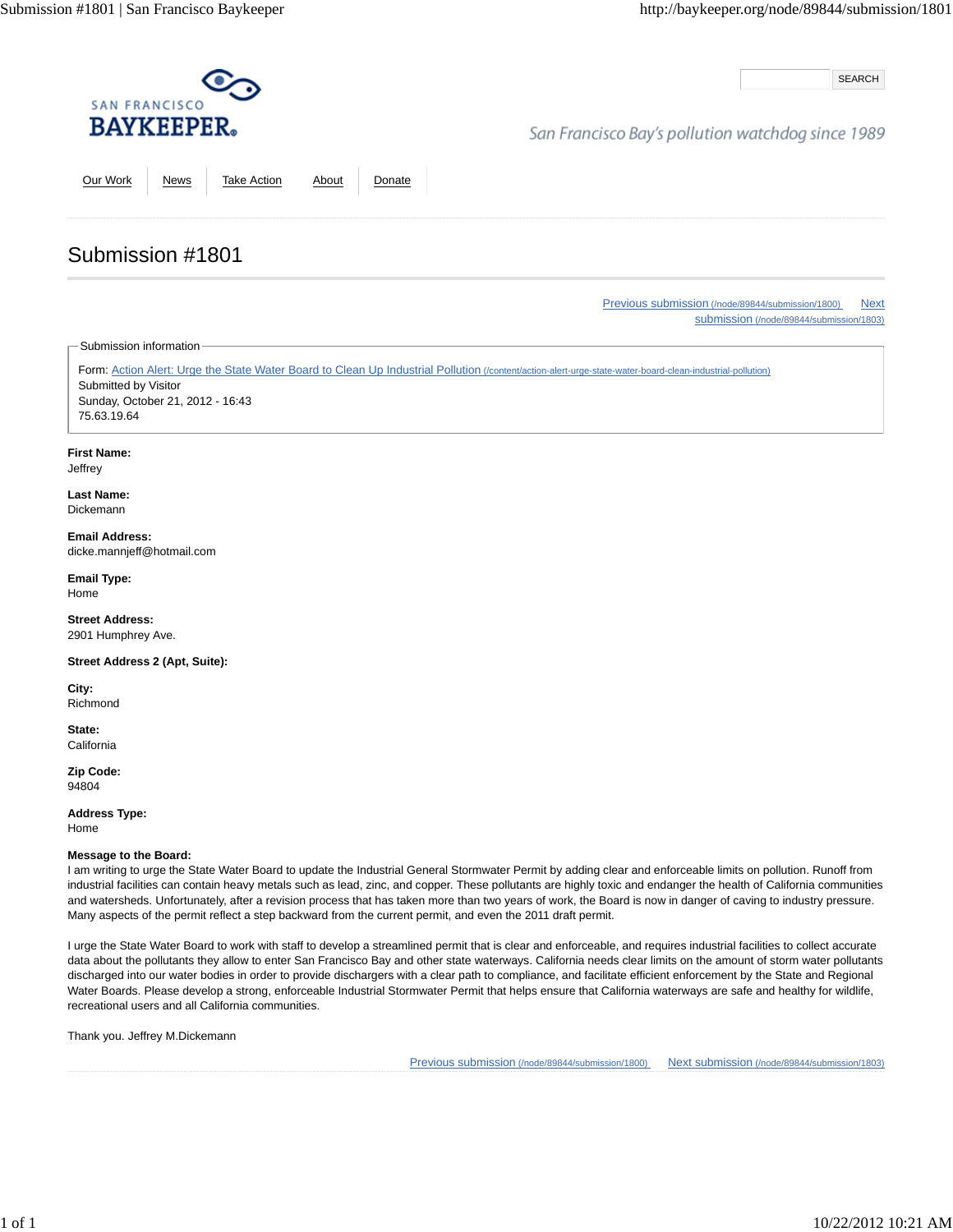SAN FRANCISCO BAYKEEPER

San Francisco Bay's pollution watchdog since 1989

SEARCH

Our Work | News | Take Action | About | Donate

# Submission #1801

Previous submission (/node/89844/submission/1800) Next submission (/node/89844/submission/1803)

Submission information

Form: Action Alert: Urge the State Water Board to Clean Up Industrial Pollution (/content/action-alert-urge-state-water-board-clean-industrial-pollution)
Submitted by Visitor
Sunday, October 21, 2012 - 16:43
75.63.19.64

**First Name:**
Jeffrey

**Last Name:**
Dickemann

**Email Address:**
dicke.mannjeff@hotmail.com

**Email Type:**
Home

**Street Address:**
2901 Humphrey Ave.

**Street Address 2 (Apt, Suite):**

**City:**
Richmond

**State:**
California

**Zip Code:**
94804

**Address Type:**
Home

**Message to the Board:**
I am writing to urge the State Water Board to update the Industrial General Stormwater Permit by adding clear and enforceable limits on pollution. Runoff from industrial facilities can contain heavy metals such as lead, zinc, and copper. These pollutants are highly toxic and endanger the health of California communities and watersheds. Unfortunately, after a revision process that has taken more than two years of work, the Board is now in danger of caving to industry pressure. Many aspects of the permit reflect a step backward from the current permit, and even the 2011 draft permit.

I urge the State Water Board to work with staff to develop a streamlined permit that is clear and enforceable, and requires industrial facilities to collect accurate data about the pollutants they allow to enter San Francisco Bay and other state waterways. California needs clear limits on the amount of storm water pollutants discharged into our water bodies in order to provide dischargers with a clear path to compliance, and facilitate efficient enforcement by the State and Regional Water Boards. Please develop a strong, enforceable Industrial Stormwater Permit that helps ensure that California waterways are safe and healthy for wildlife, recreational users and all California communities.

Thank you. Jeffrey M.Dickemann

Previous submission (/node/89844/submission/1800) Next submission (/node/89844/submission/1803)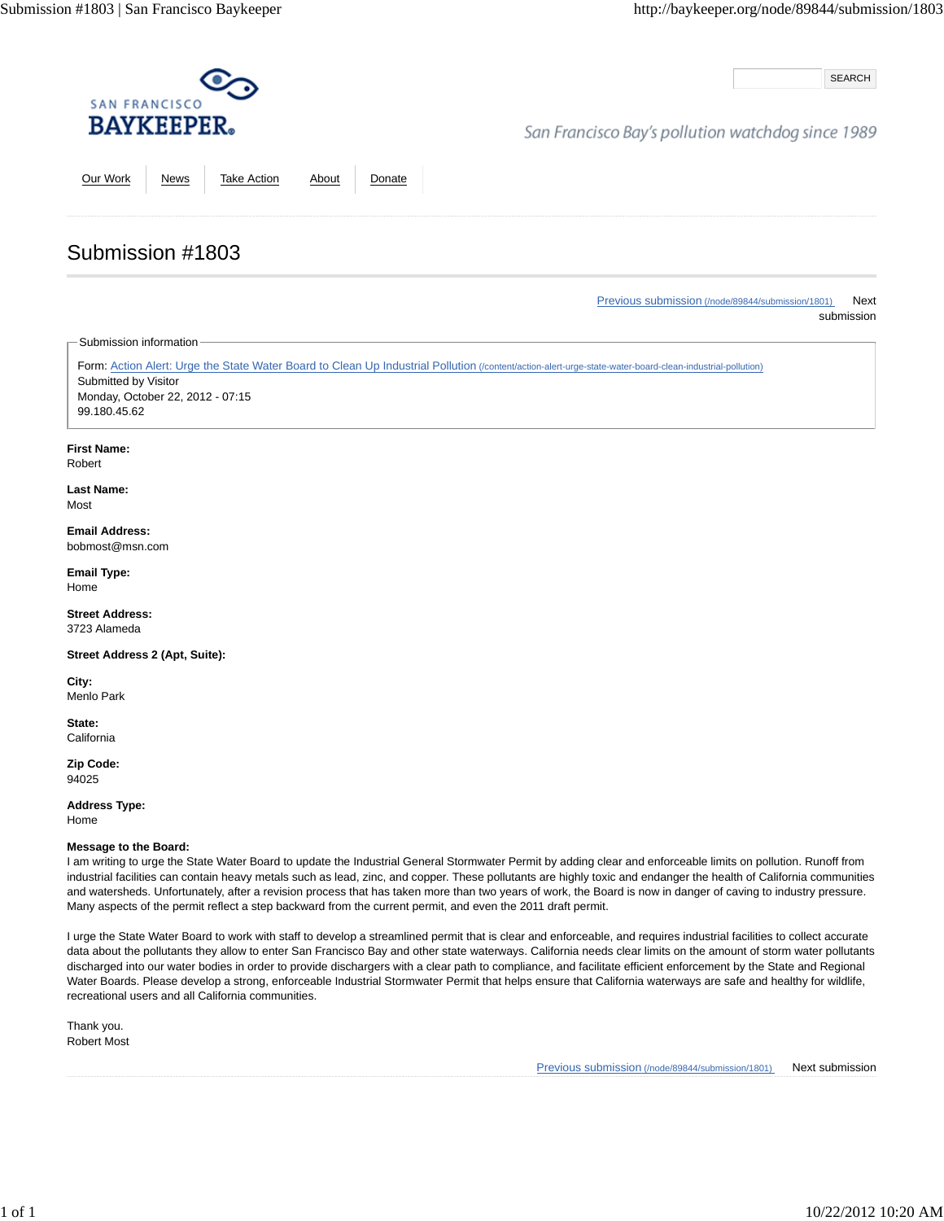SAN FRANCISCO BAYKEEPER

San Francisco Bay's pollution watchdog since 1989

SEARCH

Our Work | News | Take Action | About | Donate

# Submission #1803

Previous submission (/node/89844/submission/1801) Next submission

Submission information

Form: Action Alert: Urge the State Water Board to Clean Up Industrial Pollution (/content/action-alert-urge-state-water-board-clean-industrial-pollution)
Submitted by Visitor
Monday, October 22, 2012 - 07:15
99.180.45.62

**First Name:**
Robert

**Last Name:**
Most

**Email Address:**
bobmost@msn.com

**Email Type:**
Home

**Street Address:**
3723 Alameda

**Street Address 2 (Apt, Suite):**

**City:**
Menlo Park

**State:**
California

**Zip Code:**
94025

**Address Type:**
Home

**Message to the Board:**
I am writing to urge the State Water Board to update the Industrial General Stormwater Permit by adding clear and enforceable limits on pollution. Runoff from industrial facilities can contain heavy metals such as lead, zinc, and copper. These pollutants are highly toxic and endanger the health of California communities and watersheds. Unfortunately, after a revision process that has taken more than two years of work, the Board is now in danger of caving to industry pressure. Many aspects of the permit reflect a step backward from the current permit, and even the 2011 draft permit.

I urge the State Water Board to work with staff to develop a streamlined permit that is clear and enforceable, and requires industrial facilities to collect accurate data about the pollutants they allow to enter San Francisco Bay and other state waterways. California needs clear limits on the amount of storm water pollutants discharged into our water bodies in order to provide dischargers with a clear path to compliance, and facilitate efficient enforcement by the State and Regional Water Boards. Please develop a strong, enforceable Industrial Stormwater Permit that helps ensure that California waterways are safe and healthy for wildlife, recreational users and all California communities.

Thank you.
Robert Most

Previous submission (/node/89844/submission/1801) Next submission